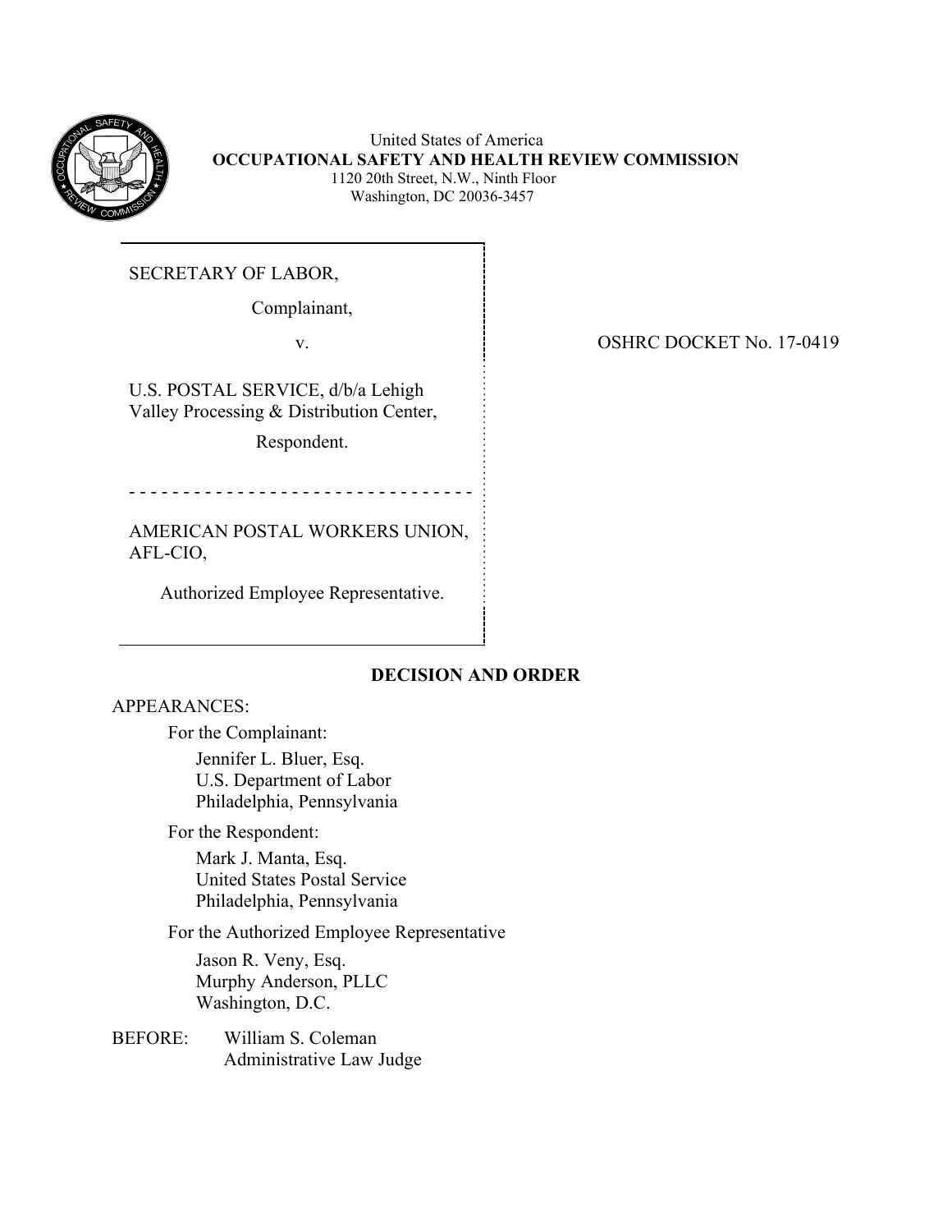United States of America
**OCCUPATIONAL SAFETY AND HEALTH REVIEW COMMISSION**
1120 20th Street, N.W., Ninth Floor
Washington, DC 20036-3457

SECRETARY OF LABOR,

Complainant,

v.

U.S. POSTAL SERVICE, d/b/a Lehigh Valley Processing & Distribution Center,

Respondent.

- - - - - - - - - - - - - - - - - - - - - - - - - - - - - - -

AMERICAN POSTAL WORKERS UNION, AFL-CIO,

Authorized Employee Representative.

OSHRC DOCKET No. 17-0419

## DECISION AND ORDER

APPEARANCES:

For the Complainant:

Jennifer L. Bluer, Esq.
U.S. Department of Labor
Philadelphia, Pennsylvania

For the Respondent:

Mark J. Manta, Esq.
United States Postal Service
Philadelphia, Pennsylvania

For the Authorized Employee Representative

Jason R. Veny, Esq.
Murphy Anderson, PLLC
Washington, D.C.

BEFORE: William S. Coleman
Administrative Law Judge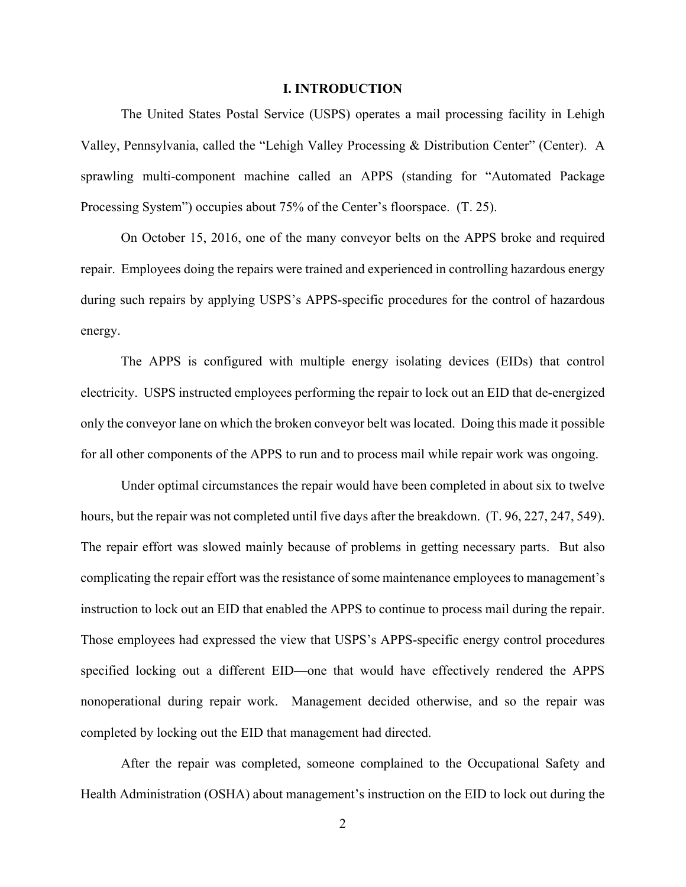## I. INTRODUCTION

The United States Postal Service (USPS) operates a mail processing facility in Lehigh Valley, Pennsylvania, called the "Lehigh Valley Processing & Distribution Center" (Center). A sprawling multi-component machine called an APPS (standing for "Automated Package Processing System") occupies about 75% of the Center's floorspace. (T. 25).

On October 15, 2016, one of the many conveyor belts on the APPS broke and required repair. Employees doing the repairs were trained and experienced in controlling hazardous energy during such repairs by applying USPS's APPS-specific procedures for the control of hazardous energy.

The APPS is configured with multiple energy isolating devices (EIDs) that control electricity. USPS instructed employees performing the repair to lock out an EID that de-energized only the conveyor lane on which the broken conveyor belt was located. Doing this made it possible for all other components of the APPS to run and to process mail while repair work was ongoing.

Under optimal circumstances the repair would have been completed in about six to twelve hours, but the repair was not completed until five days after the breakdown. (T. 96, 227, 247, 549). The repair effort was slowed mainly because of problems in getting necessary parts. But also complicating the repair effort was the resistance of some maintenance employees to management's instruction to lock out an EID that enabled the APPS to continue to process mail during the repair. Those employees had expressed the view that USPS's APPS-specific energy control procedures specified locking out a different EID—one that would have effectively rendered the APPS nonoperational during repair work. Management decided otherwise, and so the repair was completed by locking out the EID that management had directed.

After the repair was completed, someone complained to the Occupational Safety and Health Administration (OSHA) about management's instruction on the EID to lock out during the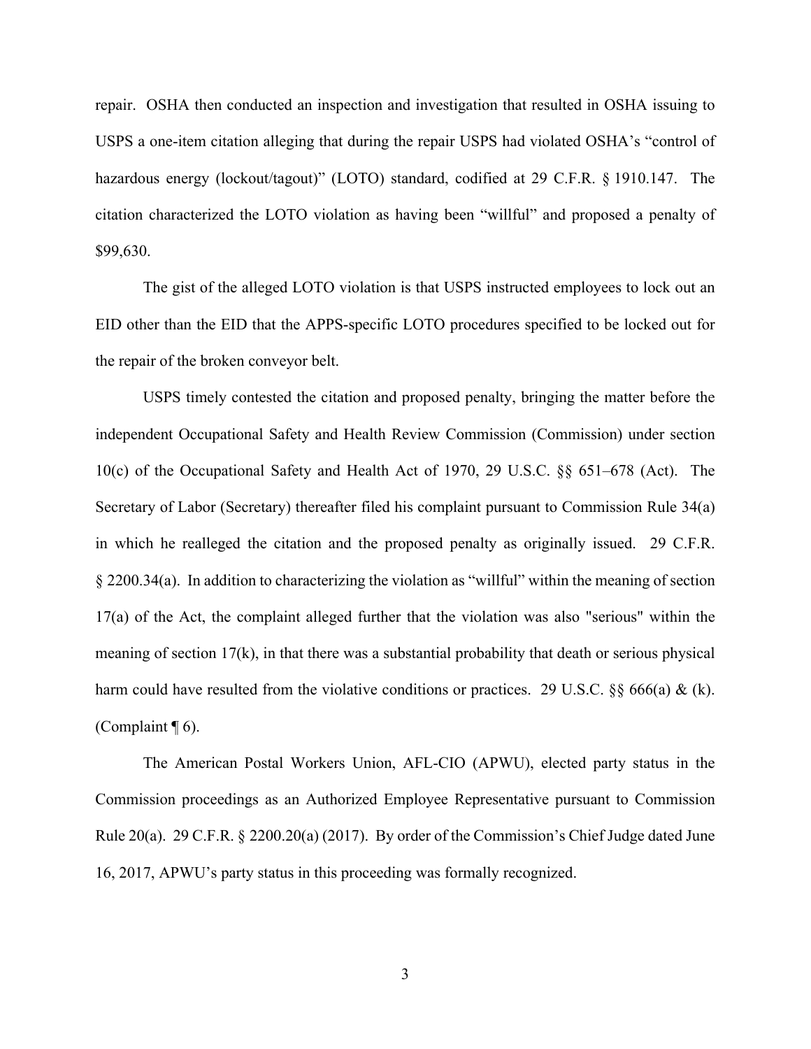repair. OSHA then conducted an inspection and investigation that resulted in OSHA issuing to USPS a one-item citation alleging that during the repair USPS had violated OSHA's "control of hazardous energy (lockout/tagout)" (LOTO) standard, codified at 29 C.F.R. § 1910.147. The citation characterized the LOTO violation as having been "willful" and proposed a penalty of $99,630.

The gist of the alleged LOTO violation is that USPS instructed employees to lock out an EID other than the EID that the APPS-specific LOTO procedures specified to be locked out for the repair of the broken conveyor belt.

USPS timely contested the citation and proposed penalty, bringing the matter before the independent Occupational Safety and Health Review Commission (Commission) under section 10(c) of the Occupational Safety and Health Act of 1970, 29 U.S.C. §§ 651–678 (Act). The Secretary of Labor (Secretary) thereafter filed his complaint pursuant to Commission Rule 34(a) in which he realleged the citation and the proposed penalty as originally issued. 29 C.F.R. § 2200.34(a). In addition to characterizing the violation as "willful" within the meaning of section 17(a) of the Act, the complaint alleged further that the violation was also "serious" within the meaning of section 17(k), in that there was a substantial probability that death or serious physical harm could have resulted from the violative conditions or practices. 29 U.S.C. §§ 666(a) & (k). (Complaint ¶ 6).

The American Postal Workers Union, AFL-CIO (APWU), elected party status in the Commission proceedings as an Authorized Employee Representative pursuant to Commission Rule 20(a). 29 C.F.R. § 2200.20(a) (2017). By order of the Commission's Chief Judge dated June 16, 2017, APWU's party status in this proceeding was formally recognized.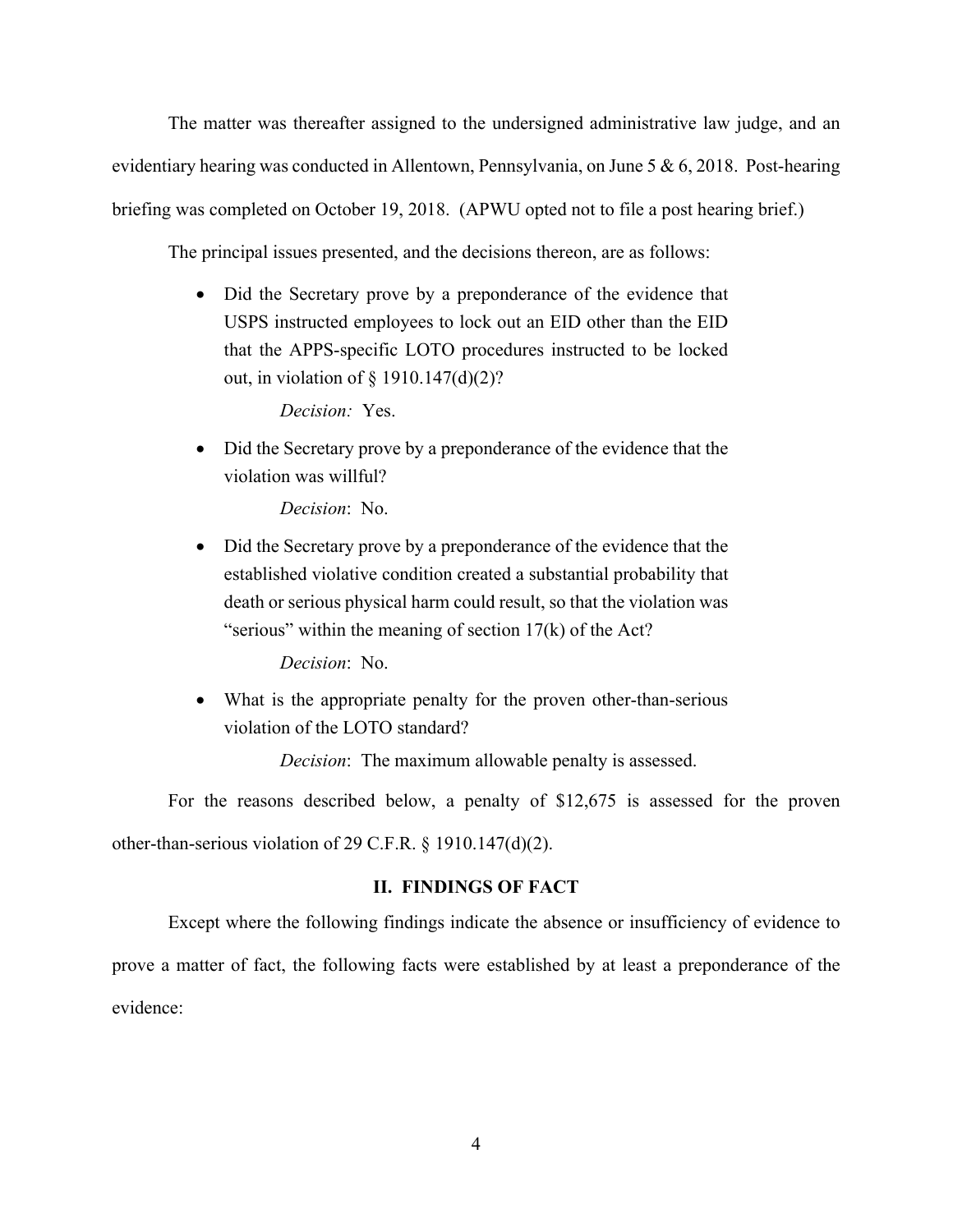The matter was thereafter assigned to the undersigned administrative law judge, and an evidentiary hearing was conducted in Allentown, Pennsylvania, on June 5 & 6, 2018. Post-hearing briefing was completed on October 19, 2018. (APWU opted not to file a post hearing brief.)

The principal issues presented, and the decisions thereon, are as follows:

- Did the Secretary prove by a preponderance of the evidence that USPS instructed employees to lock out an EID other than the EID that the APPS-specific LOTO procedures instructed to be locked out, in violation of § 1910.147(d)(2)?

  *Decision:* Yes.

- Did the Secretary prove by a preponderance of the evidence that the violation was willful?

  *Decision*: No.

- Did the Secretary prove by a preponderance of the evidence that the established violative condition created a substantial probability that death or serious physical harm could result, so that the violation was "serious" within the meaning of section 17(k) of the Act?

  *Decision*: No.

- What is the appropriate penalty for the proven other-than-serious violation of the LOTO standard?

  *Decision*: The maximum allowable penalty is assessed.

For the reasons described below, a penalty of $12,675 is assessed for the proven other-than-serious violation of 29 C.F.R. § 1910.147(d)(2).

## II. FINDINGS OF FACT

Except where the following findings indicate the absence or insufficiency of evidence to prove a matter of fact, the following facts were established by at least a preponderance of the evidence: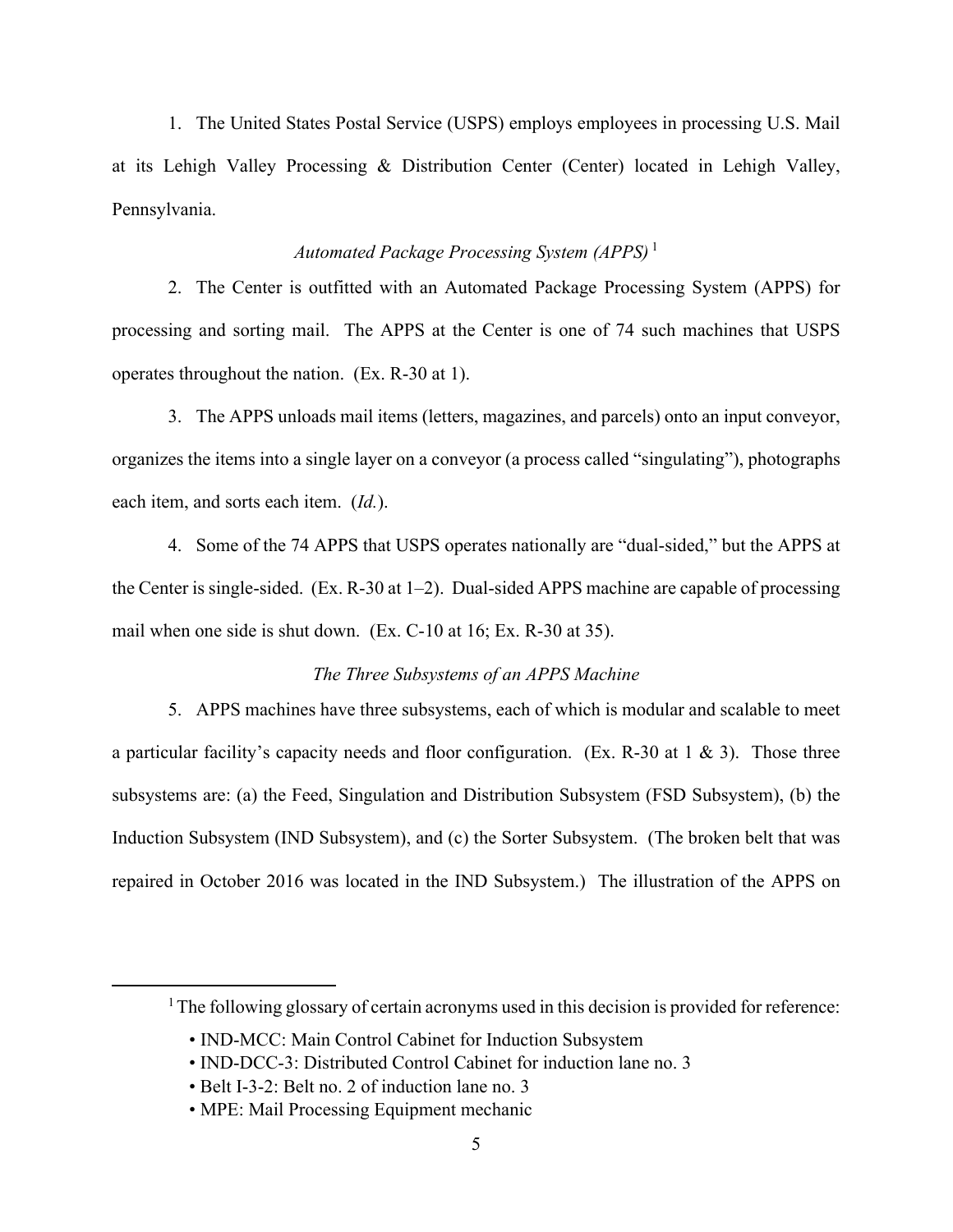1. The United States Postal Service (USPS) employs employees in processing U.S. Mail at its Lehigh Valley Processing & Distribution Center (Center) located in Lehigh Valley, Pennsylvania.

*Automated Package Processing System (APPS)* [1]

2. The Center is outfitted with an Automated Package Processing System (APPS) for processing and sorting mail. The APPS at the Center is one of 74 such machines that USPS operates throughout the nation. (Ex. R-30 at 1).

3. The APPS unloads mail items (letters, magazines, and parcels) onto an input conveyor, organizes the items into a single layer on a conveyor (a process called "singulating"), photographs each item, and sorts each item. (*Id.*).

4. Some of the 74 APPS that USPS operates nationally are "dual-sided," but the APPS at the Center is single-sided. (Ex. R-30 at 1–2). Dual-sided APPS machine are capable of processing mail when one side is shut down. (Ex. C-10 at 16; Ex. R-30 at 35).

*The Three Subsystems of an APPS Machine*

5. APPS machines have three subsystems, each of which is modular and scalable to meet a particular facility's capacity needs and floor configuration. (Ex. R-30 at 1 & 3). Those three subsystems are: (a) the Feed, Singulation and Distribution Subsystem (FSD Subsystem), (b) the Induction Subsystem (IND Subsystem), and (c) the Sorter Subsystem. (The broken belt that was repaired in October 2016 was located in the IND Subsystem.) The illustration of the APPS on

---

[1] The following glossary of certain acronyms used in this decision is provided for reference:

- IND-MCC: Main Control Cabinet for Induction Subsystem
- IND-DCC-3: Distributed Control Cabinet for induction lane no. 3
- Belt I-3-2: Belt no. 2 of induction lane no. 3
- MPE: Mail Processing Equipment mechanic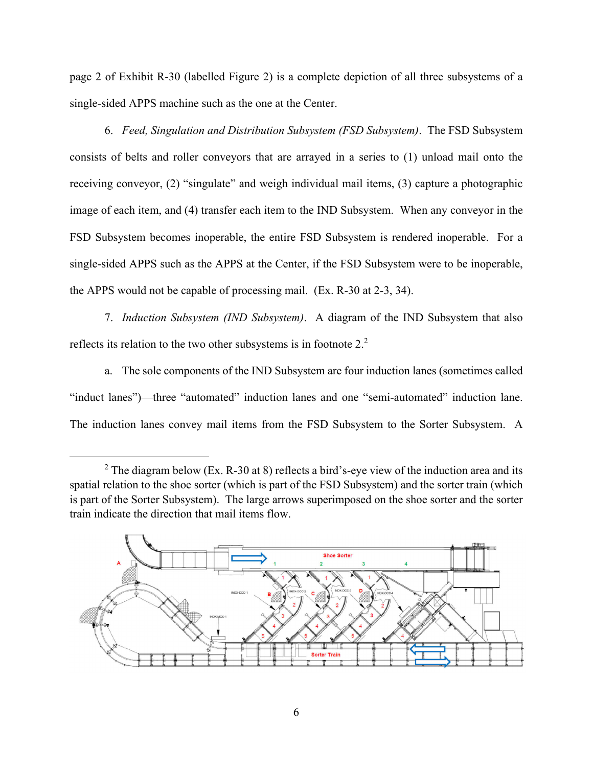page 2 of Exhibit R-30 (labelled Figure 2) is a complete depiction of all three subsystems of a single-sided APPS machine such as the one at the Center.

6. *Feed, Singulation and Distribution Subsystem (FSD Subsystem)*. The FSD Subsystem consists of belts and roller conveyors that are arrayed in a series to (1) unload mail onto the receiving conveyor, (2) "singulate" and weigh individual mail items, (3) capture a photographic image of each item, and (4) transfer each item to the IND Subsystem. When any conveyor in the FSD Subsystem becomes inoperable, the entire FSD Subsystem is rendered inoperable. For a single-sided APPS such as the APPS at the Center, if the FSD Subsystem were to be inoperable, the APPS would not be capable of processing mail. (Ex. R-30 at 2-3, 34).

7. *Induction Subsystem (IND Subsystem)*. A diagram of the IND Subsystem that also reflects its relation to the two other subsystems is in footnote 2.[2]

a. The sole components of the IND Subsystem are four induction lanes (sometimes called "induct lanes")—three "automated" induction lanes and one "semi-automated" induction lane. The induction lanes convey mail items from the FSD Subsystem to the Sorter Subsystem. A

---

[2] The diagram below (Ex. R-30 at 8) reflects a bird's-eye view of the induction area and its spatial relation to the shoe sorter (which is part of the FSD Subsystem) and the sorter train (which is part of the Sorter Subsystem). The large arrows superimposed on the shoe sorter and the sorter train indicate the direction that mail items flow.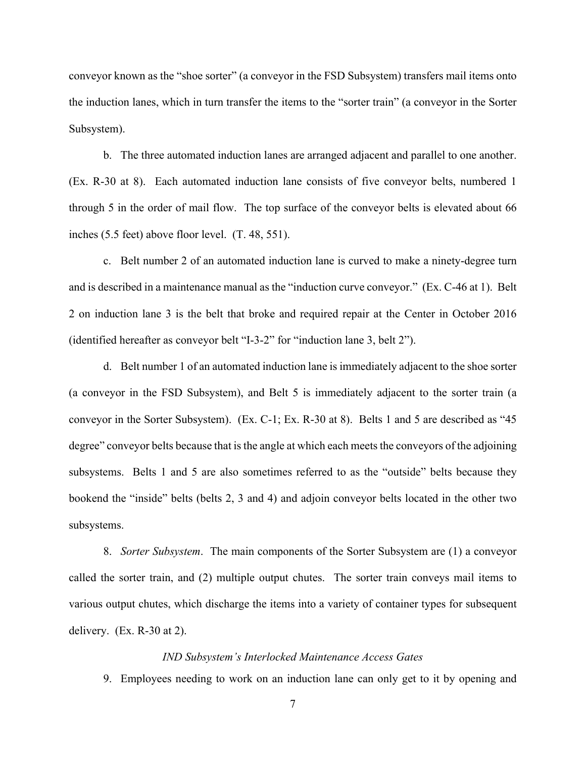conveyor known as the "shoe sorter" (a conveyor in the FSD Subsystem) transfers mail items onto the induction lanes, which in turn transfer the items to the "sorter train" (a conveyor in the Sorter Subsystem).

b. The three automated induction lanes are arranged adjacent and parallel to one another. (Ex. R-30 at 8). Each automated induction lane consists of five conveyor belts, numbered 1 through 5 in the order of mail flow. The top surface of the conveyor belts is elevated about 66 inches (5.5 feet) above floor level. (T. 48, 551).

c. Belt number 2 of an automated induction lane is curved to make a ninety-degree turn and is described in a maintenance manual as the "induction curve conveyor." (Ex. C-46 at 1). Belt 2 on induction lane 3 is the belt that broke and required repair at the Center in October 2016 (identified hereafter as conveyor belt "I-3-2" for "induction lane 3, belt 2").

d. Belt number 1 of an automated induction lane is immediately adjacent to the shoe sorter (a conveyor in the FSD Subsystem), and Belt 5 is immediately adjacent to the sorter train (a conveyor in the Sorter Subsystem). (Ex. C-1; Ex. R-30 at 8). Belts 1 and 5 are described as "45 degree" conveyor belts because that is the angle at which each meets the conveyors of the adjoining subsystems. Belts 1 and 5 are also sometimes referred to as the "outside" belts because they bookend the "inside" belts (belts 2, 3 and 4) and adjoin conveyor belts located in the other two subsystems.

8. *Sorter Subsystem*. The main components of the Sorter Subsystem are (1) a conveyor called the sorter train, and (2) multiple output chutes. The sorter train conveys mail items to various output chutes, which discharge the items into a variety of container types for subsequent delivery. (Ex. R-30 at 2).

*IND Subsystem's Interlocked Maintenance Access Gates*

9. Employees needing to work on an induction lane can only get to it by opening and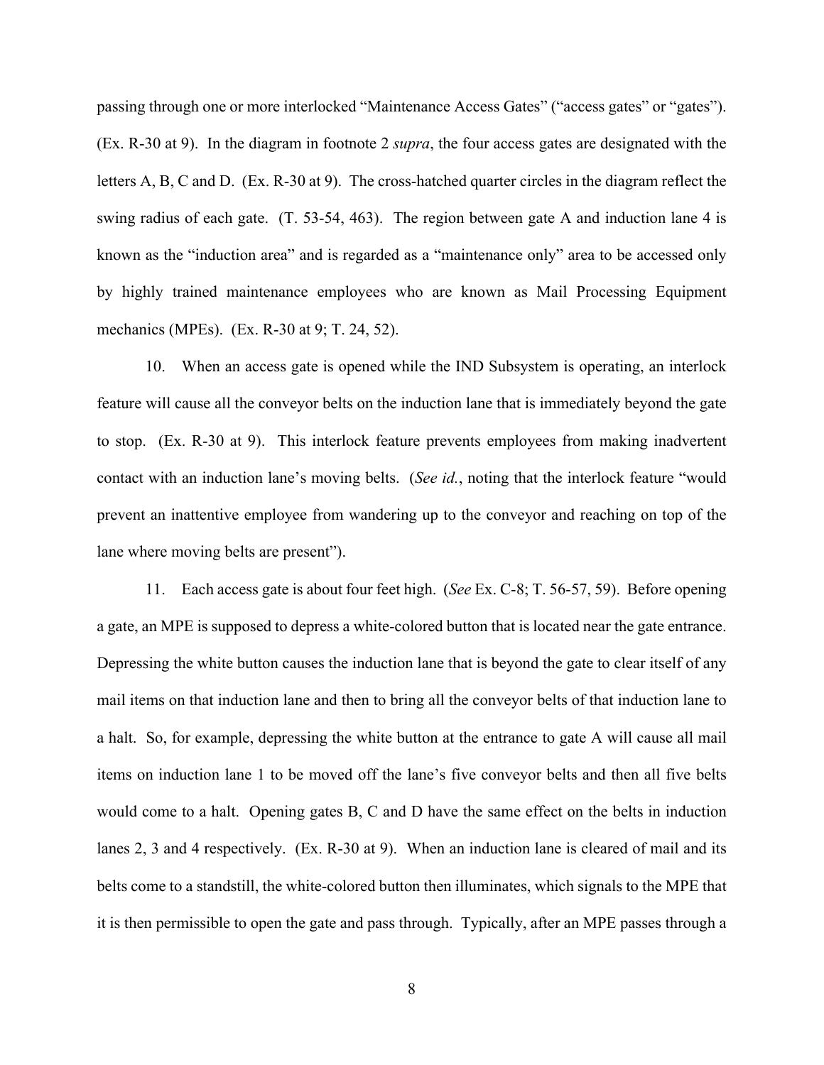passing through one or more interlocked "Maintenance Access Gates" ("access gates" or "gates"). (Ex. R-30 at 9). In the diagram in footnote 2 *supra*, the four access gates are designated with the letters A, B, C and D. (Ex. R-30 at 9). The cross-hatched quarter circles in the diagram reflect the swing radius of each gate. (T. 53-54, 463). The region between gate A and induction lane 4 is known as the "induction area" and is regarded as a "maintenance only" area to be accessed only by highly trained maintenance employees who are known as Mail Processing Equipment mechanics (MPEs). (Ex. R-30 at 9; T. 24, 52).

10. When an access gate is opened while the IND Subsystem is operating, an interlock feature will cause all the conveyor belts on the induction lane that is immediately beyond the gate to stop. (Ex. R-30 at 9). This interlock feature prevents employees from making inadvertent contact with an induction lane's moving belts. (*See id.*, noting that the interlock feature "would prevent an inattentive employee from wandering up to the conveyor and reaching on top of the lane where moving belts are present").

11. Each access gate is about four feet high. (*See* Ex. C-8; T. 56-57, 59). Before opening a gate, an MPE is supposed to depress a white-colored button that is located near the gate entrance. Depressing the white button causes the induction lane that is beyond the gate to clear itself of any mail items on that induction lane and then to bring all the conveyor belts of that induction lane to a halt. So, for example, depressing the white button at the entrance to gate A will cause all mail items on induction lane 1 to be moved off the lane's five conveyor belts and then all five belts would come to a halt. Opening gates B, C and D have the same effect on the belts in induction lanes 2, 3 and 4 respectively. (Ex. R-30 at 9). When an induction lane is cleared of mail and its belts come to a standstill, the white-colored button then illuminates, which signals to the MPE that it is then permissible to open the gate and pass through. Typically, after an MPE passes through a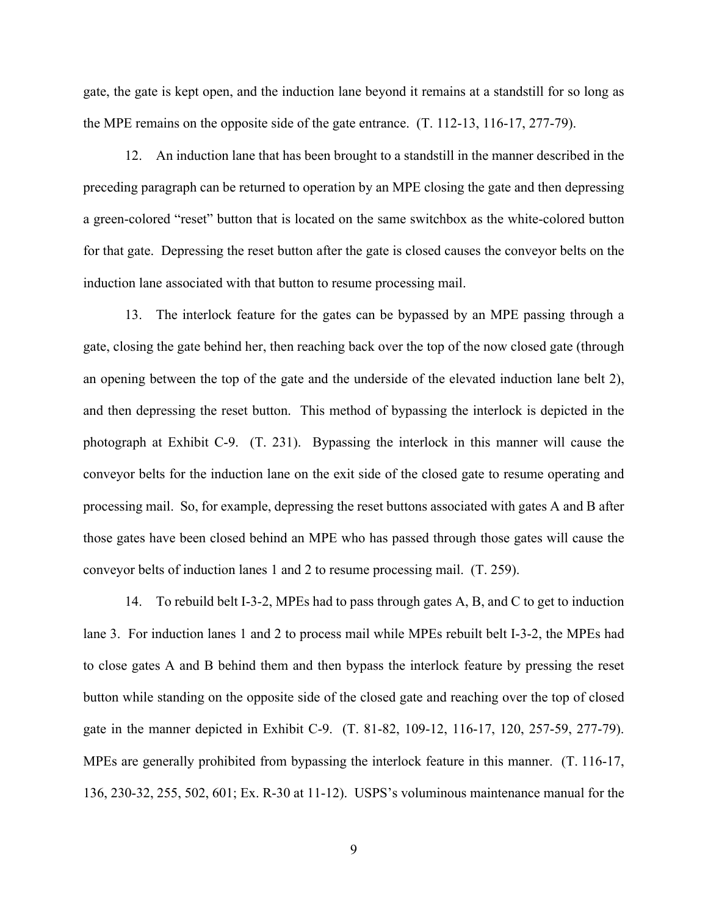gate, the gate is kept open, and the induction lane beyond it remains at a standstill for so long as the MPE remains on the opposite side of the gate entrance. (T. 112-13, 116-17, 277-79).

12. An induction lane that has been brought to a standstill in the manner described in the preceding paragraph can be returned to operation by an MPE closing the gate and then depressing a green-colored "reset" button that is located on the same switchbox as the white-colored button for that gate. Depressing the reset button after the gate is closed causes the conveyor belts on the induction lane associated with that button to resume processing mail.

13. The interlock feature for the gates can be bypassed by an MPE passing through a gate, closing the gate behind her, then reaching back over the top of the now closed gate (through an opening between the top of the gate and the underside of the elevated induction lane belt 2), and then depressing the reset button. This method of bypassing the interlock is depicted in the photograph at Exhibit C-9. (T. 231). Bypassing the interlock in this manner will cause the conveyor belts for the induction lane on the exit side of the closed gate to resume operating and processing mail. So, for example, depressing the reset buttons associated with gates A and B after those gates have been closed behind an MPE who has passed through those gates will cause the conveyor belts of induction lanes 1 and 2 to resume processing mail. (T. 259).

14. To rebuild belt I-3-2, MPEs had to pass through gates A, B, and C to get to induction lane 3. For induction lanes 1 and 2 to process mail while MPEs rebuilt belt I-3-2, the MPEs had to close gates A and B behind them and then bypass the interlock feature by pressing the reset button while standing on the opposite side of the closed gate and reaching over the top of closed gate in the manner depicted in Exhibit C-9. (T. 81-82, 109-12, 116-17, 120, 257-59, 277-79). MPEs are generally prohibited from bypassing the interlock feature in this manner. (T. 116-17, 136, 230-32, 255, 502, 601; Ex. R-30 at 11-12). USPS's voluminous maintenance manual for the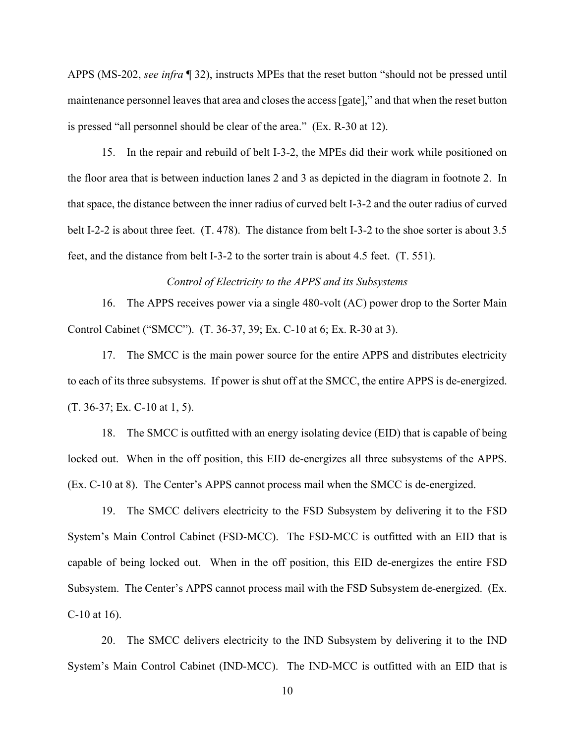APPS (MS-202, *see infra* ¶ 32), instructs MPEs that the reset button "should not be pressed until maintenance personnel leaves that area and closes the access [gate]," and that when the reset button is pressed "all personnel should be clear of the area." (Ex. R-30 at 12).

15. In the repair and rebuild of belt I-3-2, the MPEs did their work while positioned on the floor area that is between induction lanes 2 and 3 as depicted in the diagram in footnote 2. In that space, the distance between the inner radius of curved belt I-3-2 and the outer radius of curved belt I-2-2 is about three feet. (T. 478). The distance from belt I-3-2 to the shoe sorter is about 3.5 feet, and the distance from belt I-3-2 to the sorter train is about 4.5 feet. (T. 551).

*Control of Electricity to the APPS and its Subsystems*

16. The APPS receives power via a single 480-volt (AC) power drop to the Sorter Main Control Cabinet ("SMCC"). (T. 36-37, 39; Ex. C-10 at 6; Ex. R-30 at 3).

17. The SMCC is the main power source for the entire APPS and distributes electricity to each of its three subsystems. If power is shut off at the SMCC, the entire APPS is de-energized. (T. 36-37; Ex. C-10 at 1, 5).

18. The SMCC is outfitted with an energy isolating device (EID) that is capable of being locked out. When in the off position, this EID de-energizes all three subsystems of the APPS. (Ex. C-10 at 8). The Center's APPS cannot process mail when the SMCC is de-energized.

19. The SMCC delivers electricity to the FSD Subsystem by delivering it to the FSD System's Main Control Cabinet (FSD-MCC). The FSD-MCC is outfitted with an EID that is capable of being locked out. When in the off position, this EID de-energizes the entire FSD Subsystem. The Center's APPS cannot process mail with the FSD Subsystem de-energized. (Ex. C-10 at 16).

20. The SMCC delivers electricity to the IND Subsystem by delivering it to the IND System's Main Control Cabinet (IND-MCC). The IND-MCC is outfitted with an EID that is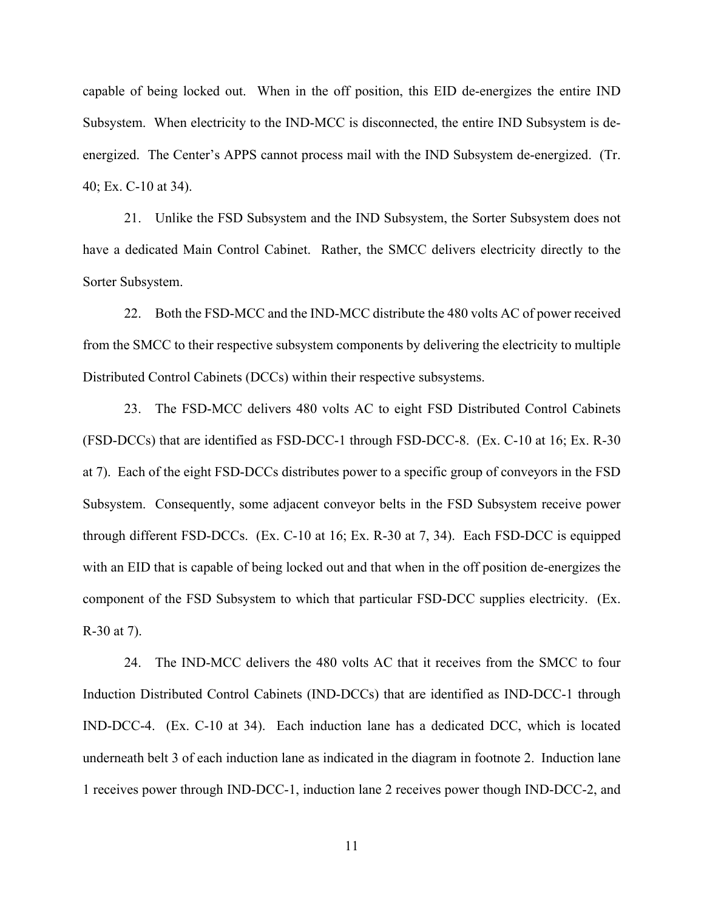capable of being locked out. When in the off position, this EID de-energizes the entire IND Subsystem. When electricity to the IND-MCC is disconnected, the entire IND Subsystem is de-energized. The Center's APPS cannot process mail with the IND Subsystem de-energized. (Tr. 40; Ex. C-10 at 34).

21. Unlike the FSD Subsystem and the IND Subsystem, the Sorter Subsystem does not have a dedicated Main Control Cabinet. Rather, the SMCC delivers electricity directly to the Sorter Subsystem.

22. Both the FSD-MCC and the IND-MCC distribute the 480 volts AC of power received from the SMCC to their respective subsystem components by delivering the electricity to multiple Distributed Control Cabinets (DCCs) within their respective subsystems.

23. The FSD-MCC delivers 480 volts AC to eight FSD Distributed Control Cabinets (FSD-DCCs) that are identified as FSD-DCC-1 through FSD-DCC-8. (Ex. C-10 at 16; Ex. R-30 at 7). Each of the eight FSD-DCCs distributes power to a specific group of conveyors in the FSD Subsystem. Consequently, some adjacent conveyor belts in the FSD Subsystem receive power through different FSD-DCCs. (Ex. C-10 at 16; Ex. R-30 at 7, 34). Each FSD-DCC is equipped with an EID that is capable of being locked out and that when in the off position de-energizes the component of the FSD Subsystem to which that particular FSD-DCC supplies electricity. (Ex. R-30 at 7).

24. The IND-MCC delivers the 480 volts AC that it receives from the SMCC to four Induction Distributed Control Cabinets (IND-DCCs) that are identified as IND-DCC-1 through IND-DCC-4. (Ex. C-10 at 34). Each induction lane has a dedicated DCC, which is located underneath belt 3 of each induction lane as indicated in the diagram in footnote 2. Induction lane 1 receives power through IND-DCC-1, induction lane 2 receives power though IND-DCC-2, and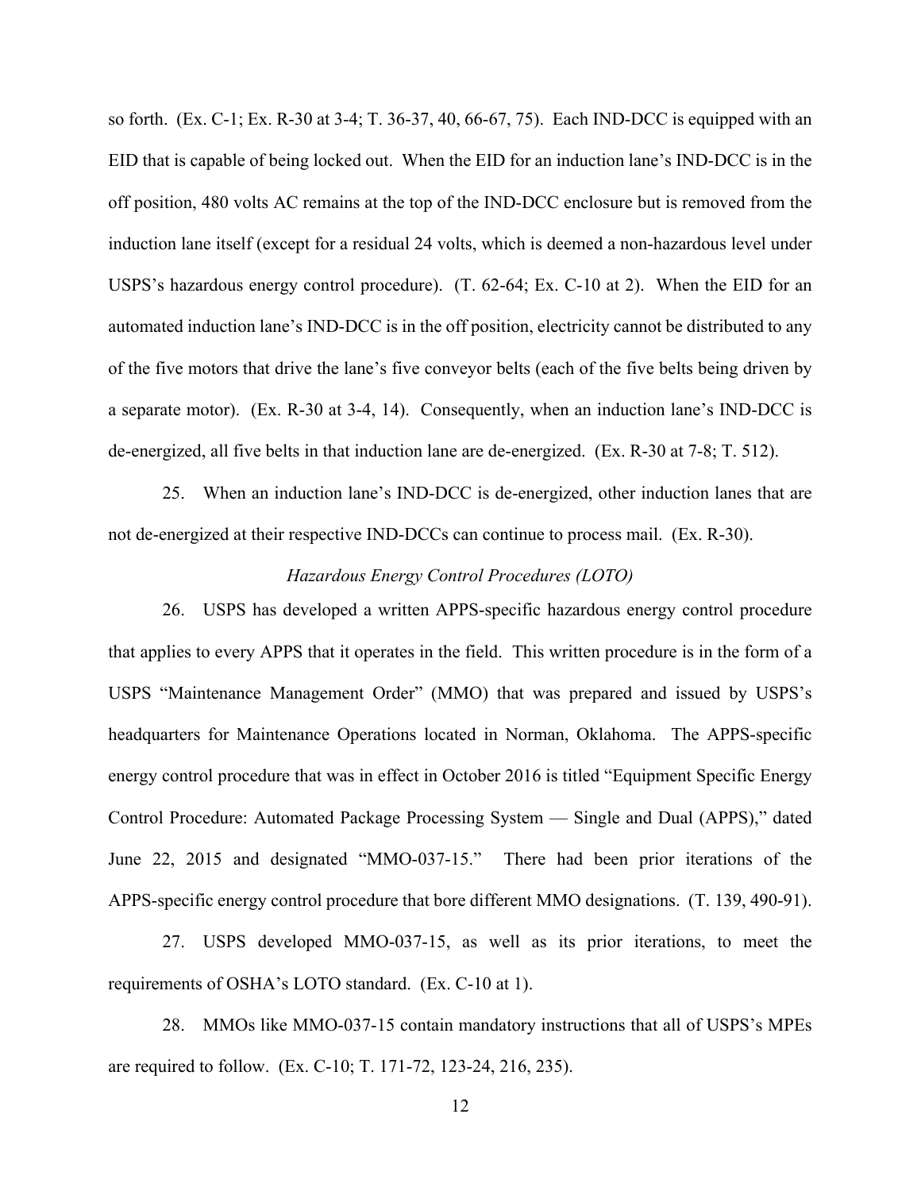so forth. (Ex. C-1; Ex. R-30 at 3-4; T. 36-37, 40, 66-67, 75). Each IND-DCC is equipped with an EID that is capable of being locked out. When the EID for an induction lane's IND-DCC is in the off position, 480 volts AC remains at the top of the IND-DCC enclosure but is removed from the induction lane itself (except for a residual 24 volts, which is deemed a non-hazardous level under USPS's hazardous energy control procedure). (T. 62-64; Ex. C-10 at 2). When the EID for an automated induction lane's IND-DCC is in the off position, electricity cannot be distributed to any of the five motors that drive the lane's five conveyor belts (each of the five belts being driven by a separate motor). (Ex. R-30 at 3-4, 14). Consequently, when an induction lane's IND-DCC is de-energized, all five belts in that induction lane are de-energized. (Ex. R-30 at 7-8; T. 512).

25. When an induction lane's IND-DCC is de-energized, other induction lanes that are not de-energized at their respective IND-DCCs can continue to process mail. (Ex. R-30).

*Hazardous Energy Control Procedures (LOTO)*

26. USPS has developed a written APPS-specific hazardous energy control procedure that applies to every APPS that it operates in the field. This written procedure is in the form of a USPS "Maintenance Management Order" (MMO) that was prepared and issued by USPS's headquarters for Maintenance Operations located in Norman, Oklahoma. The APPS-specific energy control procedure that was in effect in October 2016 is titled "Equipment Specific Energy Control Procedure: Automated Package Processing System — Single and Dual (APPS)," dated June 22, 2015 and designated "MMO-037-15." There had been prior iterations of the APPS-specific energy control procedure that bore different MMO designations. (T. 139, 490-91).

27. USPS developed MMO-037-15, as well as its prior iterations, to meet the requirements of OSHA's LOTO standard. (Ex. C-10 at 1).

28. MMOs like MMO-037-15 contain mandatory instructions that all of USPS's MPEs are required to follow. (Ex. C-10; T. 171-72, 123-24, 216, 235).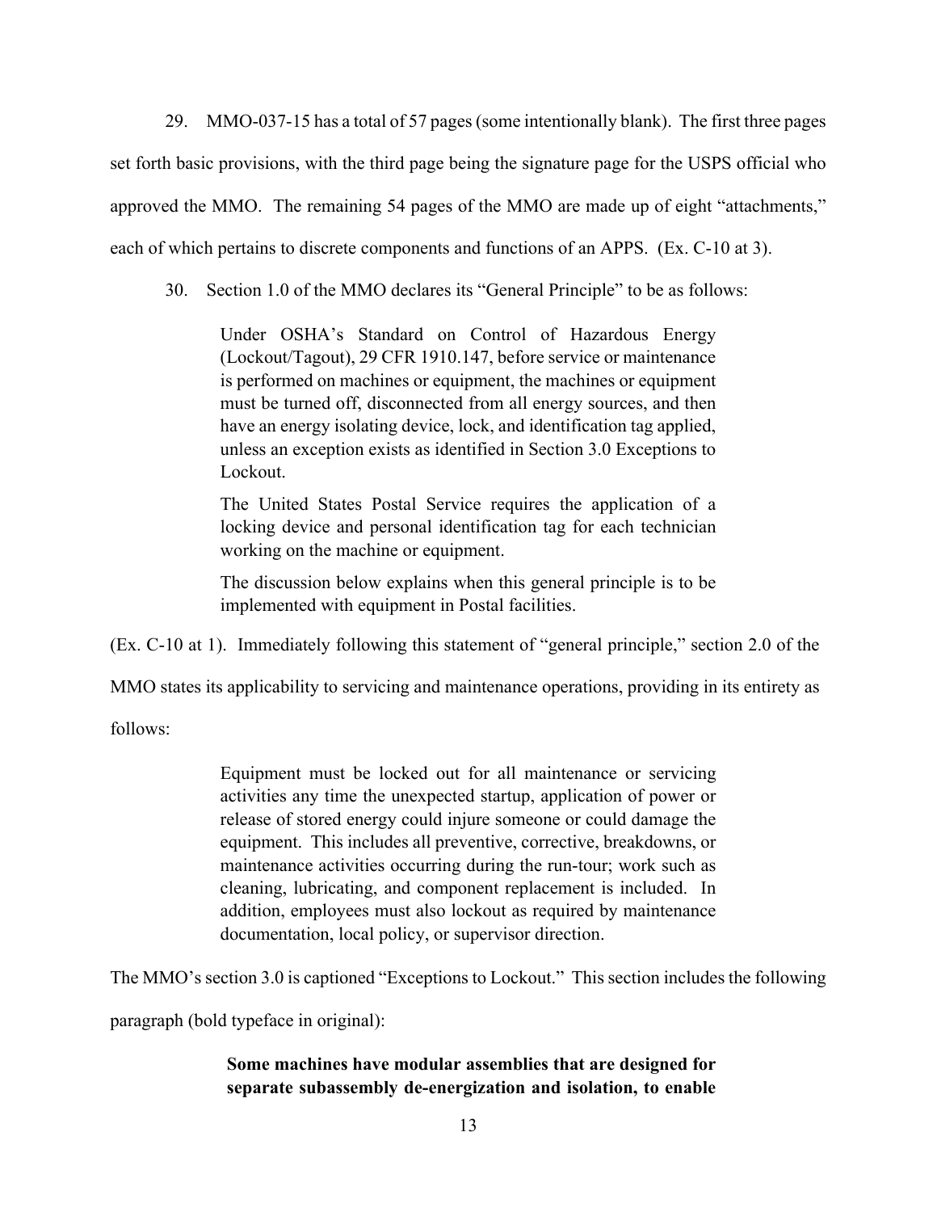29. MMO-037-15 has a total of 57 pages (some intentionally blank). The first three pages set forth basic provisions, with the third page being the signature page for the USPS official who approved the MMO. The remaining 54 pages of the MMO are made up of eight "attachments," each of which pertains to discrete components and functions of an APPS. (Ex. C-10 at 3).

30. Section 1.0 of the MMO declares its "General Principle" to be as follows:

> Under OSHA's Standard on Control of Hazardous Energy (Lockout/Tagout), 29 CFR 1910.147, before service or maintenance is performed on machines or equipment, the machines or equipment must be turned off, disconnected from all energy sources, and then have an energy isolating device, lock, and identification tag applied, unless an exception exists as identified in Section 3.0 Exceptions to Lockout.
>
> The United States Postal Service requires the application of a locking device and personal identification tag for each technician working on the machine or equipment.
>
> The discussion below explains when this general principle is to be implemented with equipment in Postal facilities.

(Ex. C-10 at 1). Immediately following this statement of "general principle," section 2.0 of the MMO states its applicability to servicing and maintenance operations, providing in its entirety as follows:

> Equipment must be locked out for all maintenance or servicing activities any time the unexpected startup, application of power or release of stored energy could injure someone or could damage the equipment. This includes all preventive, corrective, breakdowns, or maintenance activities occurring during the run-tour; work such as cleaning, lubricating, and component replacement is included. In addition, employees must also lockout as required by maintenance documentation, local policy, or supervisor direction.

The MMO's section 3.0 is captioned "Exceptions to Lockout." This section includes the following paragraph (bold typeface in original):

> **Some machines have modular assemblies that are designed for separate subassembly de-energization and isolation, to enable**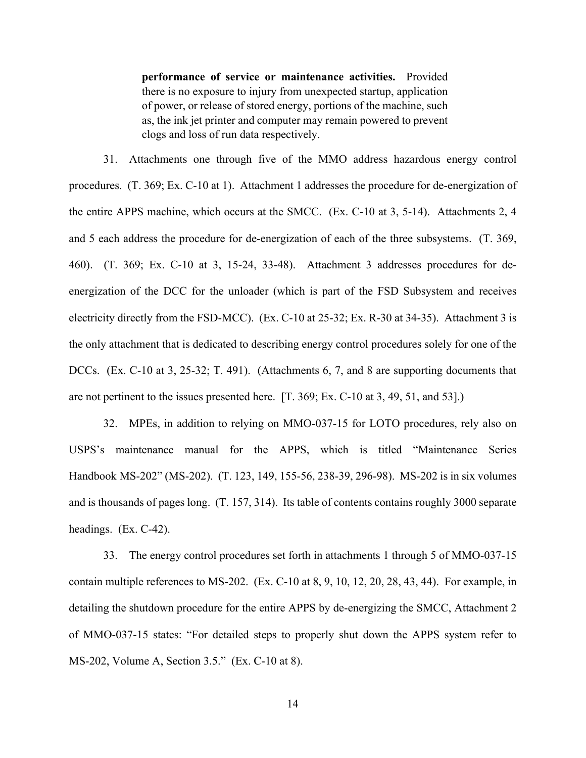> **performance of service or maintenance activities.** Provided there is no exposure to injury from unexpected startup, application of power, or release of stored energy, portions of the machine, such as, the ink jet printer and computer may remain powered to prevent clogs and loss of run data respectively.

31. Attachments one through five of the MMO address hazardous energy control procedures. (T. 369; Ex. C-10 at 1). Attachment 1 addresses the procedure for de-energization of the entire APPS machine, which occurs at the SMCC. (Ex. C-10 at 3, 5-14). Attachments 2, 4 and 5 each address the procedure for de-energization of each of the three subsystems. (T. 369, 460). (T. 369; Ex. C-10 at 3, 15-24, 33-48). Attachment 3 addresses procedures for de-energization of the DCC for the unloader (which is part of the FSD Subsystem and receives electricity directly from the FSD-MCC). (Ex. C-10 at 25-32; Ex. R-30 at 34-35). Attachment 3 is the only attachment that is dedicated to describing energy control procedures solely for one of the DCCs. (Ex. C-10 at 3, 25-32; T. 491). (Attachments 6, 7, and 8 are supporting documents that are not pertinent to the issues presented here. [T. 369; Ex. C-10 at 3, 49, 51, and 53].)

32. MPEs, in addition to relying on MMO-037-15 for LOTO procedures, rely also on USPS's maintenance manual for the APPS, which is titled "Maintenance Series Handbook MS-202" (MS-202). (T. 123, 149, 155-56, 238-39, 296-98). MS-202 is in six volumes and is thousands of pages long. (T. 157, 314). Its table of contents contains roughly 3000 separate headings. (Ex. C-42).

33. The energy control procedures set forth in attachments 1 through 5 of MMO-037-15 contain multiple references to MS-202. (Ex. C-10 at 8, 9, 10, 12, 20, 28, 43, 44). For example, in detailing the shutdown procedure for the entire APPS by de-energizing the SMCC, Attachment 2 of MMO-037-15 states: "For detailed steps to properly shut down the APPS system refer to MS-202, Volume A, Section 3.5." (Ex. C-10 at 8).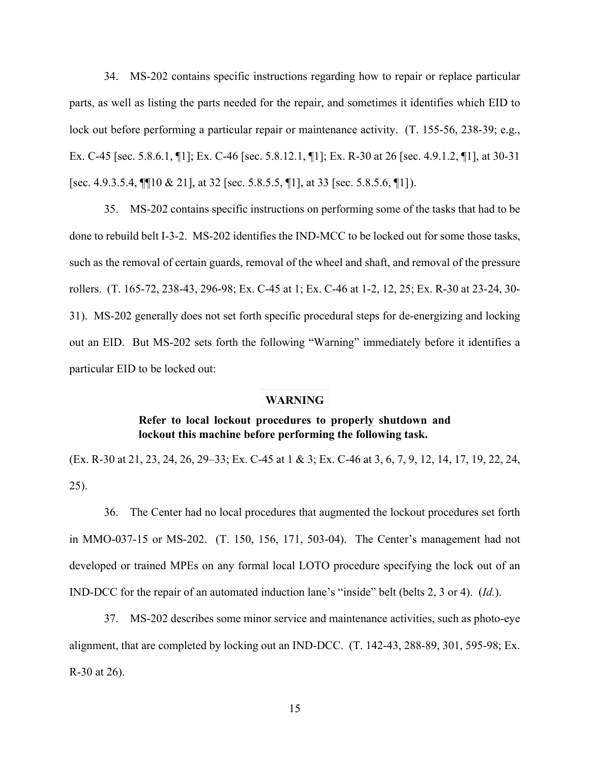34. MS-202 contains specific instructions regarding how to repair or replace particular parts, as well as listing the parts needed for the repair, and sometimes it identifies which EID to lock out before performing a particular repair or maintenance activity. (T. 155-56, 238-39; e.g., Ex. C-45 [sec. 5.8.6.1, ¶1]; Ex. C-46 [sec. 5.8.12.1, ¶1]; Ex. R-30 at 26 [sec. 4.9.1.2, ¶1], at 30-31 [sec. 4.9.3.5.4, ¶¶10 & 21], at 32 [sec. 5.8.5.5, ¶1], at 33 [sec. 5.8.5.6, ¶1]).

35. MS-202 contains specific instructions on performing some of the tasks that had to be done to rebuild belt I-3-2. MS-202 identifies the IND-MCC to be locked out for some those tasks, such as the removal of certain guards, removal of the wheel and shaft, and removal of the pressure rollers. (T. 165-72, 238-43, 296-98; Ex. C-45 at 1; Ex. C-46 at 1-2, 12, 25; Ex. R-30 at 23-24, 30-31). MS-202 generally does not set forth specific procedural steps for de-energizing and locking out an EID. But MS-202 sets forth the following "Warning" immediately before it identifies a particular EID to be locked out:

> **WARNING**
>
> **Refer to local lockout procedures to properly shutdown and lockout this machine before performing the following task.**

(Ex. R-30 at 21, 23, 24, 26, 29–33; Ex. C-45 at 1 & 3; Ex. C-46 at 3, 6, 7, 9, 12, 14, 17, 19, 22, 24, 25).

36. The Center had no local procedures that augmented the lockout procedures set forth in MMO-037-15 or MS-202. (T. 150, 156, 171, 503-04). The Center's management had not developed or trained MPEs on any formal local LOTO procedure specifying the lock out of an IND-DCC for the repair of an automated induction lane's "inside" belt (belts 2, 3 or 4). (*Id.*).

37. MS-202 describes some minor service and maintenance activities, such as photo-eye alignment, that are completed by locking out an IND-DCC. (T. 142-43, 288-89, 301, 595-98; Ex. R-30 at 26).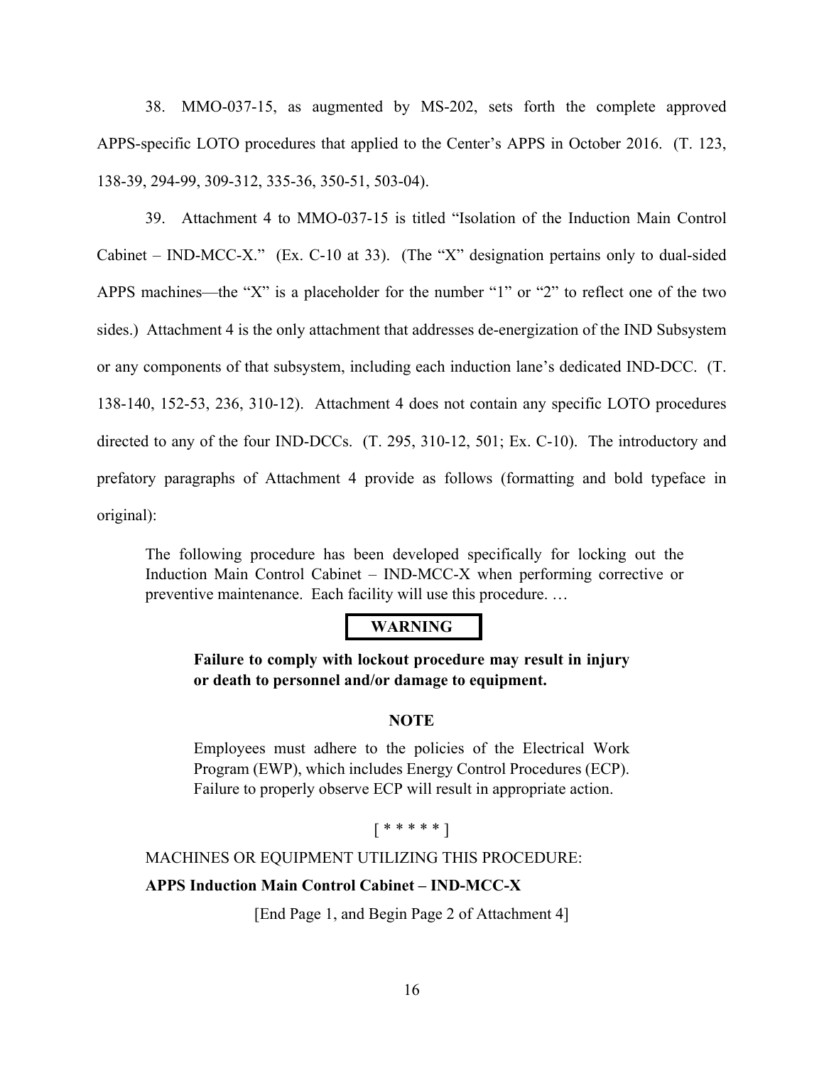38. MMO-037-15, as augmented by MS-202, sets forth the complete approved APPS-specific LOTO procedures that applied to the Center's APPS in October 2016. (T. 123, 138-39, 294-99, 309-312, 335-36, 350-51, 503-04).

39. Attachment 4 to MMO-037-15 is titled "Isolation of the Induction Main Control Cabinet – IND-MCC-X." (Ex. C-10 at 33). (The "X" designation pertains only to dual-sided APPS machines—the "X" is a placeholder for the number "1" or "2" to reflect one of the two sides.) Attachment 4 is the only attachment that addresses de-energization of the IND Subsystem or any components of that subsystem, including each induction lane's dedicated IND-DCC. (T. 138-140, 152-53, 236, 310-12). Attachment 4 does not contain any specific LOTO procedures directed to any of the four IND-DCCs. (T. 295, 310-12, 501; Ex. C-10). The introductory and prefatory paragraphs of Attachment 4 provide as follows (formatting and bold typeface in original):

> The following procedure has been developed specifically for locking out the Induction Main Control Cabinet – IND-MCC-X when performing corrective or preventive maintenance. Each facility will use this procedure. …
>
> **WARNING**
>
> **Failure to comply with lockout procedure may result in injury or death to personnel and/or damage to equipment.**
>
> **NOTE**
>
> Employees must adhere to the policies of the Electrical Work Program (EWP), which includes Energy Control Procedures (ECP). Failure to properly observe ECP will result in appropriate action.
>
> [ * * * * * ]
>
> MACHINES OR EQUIPMENT UTILIZING THIS PROCEDURE:
>
> **APPS Induction Main Control Cabinet – IND-MCC-X**
>
> [End Page 1, and Begin Page 2 of Attachment 4]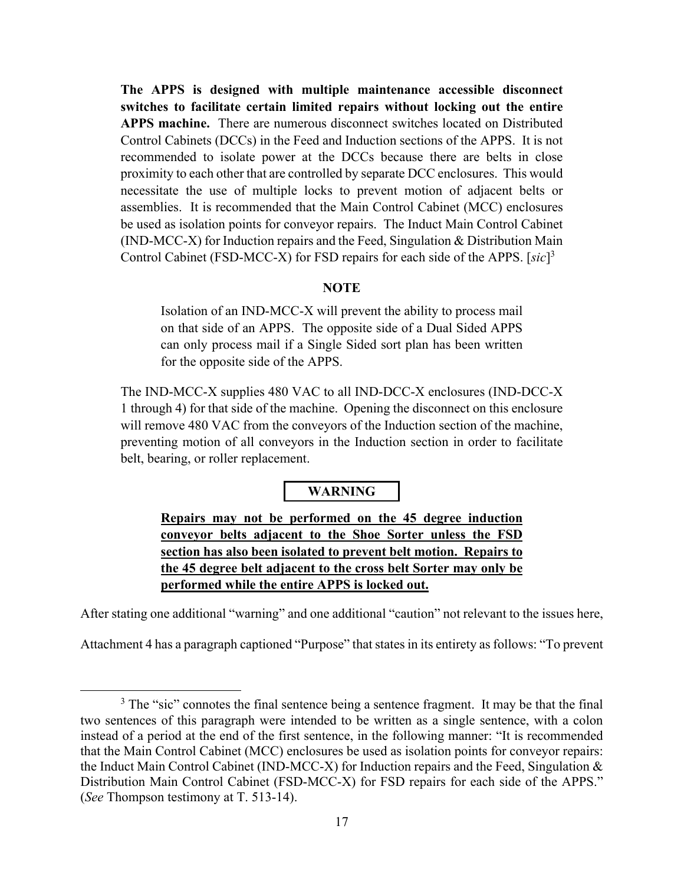> **The APPS is designed with multiple maintenance accessible disconnect switches to facilitate certain limited repairs without locking out the entire APPS machine.** There are numerous disconnect switches located on Distributed Control Cabinets (DCCs) in the Feed and Induction sections of the APPS. It is not recommended to isolate power at the DCCs because there are belts in close proximity to each other that are controlled by separate DCC enclosures. This would necessitate the use of multiple locks to prevent motion of adjacent belts or assemblies. It is recommended that the Main Control Cabinet (MCC) enclosures be used as isolation points for conveyor repairs. The Induct Main Control Cabinet (IND-MCC-X) for Induction repairs and the Feed, Singulation & Distribution Main Control Cabinet (FSD-MCC-X) for FSD repairs for each side of the APPS. [*sic*][3]
>
> **NOTE**
>
> > Isolation of an IND-MCC-X will prevent the ability to process mail on that side of an APPS. The opposite side of a Dual Sided APPS can only process mail if a Single Sided sort plan has been written for the opposite side of the APPS.
>
> The IND-MCC-X supplies 480 VAC to all IND-DCC-X enclosures (IND-DCC-X 1 through 4) for that side of the machine. Opening the disconnect on this enclosure will remove 480 VAC from the conveyors of the Induction section of the machine, preventing motion of all conveyors in the Induction section in order to facilitate belt, bearing, or roller replacement.
>
> **WARNING**
>
> > <u>**Repairs may not be performed on the 45 degree induction conveyor belts adjacent to the Shoe Sorter unless the FSD section has also been isolated to prevent belt motion. Repairs to the 45 degree belt adjacent to the cross belt Sorter may only be performed while the entire APPS is locked out.**</u>

After stating one additional "warning" and one additional "caution" not relevant to the issues here, Attachment 4 has a paragraph captioned "Purpose" that states in its entirety as follows: "To prevent

---

[3] The "sic" connotes the final sentence being a sentence fragment. It may be that the final two sentences of this paragraph were intended to be written as a single sentence, with a colon instead of a period at the end of the first sentence, in the following manner: "It is recommended that the Main Control Cabinet (MCC) enclosures be used as isolation points for conveyor repairs: the Induct Main Control Cabinet (IND-MCC-X) for Induction repairs and the Feed, Singulation & Distribution Main Control Cabinet (FSD-MCC-X) for FSD repairs for each side of the APPS." (*See* Thompson testimony at T. 513-14).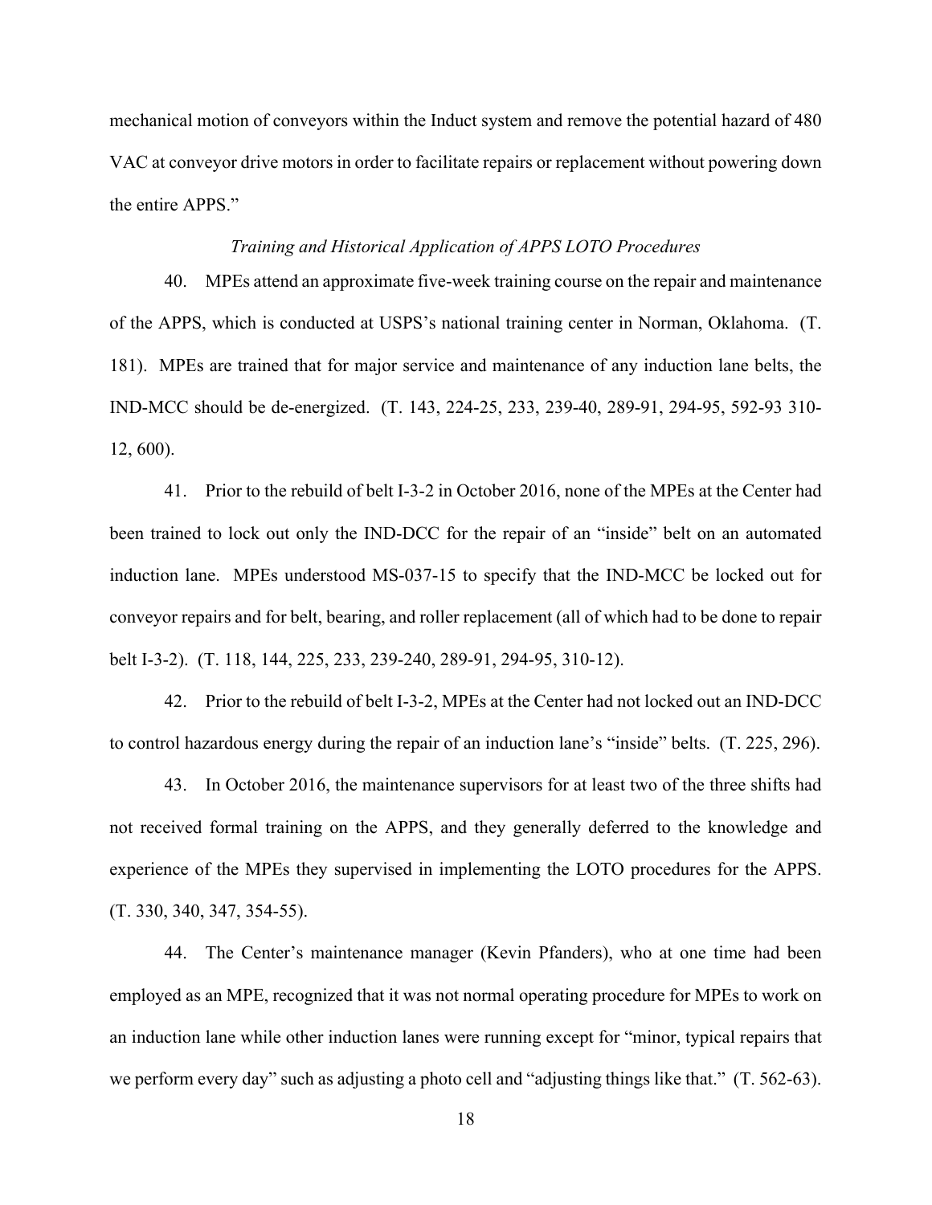mechanical motion of conveyors within the Induct system and remove the potential hazard of 480 VAC at conveyor drive motors in order to facilitate repairs or replacement without powering down the entire APPS."

*Training and Historical Application of APPS LOTO Procedures*

40. MPEs attend an approximate five-week training course on the repair and maintenance of the APPS, which is conducted at USPS's national training center in Norman, Oklahoma. (T. 181). MPEs are trained that for major service and maintenance of any induction lane belts, the IND-MCC should be de-energized. (T. 143, 224-25, 233, 239-40, 289-91, 294-95, 592-93 310-12, 600).

41. Prior to the rebuild of belt I-3-2 in October 2016, none of the MPEs at the Center had been trained to lock out only the IND-DCC for the repair of an "inside" belt on an automated induction lane. MPEs understood MS-037-15 to specify that the IND-MCC be locked out for conveyor repairs and for belt, bearing, and roller replacement (all of which had to be done to repair belt I-3-2). (T. 118, 144, 225, 233, 239-240, 289-91, 294-95, 310-12).

42. Prior to the rebuild of belt I-3-2, MPEs at the Center had not locked out an IND-DCC to control hazardous energy during the repair of an induction lane's "inside" belts. (T. 225, 296).

43. In October 2016, the maintenance supervisors for at least two of the three shifts had not received formal training on the APPS, and they generally deferred to the knowledge and experience of the MPEs they supervised in implementing the LOTO procedures for the APPS. (T. 330, 340, 347, 354-55).

44. The Center's maintenance manager (Kevin Pfanders), who at one time had been employed as an MPE, recognized that it was not normal operating procedure for MPEs to work on an induction lane while other induction lanes were running except for "minor, typical repairs that we perform every day" such as adjusting a photo cell and "adjusting things like that." (T. 562-63).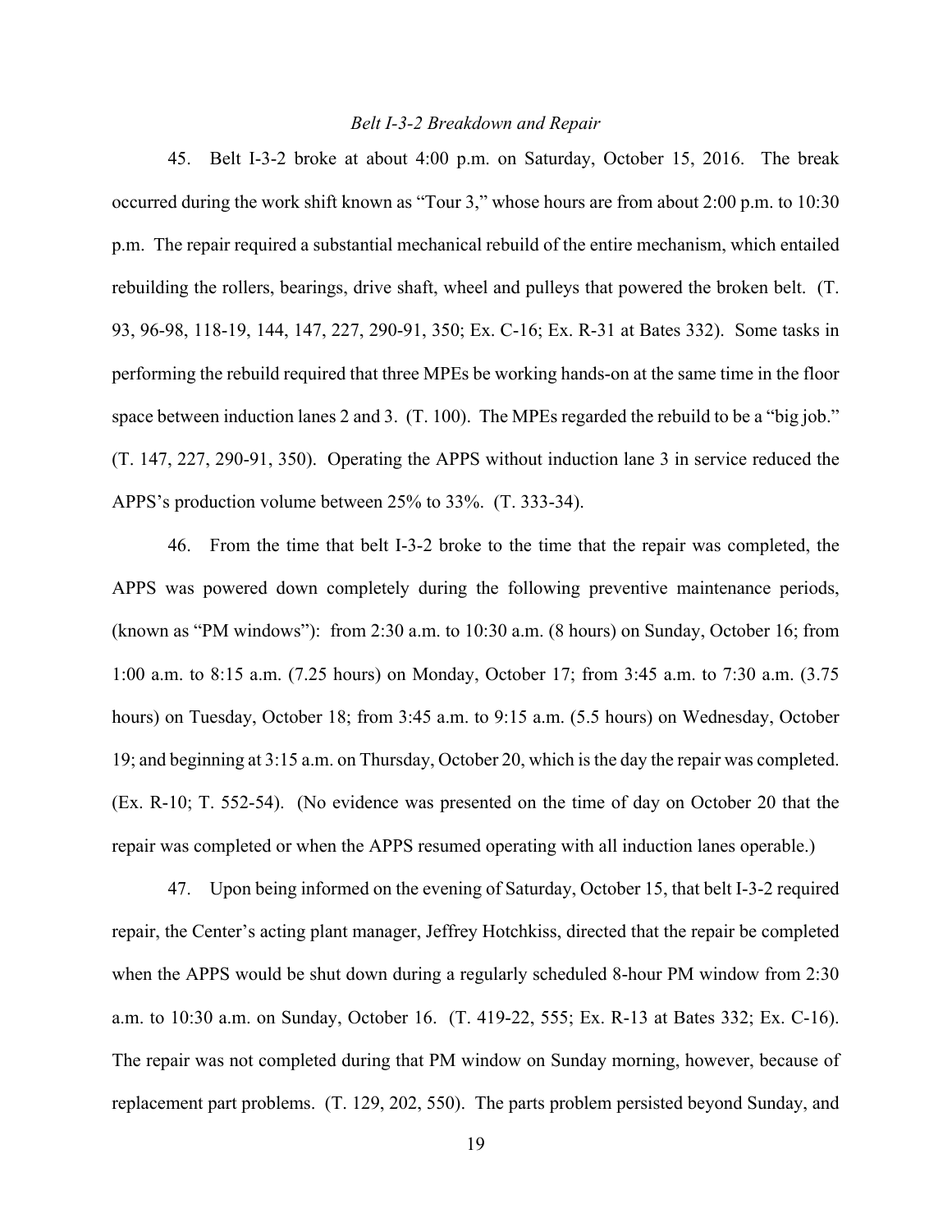*Belt I-3-2 Breakdown and Repair*

45. Belt I-3-2 broke at about 4:00 p.m. on Saturday, October 15, 2016. The break occurred during the work shift known as "Tour 3," whose hours are from about 2:00 p.m. to 10:30 p.m. The repair required a substantial mechanical rebuild of the entire mechanism, which entailed rebuilding the rollers, bearings, drive shaft, wheel and pulleys that powered the broken belt. (T. 93, 96-98, 118-19, 144, 147, 227, 290-91, 350; Ex. C-16; Ex. R-31 at Bates 332). Some tasks in performing the rebuild required that three MPEs be working hands-on at the same time in the floor space between induction lanes 2 and 3. (T. 100). The MPEs regarded the rebuild to be a "big job." (T. 147, 227, 290-91, 350). Operating the APPS without induction lane 3 in service reduced the APPS's production volume between 25% to 33%. (T. 333-34).

46. From the time that belt I-3-2 broke to the time that the repair was completed, the APPS was powered down completely during the following preventive maintenance periods, (known as "PM windows"): from 2:30 a.m. to 10:30 a.m. (8 hours) on Sunday, October 16; from 1:00 a.m. to 8:15 a.m. (7.25 hours) on Monday, October 17; from 3:45 a.m. to 7:30 a.m. (3.75 hours) on Tuesday, October 18; from 3:45 a.m. to 9:15 a.m. (5.5 hours) on Wednesday, October 19; and beginning at 3:15 a.m. on Thursday, October 20, which is the day the repair was completed. (Ex. R-10; T. 552-54). (No evidence was presented on the time of day on October 20 that the repair was completed or when the APPS resumed operating with all induction lanes operable.)

47. Upon being informed on the evening of Saturday, October 15, that belt I-3-2 required repair, the Center's acting plant manager, Jeffrey Hotchkiss, directed that the repair be completed when the APPS would be shut down during a regularly scheduled 8-hour PM window from 2:30 a.m. to 10:30 a.m. on Sunday, October 16. (T. 419-22, 555; Ex. R-13 at Bates 332; Ex. C-16). The repair was not completed during that PM window on Sunday morning, however, because of replacement part problems. (T. 129, 202, 550). The parts problem persisted beyond Sunday, and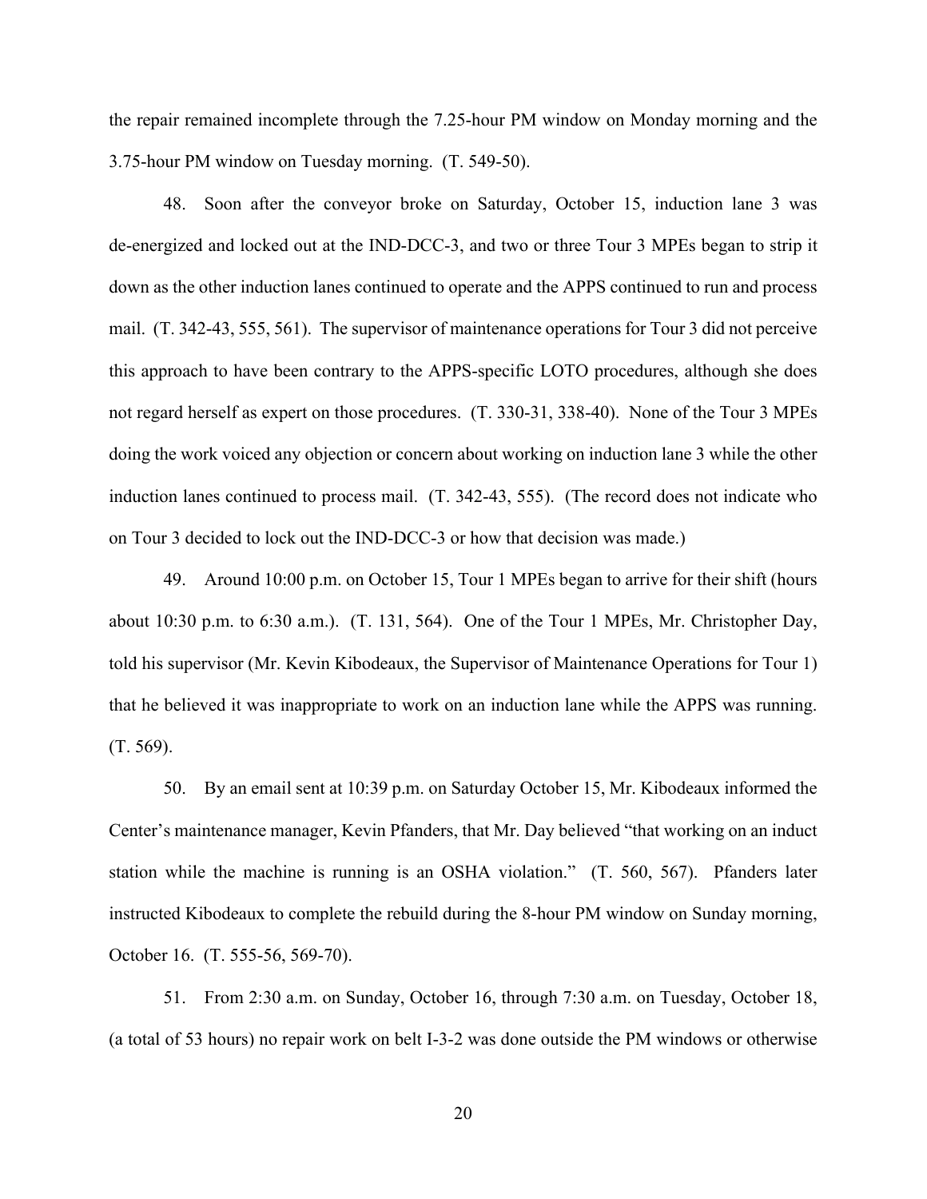the repair remained incomplete through the 7.25-hour PM window on Monday morning and the 3.75-hour PM window on Tuesday morning. (T. 549-50).

48. Soon after the conveyor broke on Saturday, October 15, induction lane 3 was de-energized and locked out at the IND-DCC-3, and two or three Tour 3 MPEs began to strip it down as the other induction lanes continued to operate and the APPS continued to run and process mail. (T. 342-43, 555, 561). The supervisor of maintenance operations for Tour 3 did not perceive this approach to have been contrary to the APPS-specific LOTO procedures, although she does not regard herself as expert on those procedures. (T. 330-31, 338-40). None of the Tour 3 MPEs doing the work voiced any objection or concern about working on induction lane 3 while the other induction lanes continued to process mail. (T. 342-43, 555). (The record does not indicate who on Tour 3 decided to lock out the IND-DCC-3 or how that decision was made.)

49. Around 10:00 p.m. on October 15, Tour 1 MPEs began to arrive for their shift (hours about 10:30 p.m. to 6:30 a.m.). (T. 131, 564). One of the Tour 1 MPEs, Mr. Christopher Day, told his supervisor (Mr. Kevin Kibodeaux, the Supervisor of Maintenance Operations for Tour 1) that he believed it was inappropriate to work on an induction lane while the APPS was running. (T. 569).

50. By an email sent at 10:39 p.m. on Saturday October 15, Mr. Kibodeaux informed the Center's maintenance manager, Kevin Pfanders, that Mr. Day believed "that working on an induct station while the machine is running is an OSHA violation." (T. 560, 567). Pfanders later instructed Kibodeaux to complete the rebuild during the 8-hour PM window on Sunday morning, October 16. (T. 555-56, 569-70).

51. From 2:30 a.m. on Sunday, October 16, through 7:30 a.m. on Tuesday, October 18, (a total of 53 hours) no repair work on belt I-3-2 was done outside the PM windows or otherwise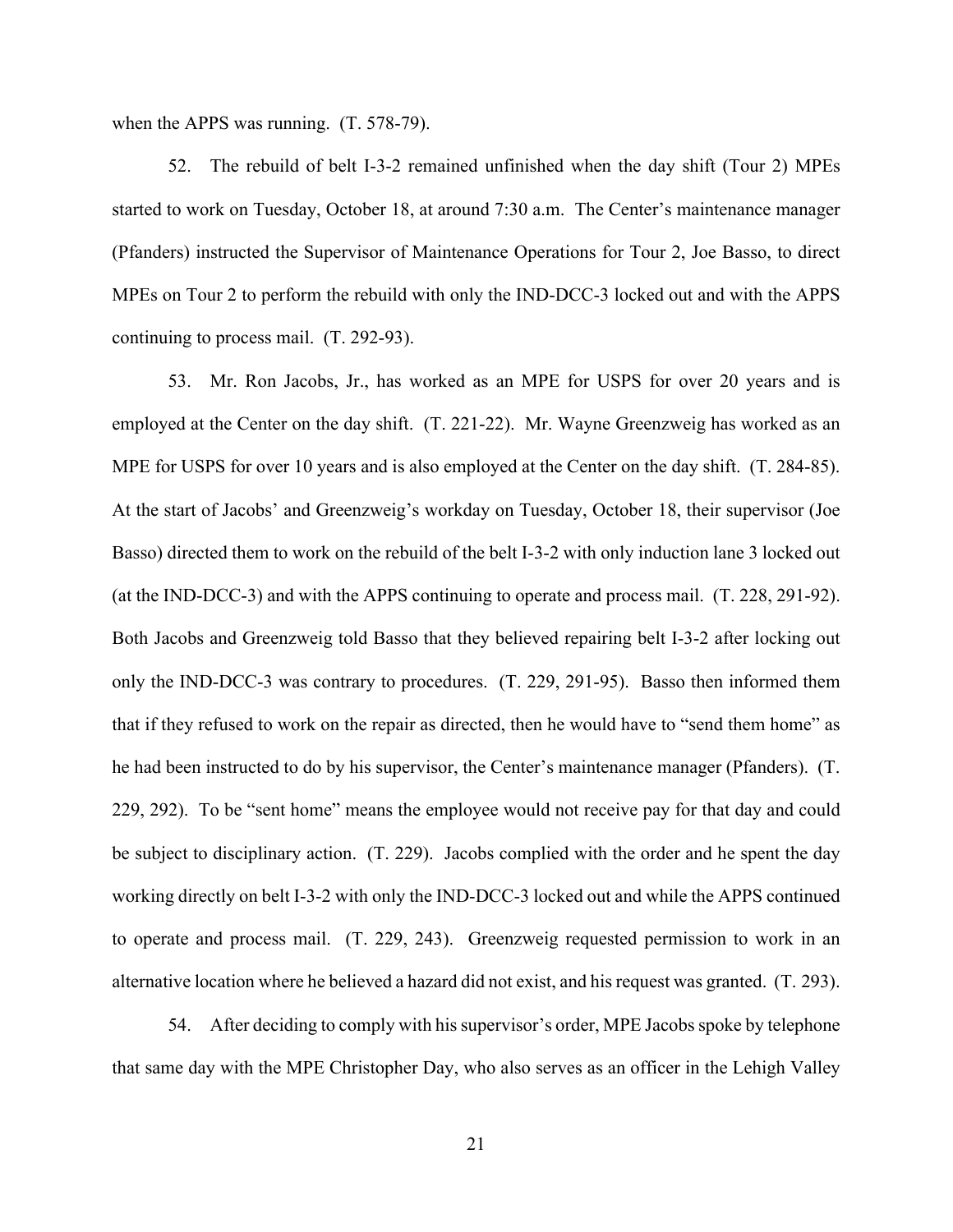when the APPS was running. (T. 578-79).

52. The rebuild of belt I-3-2 remained unfinished when the day shift (Tour 2) MPEs started to work on Tuesday, October 18, at around 7:30 a.m. The Center's maintenance manager (Pfanders) instructed the Supervisor of Maintenance Operations for Tour 2, Joe Basso, to direct MPEs on Tour 2 to perform the rebuild with only the IND-DCC-3 locked out and with the APPS continuing to process mail. (T. 292-93).

53. Mr. Ron Jacobs, Jr., has worked as an MPE for USPS for over 20 years and is employed at the Center on the day shift. (T. 221-22). Mr. Wayne Greenzweig has worked as an MPE for USPS for over 10 years and is also employed at the Center on the day shift. (T. 284-85). At the start of Jacobs' and Greenzweig's workday on Tuesday, October 18, their supervisor (Joe Basso) directed them to work on the rebuild of the belt I-3-2 with only induction lane 3 locked out (at the IND-DCC-3) and with the APPS continuing to operate and process mail. (T. 228, 291-92). Both Jacobs and Greenzweig told Basso that they believed repairing belt I-3-2 after locking out only the IND-DCC-3 was contrary to procedures. (T. 229, 291-95). Basso then informed them that if they refused to work on the repair as directed, then he would have to "send them home" as he had been instructed to do by his supervisor, the Center's maintenance manager (Pfanders). (T. 229, 292). To be "sent home" means the employee would not receive pay for that day and could be subject to disciplinary action. (T. 229). Jacobs complied with the order and he spent the day working directly on belt I-3-2 with only the IND-DCC-3 locked out and while the APPS continued to operate and process mail. (T. 229, 243). Greenzweig requested permission to work in an alternative location where he believed a hazard did not exist, and his request was granted. (T. 293).

54. After deciding to comply with his supervisor's order, MPE Jacobs spoke by telephone that same day with the MPE Christopher Day, who also serves as an officer in the Lehigh Valley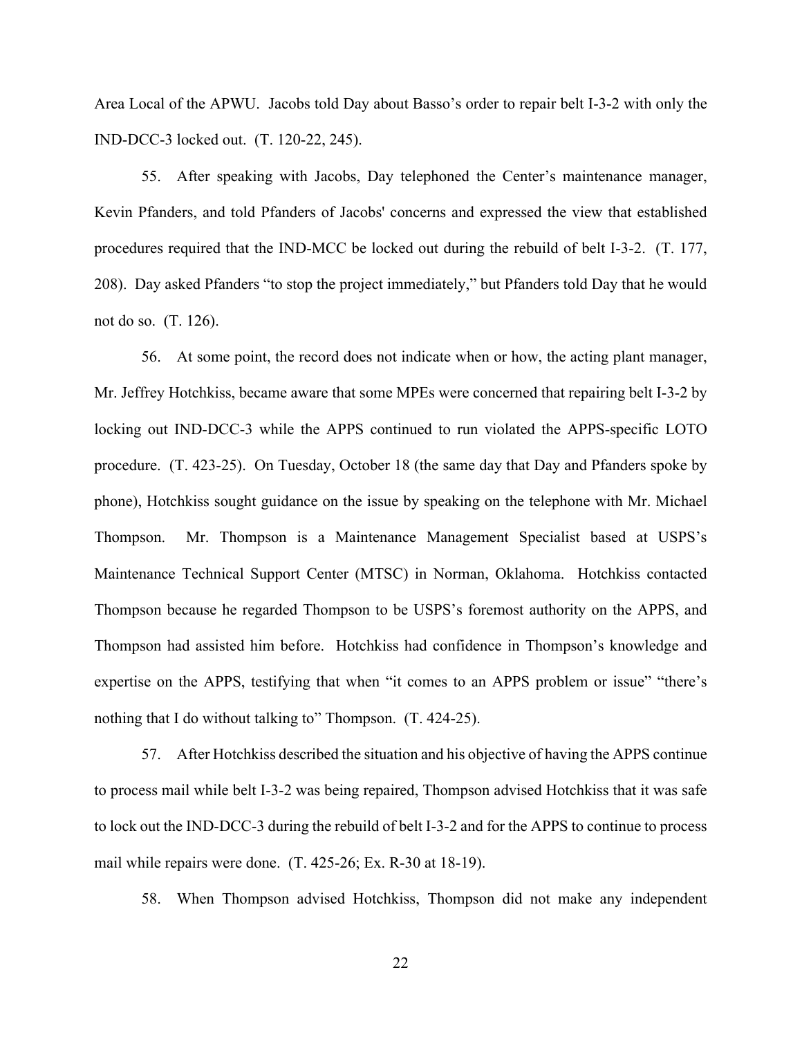Area Local of the APWU. Jacobs told Day about Basso's order to repair belt I-3-2 with only the IND-DCC-3 locked out. (T. 120-22, 245).

55. After speaking with Jacobs, Day telephoned the Center's maintenance manager, Kevin Pfanders, and told Pfanders of Jacobs' concerns and expressed the view that established procedures required that the IND-MCC be locked out during the rebuild of belt I-3-2. (T. 177, 208). Day asked Pfanders "to stop the project immediately," but Pfanders told Day that he would not do so. (T. 126).

56. At some point, the record does not indicate when or how, the acting plant manager, Mr. Jeffrey Hotchkiss, became aware that some MPEs were concerned that repairing belt I-3-2 by locking out IND-DCC-3 while the APPS continued to run violated the APPS-specific LOTO procedure. (T. 423-25). On Tuesday, October 18 (the same day that Day and Pfanders spoke by phone), Hotchkiss sought guidance on the issue by speaking on the telephone with Mr. Michael Thompson. Mr. Thompson is a Maintenance Management Specialist based at USPS's Maintenance Technical Support Center (MTSC) in Norman, Oklahoma. Hotchkiss contacted Thompson because he regarded Thompson to be USPS's foremost authority on the APPS, and Thompson had assisted him before. Hotchkiss had confidence in Thompson's knowledge and expertise on the APPS, testifying that when "it comes to an APPS problem or issue" "there's nothing that I do without talking to" Thompson. (T. 424-25).

57. After Hotchkiss described the situation and his objective of having the APPS continue to process mail while belt I-3-2 was being repaired, Thompson advised Hotchkiss that it was safe to lock out the IND-DCC-3 during the rebuild of belt I-3-2 and for the APPS to continue to process mail while repairs were done. (T. 425-26; Ex. R-30 at 18-19).

58. When Thompson advised Hotchkiss, Thompson did not make any independent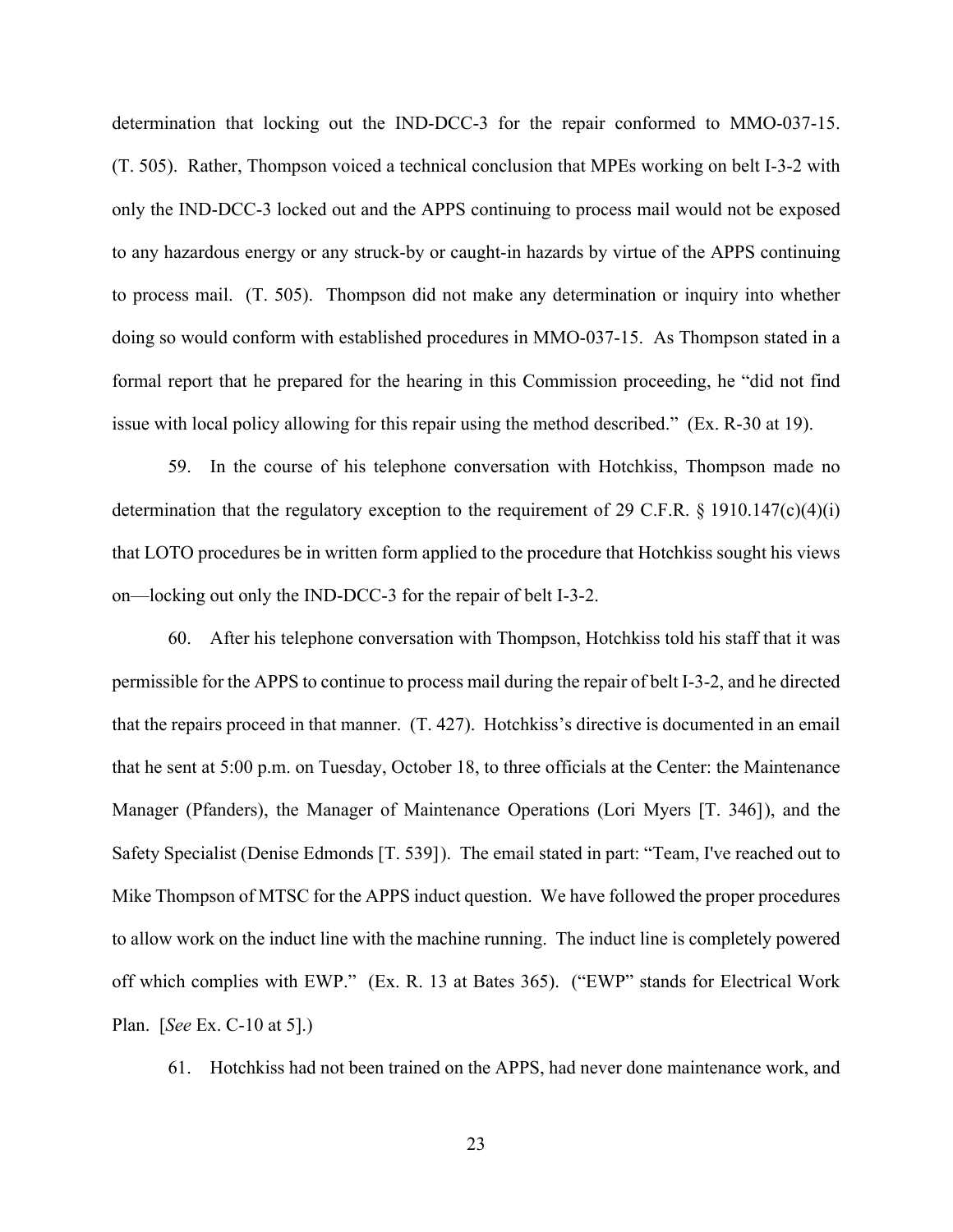determination that locking out the IND-DCC-3 for the repair conformed to MMO-037-15. (T. 505). Rather, Thompson voiced a technical conclusion that MPEs working on belt I-3-2 with only the IND-DCC-3 locked out and the APPS continuing to process mail would not be exposed to any hazardous energy or any struck-by or caught-in hazards by virtue of the APPS continuing to process mail. (T. 505). Thompson did not make any determination or inquiry into whether doing so would conform with established procedures in MMO-037-15. As Thompson stated in a formal report that he prepared for the hearing in this Commission proceeding, he "did not find issue with local policy allowing for this repair using the method described." (Ex. R-30 at 19).

59. In the course of his telephone conversation with Hotchkiss, Thompson made no determination that the regulatory exception to the requirement of 29 C.F.R. § 1910.147(c)(4)(i) that LOTO procedures be in written form applied to the procedure that Hotchkiss sought his views on—locking out only the IND-DCC-3 for the repair of belt I-3-2.

60. After his telephone conversation with Thompson, Hotchkiss told his staff that it was permissible for the APPS to continue to process mail during the repair of belt I-3-2, and he directed that the repairs proceed in that manner. (T. 427). Hotchkiss's directive is documented in an email that he sent at 5:00 p.m. on Tuesday, October 18, to three officials at the Center: the Maintenance Manager (Pfanders), the Manager of Maintenance Operations (Lori Myers [T. 346]), and the Safety Specialist (Denise Edmonds [T. 539]). The email stated in part: "Team, I've reached out to Mike Thompson of MTSC for the APPS induct question. We have followed the proper procedures to allow work on the induct line with the machine running. The induct line is completely powered off which complies with EWP." (Ex. R. 13 at Bates 365). ("EWP" stands for Electrical Work Plan. [*See* Ex. C-10 at 5].)

61. Hotchkiss had not been trained on the APPS, had never done maintenance work, and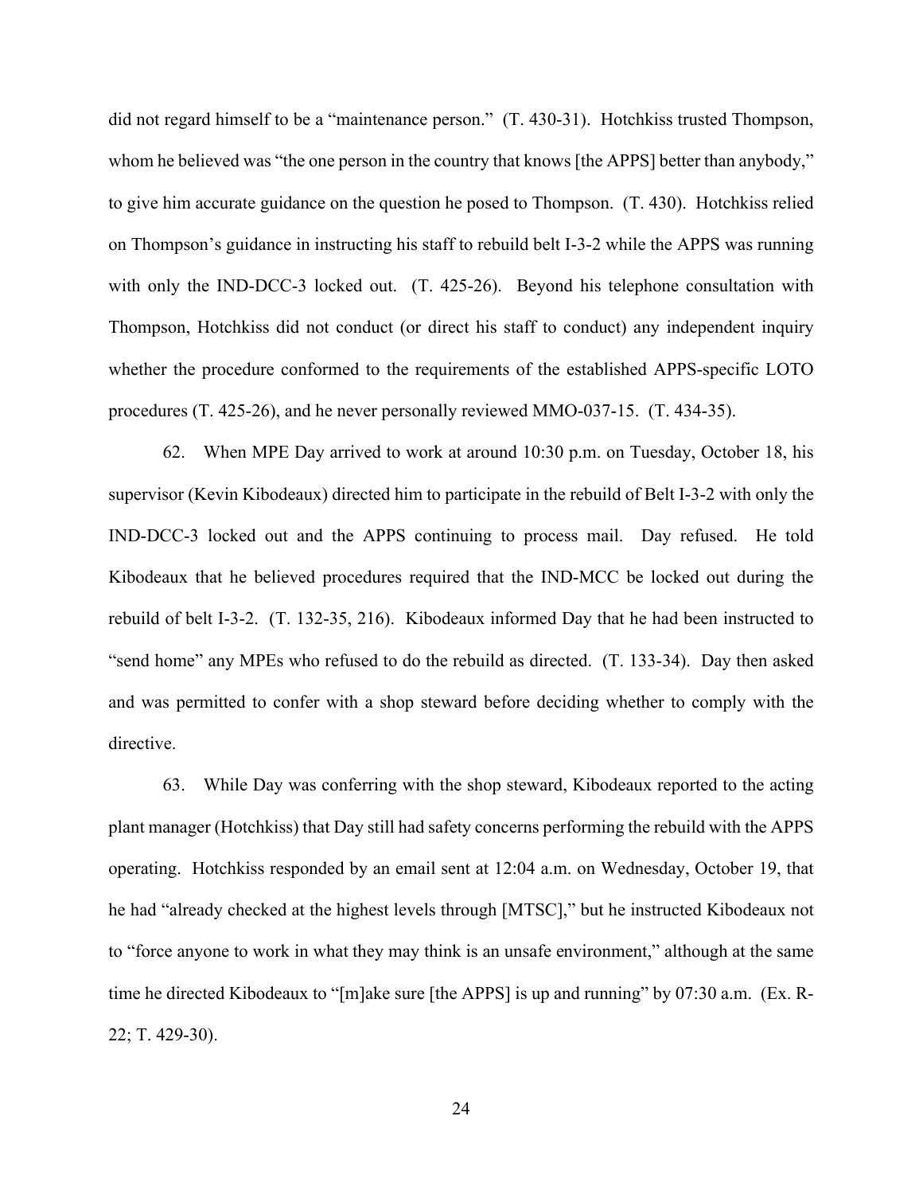did not regard himself to be a "maintenance person." (T. 430-31). Hotchkiss trusted Thompson, whom he believed was "the one person in the country that knows [the APPS] better than anybody," to give him accurate guidance on the question he posed to Thompson. (T. 430). Hotchkiss relied on Thompson's guidance in instructing his staff to rebuild belt I-3-2 while the APPS was running with only the IND-DCC-3 locked out. (T. 425-26). Beyond his telephone consultation with Thompson, Hotchkiss did not conduct (or direct his staff to conduct) any independent inquiry whether the procedure conformed to the requirements of the established APPS-specific LOTO procedures (T. 425-26), and he never personally reviewed MMO-037-15. (T. 434-35).

62. When MPE Day arrived to work at around 10:30 p.m. on Tuesday, October 18, his supervisor (Kevin Kibodeaux) directed him to participate in the rebuild of Belt I-3-2 with only the IND-DCC-3 locked out and the APPS continuing to process mail. Day refused. He told Kibodeaux that he believed procedures required that the IND-MCC be locked out during the rebuild of belt I-3-2. (T. 132-35, 216). Kibodeaux informed Day that he had been instructed to "send home" any MPEs who refused to do the rebuild as directed. (T. 133-34). Day then asked and was permitted to confer with a shop steward before deciding whether to comply with the directive.

63. While Day was conferring with the shop steward, Kibodeaux reported to the acting plant manager (Hotchkiss) that Day still had safety concerns performing the rebuild with the APPS operating. Hotchkiss responded by an email sent at 12:04 a.m. on Wednesday, October 19, that he had "already checked at the highest levels through [MTSC]," but he instructed Kibodeaux not to "force anyone to work in what they may think is an unsafe environment," although at the same time he directed Kibodeaux to "[m]ake sure [the APPS] is up and running" by 07:30 a.m. (Ex. R-22; T. 429-30).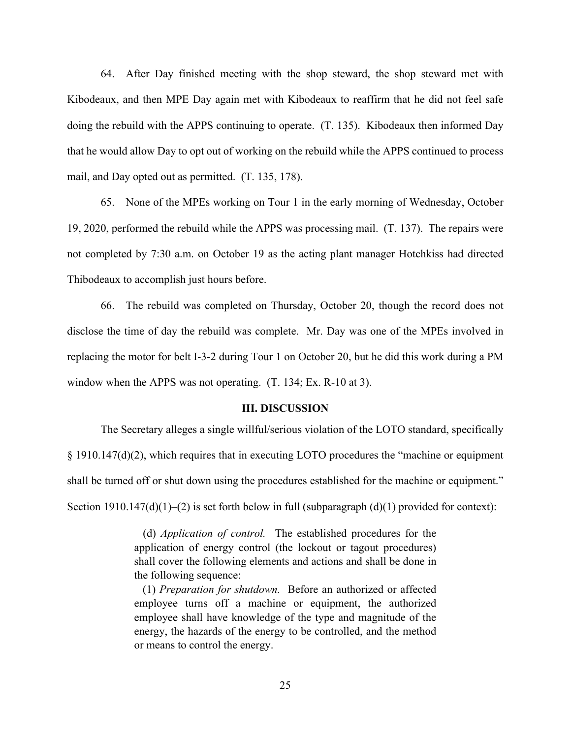64. After Day finished meeting with the shop steward, the shop steward met with Kibodeaux, and then MPE Day again met with Kibodeaux to reaffirm that he did not feel safe doing the rebuild with the APPS continuing to operate. (T. 135). Kibodeaux then informed Day that he would allow Day to opt out of working on the rebuild while the APPS continued to process mail, and Day opted out as permitted. (T. 135, 178).

65. None of the MPEs working on Tour 1 in the early morning of Wednesday, October 19, 2020, performed the rebuild while the APPS was processing mail. (T. 137). The repairs were not completed by 7:30 a.m. on October 19 as the acting plant manager Hotchkiss had directed Thibodeaux to accomplish just hours before.

66. The rebuild was completed on Thursday, October 20, though the record does not disclose the time of day the rebuild was complete. Mr. Day was one of the MPEs involved in replacing the motor for belt I-3-2 during Tour 1 on October 20, but he did this work during a PM window when the APPS was not operating. (T. 134; Ex. R-10 at 3).

## III. DISCUSSION

The Secretary alleges a single willful/serious violation of the LOTO standard, specifically § 1910.147(d)(2), which requires that in executing LOTO procedures the "machine or equipment shall be turned off or shut down using the procedures established for the machine or equipment." Section 1910.147(d)(1)–(2) is set forth below in full (subparagraph (d)(1) provided for context):

> (d) *Application of control.* The established procedures for the application of energy control (the lockout or tagout procedures) shall cover the following elements and actions and shall be done in the following sequence:
>
> (1) *Preparation for shutdown.* Before an authorized or affected employee turns off a machine or equipment, the authorized employee shall have knowledge of the type and magnitude of the energy, the hazards of the energy to be controlled, and the method or means to control the energy.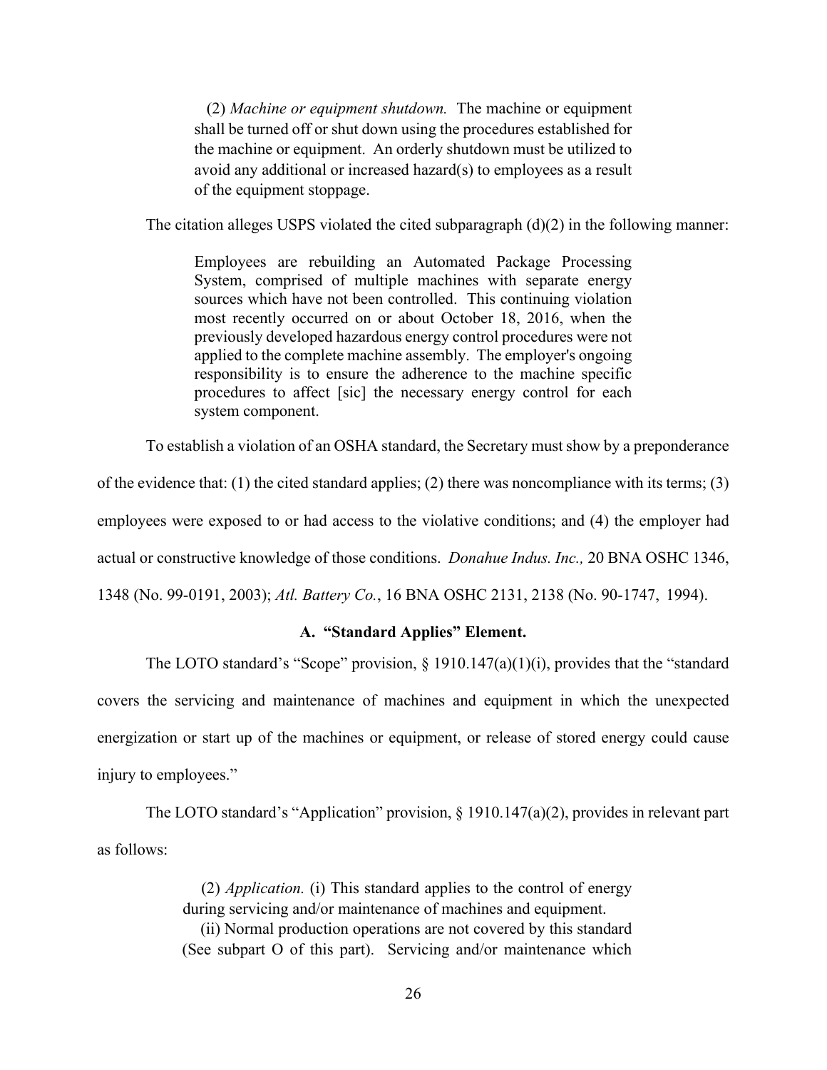> (2) *Machine or equipment shutdown.* The machine or equipment shall be turned off or shut down using the procedures established for the machine or equipment. An orderly shutdown must be utilized to avoid any additional or increased hazard(s) to employees as a result of the equipment stoppage.

The citation alleges USPS violated the cited subparagraph (d)(2) in the following manner:

> Employees are rebuilding an Automated Package Processing System, comprised of multiple machines with separate energy sources which have not been controlled. This continuing violation most recently occurred on or about October 18, 2016, when the previously developed hazardous energy control procedures were not applied to the complete machine assembly. The employer's ongoing responsibility is to ensure the adherence to the machine specific procedures to affect [sic] the necessary energy control for each system component.

To establish a violation of an OSHA standard, the Secretary must show by a preponderance of the evidence that: (1) the cited standard applies; (2) there was noncompliance with its terms; (3) employees were exposed to or had access to the violative conditions; and (4) the employer had actual or constructive knowledge of those conditions. *Donahue Indus. Inc.,* 20 BNA OSHC 1346, 1348 (No. 99-0191, 2003); *Atl. Battery Co.*, 16 BNA OSHC 2131, 2138 (No. 90-1747, 1994).

### A. "Standard Applies" Element.

The LOTO standard's "Scope" provision, § 1910.147(a)(1)(i), provides that the "standard covers the servicing and maintenance of machines and equipment in which the unexpected energization or start up of the machines or equipment, or release of stored energy could cause injury to employees."

The LOTO standard's "Application" provision, § 1910.147(a)(2), provides in relevant part as follows:

> (2) *Application.* (i) This standard applies to the control of energy during servicing and/or maintenance of machines and equipment.
>
> (ii) Normal production operations are not covered by this standard (See subpart O of this part). Servicing and/or maintenance which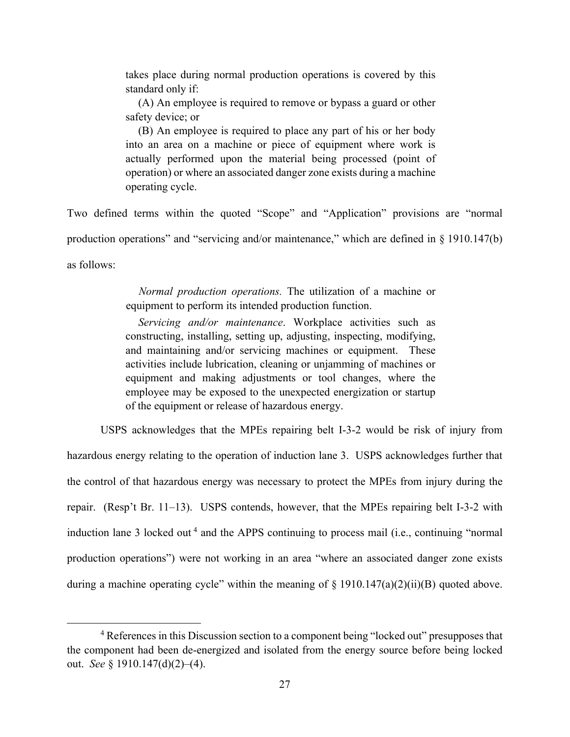takes place during normal production operations is covered by this standard only if:

> (A) An employee is required to remove or bypass a guard or other safety device; or
>
> (B) An employee is required to place any part of his or her body into an area on a machine or piece of equipment where work is actually performed upon the material being processed (point of operation) or where an associated danger zone exists during a machine operating cycle.

Two defined terms within the quoted "Scope" and "Application" provisions are "normal production operations" and "servicing and/or maintenance," which are defined in § 1910.147(b) as follows:

> *Normal production operations.* The utilization of a machine or equipment to perform its intended production function.
>
> *Servicing and/or maintenance*. Workplace activities such as constructing, installing, setting up, adjusting, inspecting, modifying, and maintaining and/or servicing machines or equipment. These activities include lubrication, cleaning or unjamming of machines or equipment and making adjustments or tool changes, where the employee may be exposed to the unexpected energization or startup of the equipment or release of hazardous energy.

USPS acknowledges that the MPEs repairing belt I-3-2 would be risk of injury from hazardous energy relating to the operation of induction lane 3. USPS acknowledges further that the control of that hazardous energy was necessary to protect the MPEs from injury during the repair. (Resp't Br. 11–13). USPS contends, however, that the MPEs repairing belt I-3-2 with induction lane 3 locked out [4] and the APPS continuing to process mail (i.e., continuing "normal production operations") were not working in an area "where an associated danger zone exists during a machine operating cycle" within the meaning of § 1910.147(a)(2)(ii)(B) quoted above.

[4] References in this Discussion section to a component being "locked out" presupposes that the component had been de-energized and isolated from the energy source before being locked out. *See* § 1910.147(d)(2)–(4).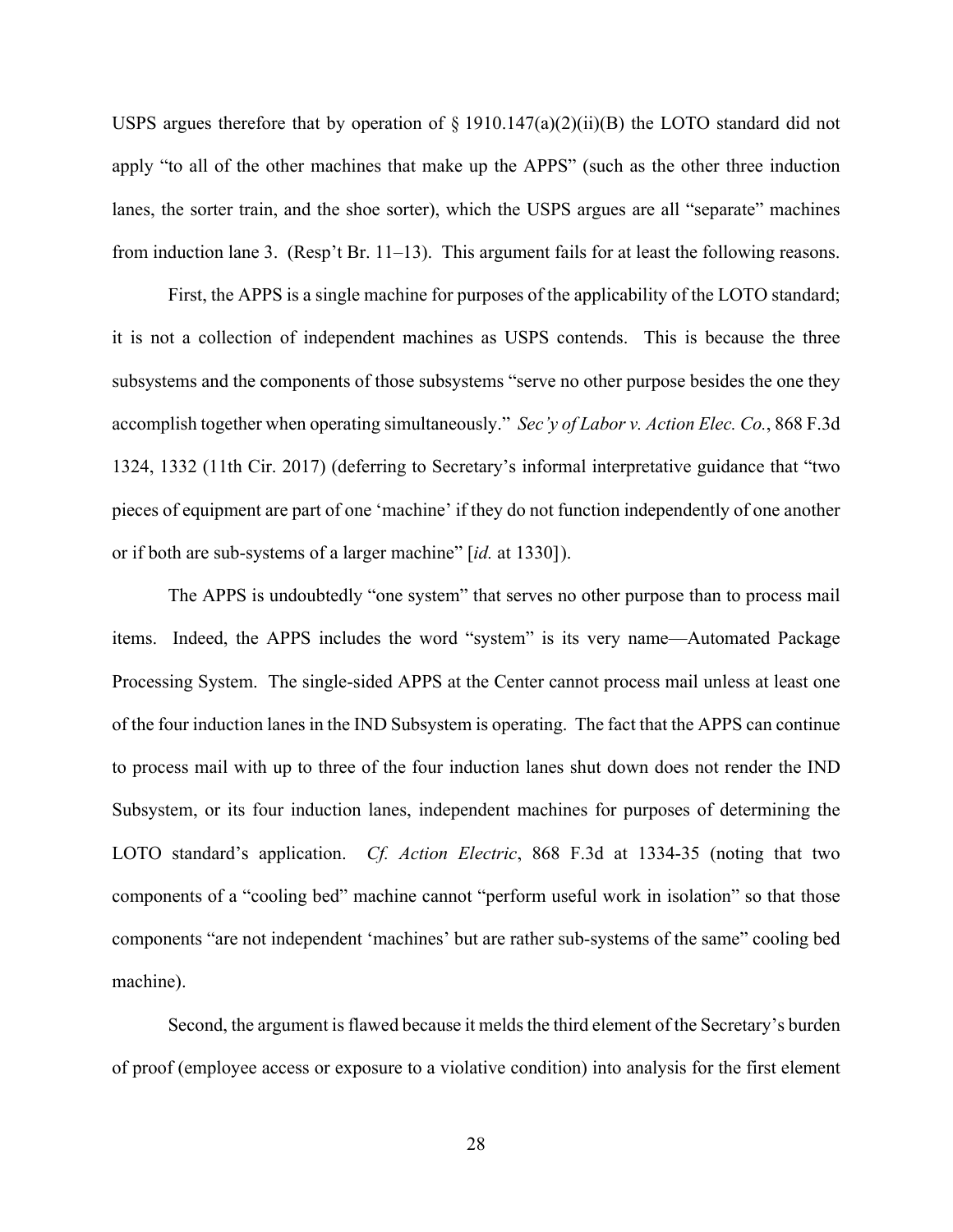USPS argues therefore that by operation of § 1910.147(a)(2)(ii)(B) the LOTO standard did not apply "to all of the other machines that make up the APPS" (such as the other three induction lanes, the sorter train, and the shoe sorter), which the USPS argues are all "separate" machines from induction lane 3. (Resp't Br. 11–13). This argument fails for at least the following reasons.

First, the APPS is a single machine for purposes of the applicability of the LOTO standard; it is not a collection of independent machines as USPS contends. This is because the three subsystems and the components of those subsystems "serve no other purpose besides the one they accomplish together when operating simultaneously." *Sec'y of Labor v. Action Elec. Co.*, 868 F.3d 1324, 1332 (11th Cir. 2017) (deferring to Secretary's informal interpretative guidance that "two pieces of equipment are part of one 'machine' if they do not function independently of one another or if both are sub-systems of a larger machine" [*id.* at 1330]).

The APPS is undoubtedly "one system" that serves no other purpose than to process mail items. Indeed, the APPS includes the word "system" is its very name—Automated Package Processing System. The single-sided APPS at the Center cannot process mail unless at least one of the four induction lanes in the IND Subsystem is operating. The fact that the APPS can continue to process mail with up to three of the four induction lanes shut down does not render the IND Subsystem, or its four induction lanes, independent machines for purposes of determining the LOTO standard's application. *Cf. Action Electric*, 868 F.3d at 1334-35 (noting that two components of a "cooling bed" machine cannot "perform useful work in isolation" so that those components "are not independent 'machines' but are rather sub-systems of the same" cooling bed machine).

Second, the argument is flawed because it melds the third element of the Secretary's burden of proof (employee access or exposure to a violative condition) into analysis for the first element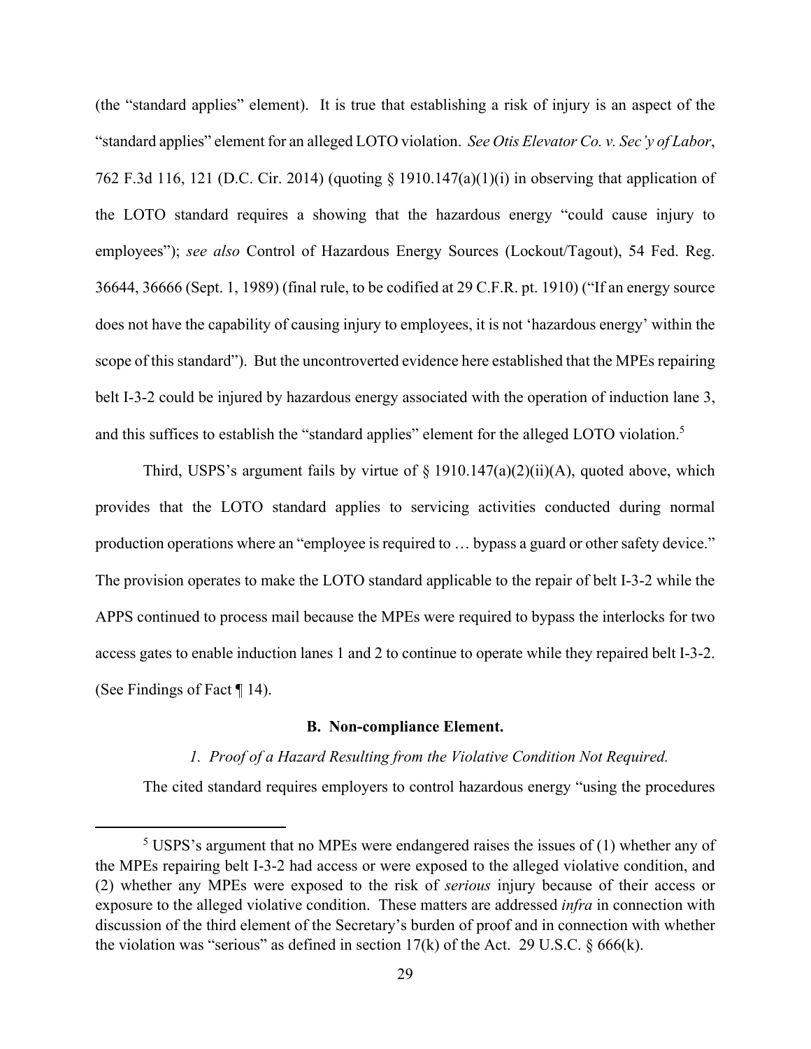(the "standard applies" element). It is true that establishing a risk of injury is an aspect of the "standard applies" element for an alleged LOTO violation. *See Otis Elevator Co. v. Sec'y of Labor*, 762 F.3d 116, 121 (D.C. Cir. 2014) (quoting § 1910.147(a)(1)(i) in observing that application of the LOTO standard requires a showing that the hazardous energy "could cause injury to employees"); *see also* Control of Hazardous Energy Sources (Lockout/Tagout), 54 Fed. Reg. 36644, 36666 (Sept. 1, 1989) (final rule, to be codified at 29 C.F.R. pt. 1910) ("If an energy source does not have the capability of causing injury to employees, it is not 'hazardous energy' within the scope of this standard"). But the uncontroverted evidence here established that the MPEs repairing belt I-3-2 could be injured by hazardous energy associated with the operation of induction lane 3, and this suffices to establish the "standard applies" element for the alleged LOTO violation.[5]

Third, USPS's argument fails by virtue of § 1910.147(a)(2)(ii)(A), quoted above, which provides that the LOTO standard applies to servicing activities conducted during normal production operations where an "employee is required to … bypass a guard or other safety device." The provision operates to make the LOTO standard applicable to the repair of belt I-3-2 while the APPS continued to process mail because the MPEs were required to bypass the interlocks for two access gates to enable induction lanes 1 and 2 to continue to operate while they repaired belt I-3-2. (See Findings of Fact ¶ 14).

### B. Non-compliance Element.

#### *1. Proof of a Hazard Resulting from the Violative Condition Not Required.*

The cited standard requires employers to control hazardous energy "using the procedures

[5] USPS's argument that no MPEs were endangered raises the issues of (1) whether any of the MPEs repairing belt I-3-2 had access or were exposed to the alleged violative condition, and (2) whether any MPEs were exposed to the risk of *serious* injury because of their access or exposure to the alleged violative condition. These matters are addressed *infra* in connection with discussion of the third element of the Secretary's burden of proof and in connection with whether the violation was "serious" as defined in section 17(k) of the Act. 29 U.S.C. § 666(k).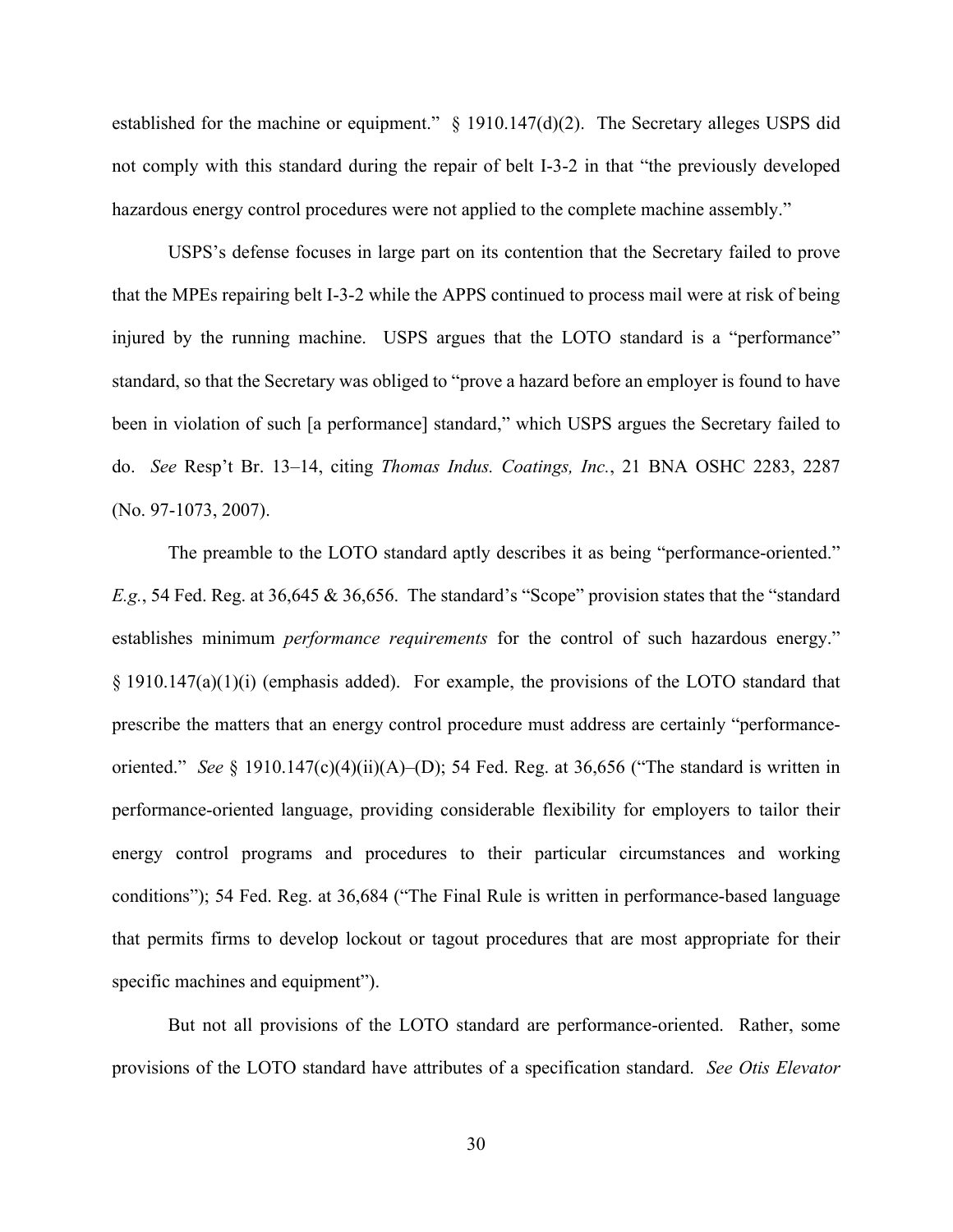established for the machine or equipment." § 1910.147(d)(2). The Secretary alleges USPS did not comply with this standard during the repair of belt I-3-2 in that "the previously developed hazardous energy control procedures were not applied to the complete machine assembly."

USPS's defense focuses in large part on its contention that the Secretary failed to prove that the MPEs repairing belt I-3-2 while the APPS continued to process mail were at risk of being injured by the running machine. USPS argues that the LOTO standard is a "performance" standard, so that the Secretary was obliged to "prove a hazard before an employer is found to have been in violation of such [a performance] standard," which USPS argues the Secretary failed to do. *See* Resp't Br. 13–14, citing *Thomas Indus. Coatings, Inc.*, 21 BNA OSHC 2283, 2287 (No. 97-1073, 2007).

The preamble to the LOTO standard aptly describes it as being "performance-oriented." *E.g.*, 54 Fed. Reg. at 36,645 & 36,656. The standard's "Scope" provision states that the "standard establishes minimum *performance requirements* for the control of such hazardous energy." § 1910.147(a)(1)(i) (emphasis added). For example, the provisions of the LOTO standard that prescribe the matters that an energy control procedure must address are certainly "performance-oriented." *See* § 1910.147(c)(4)(ii)(A)–(D); 54 Fed. Reg. at 36,656 ("The standard is written in performance-oriented language, providing considerable flexibility for employers to tailor their energy control programs and procedures to their particular circumstances and working conditions"); 54 Fed. Reg. at 36,684 ("The Final Rule is written in performance-based language that permits firms to develop lockout or tagout procedures that are most appropriate for their specific machines and equipment").

But not all provisions of the LOTO standard are performance-oriented. Rather, some provisions of the LOTO standard have attributes of a specification standard. *See Otis Elevator*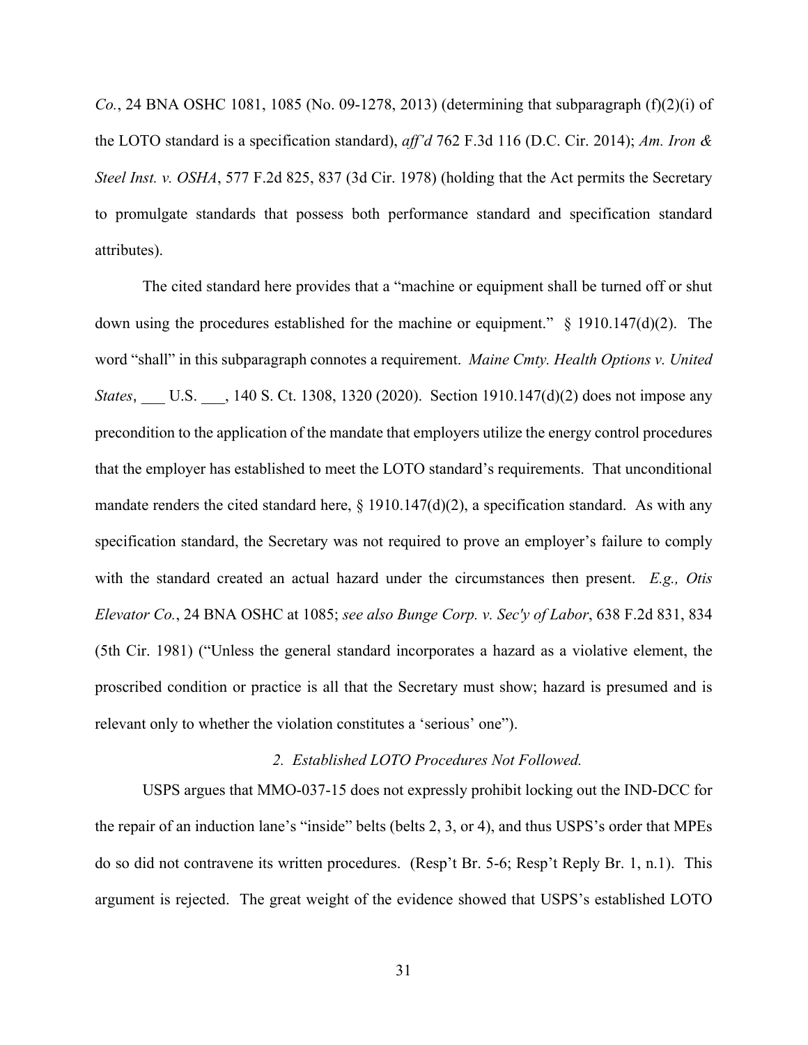*Co.*, 24 BNA OSHC 1081, 1085 (No. 09-1278, 2013) (determining that subparagraph (f)(2)(i) of the LOTO standard is a specification standard), *aff'd* 762 F.3d 116 (D.C. Cir. 2014); *Am. Iron & Steel Inst. v. OSHA*, 577 F.2d 825, 837 (3d Cir. 1978) (holding that the Act permits the Secretary to promulgate standards that possess both performance standard and specification standard attributes).

The cited standard here provides that a "machine or equipment shall be turned off or shut down using the procedures established for the machine or equipment." § 1910.147(d)(2). The word "shall" in this subparagraph connotes a requirement. *Maine Cmty. Health Options v. United States*, ___ U.S. ___, 140 S. Ct. 1308, 1320 (2020). Section 1910.147(d)(2) does not impose any precondition to the application of the mandate that employers utilize the energy control procedures that the employer has established to meet the LOTO standard's requirements. That unconditional mandate renders the cited standard here, § 1910.147(d)(2), a specification standard. As with any specification standard, the Secretary was not required to prove an employer's failure to comply with the standard created an actual hazard under the circumstances then present. *E.g., Otis Elevator Co.*, 24 BNA OSHC at 1085; *see also Bunge Corp. v. Sec'y of Labor*, 638 F.2d 831, 834 (5th Cir. 1981) ("Unless the general standard incorporates a hazard as a violative element, the proscribed condition or practice is all that the Secretary must show; hazard is presumed and is relevant only to whether the violation constitutes a 'serious' one").

*2. Established LOTO Procedures Not Followed.*

USPS argues that MMO-037-15 does not expressly prohibit locking out the IND-DCC for the repair of an induction lane's "inside" belts (belts 2, 3, or 4), and thus USPS's order that MPEs do so did not contravene its written procedures. (Resp't Br. 5-6; Resp't Reply Br. 1, n.1). This argument is rejected. The great weight of the evidence showed that USPS's established LOTO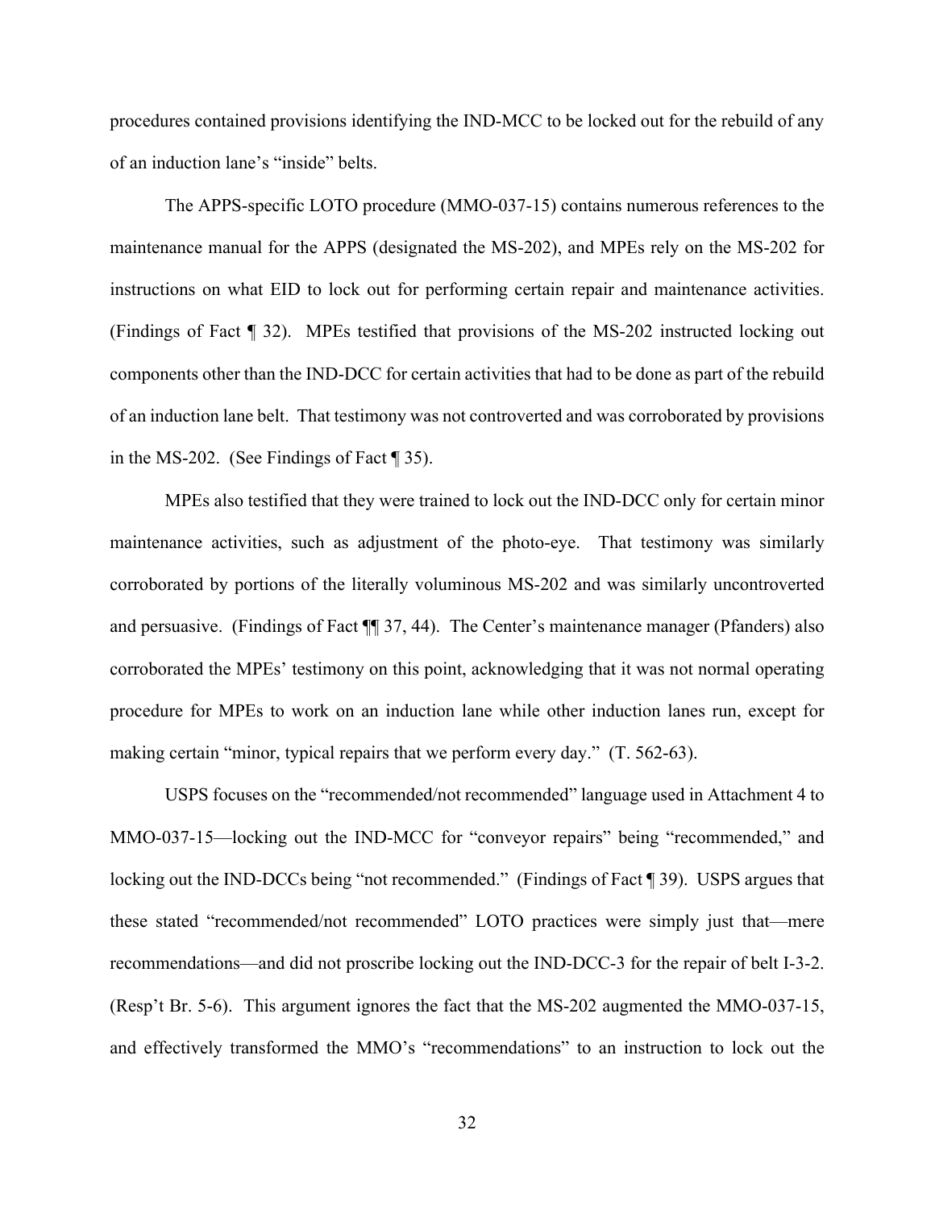procedures contained provisions identifying the IND-MCC to be locked out for the rebuild of any of an induction lane's "inside" belts.

The APPS-specific LOTO procedure (MMO-037-15) contains numerous references to the maintenance manual for the APPS (designated the MS-202), and MPEs rely on the MS-202 for instructions on what EID to lock out for performing certain repair and maintenance activities. (Findings of Fact ¶ 32). MPEs testified that provisions of the MS-202 instructed locking out components other than the IND-DCC for certain activities that had to be done as part of the rebuild of an induction lane belt. That testimony was not controverted and was corroborated by provisions in the MS-202. (See Findings of Fact ¶ 35).

MPEs also testified that they were trained to lock out the IND-DCC only for certain minor maintenance activities, such as adjustment of the photo-eye. That testimony was similarly corroborated by portions of the literally voluminous MS-202 and was similarly uncontroverted and persuasive. (Findings of Fact ¶¶ 37, 44). The Center's maintenance manager (Pfanders) also corroborated the MPEs' testimony on this point, acknowledging that it was not normal operating procedure for MPEs to work on an induction lane while other induction lanes run, except for making certain "minor, typical repairs that we perform every day." (T. 562-63).

USPS focuses on the "recommended/not recommended" language used in Attachment 4 to MMO-037-15—locking out the IND-MCC for "conveyor repairs" being "recommended," and locking out the IND-DCCs being "not recommended." (Findings of Fact ¶ 39). USPS argues that these stated "recommended/not recommended" LOTO practices were simply just that—mere recommendations—and did not proscribe locking out the IND-DCC-3 for the repair of belt I-3-2. (Resp't Br. 5-6). This argument ignores the fact that the MS-202 augmented the MMO-037-15, and effectively transformed the MMO's "recommendations" to an instruction to lock out the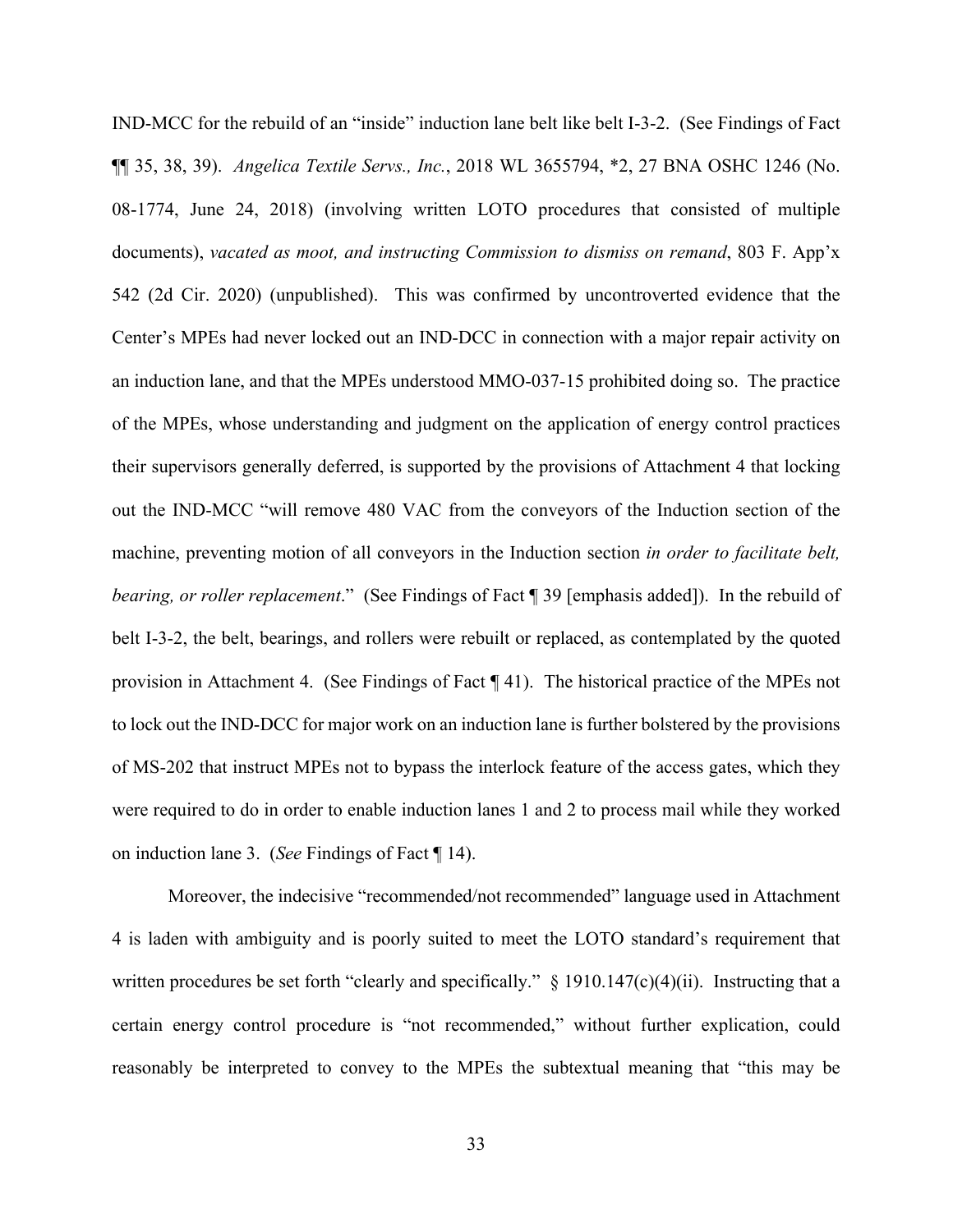IND-MCC for the rebuild of an "inside" induction lane belt like belt I-3-2. (See Findings of Fact ¶¶ 35, 38, 39). *Angelica Textile Servs., Inc.*, 2018 WL 3655794, *2, 27 BNA OSHC 1246 (No. 08-1774, June 24, 2018) (involving written LOTO procedures that consisted of multiple documents), *vacated as moot, and instructing Commission to dismiss on remand*, 803 F. App'x 542 (2d Cir. 2020) (unpublished). This was confirmed by uncontroverted evidence that the Center's MPEs had never locked out an IND-DCC in connection with a major repair activity on an induction lane, and that the MPEs understood MMO-037-15 prohibited doing so. The practice of the MPEs, whose understanding and judgment on the application of energy control practices their supervisors generally deferred, is supported by the provisions of Attachment 4 that locking out the IND-MCC "will remove 480 VAC from the conveyors of the Induction section of the machine, preventing motion of all conveyors in the Induction section *in order to facilitate belt, bearing, or roller replacement*." (See Findings of Fact ¶ 39 [emphasis added]). In the rebuild of belt I-3-2, the belt, bearings, and rollers were rebuilt or replaced, as contemplated by the quoted provision in Attachment 4. (See Findings of Fact ¶ 41). The historical practice of the MPEs not to lock out the IND-DCC for major work on an induction lane is further bolstered by the provisions of MS-202 that instruct MPEs not to bypass the interlock feature of the access gates, which they were required to do in order to enable induction lanes 1 and 2 to process mail while they worked on induction lane 3. (*See* Findings of Fact ¶ 14).

Moreover, the indecisive "recommended/not recommended" language used in Attachment 4 is laden with ambiguity and is poorly suited to meet the LOTO standard's requirement that written procedures be set forth "clearly and specifically." § 1910.147(c)(4)(ii). Instructing that a certain energy control procedure is "not recommended," without further explication, could reasonably be interpreted to convey to the MPEs the subtextual meaning that "this may be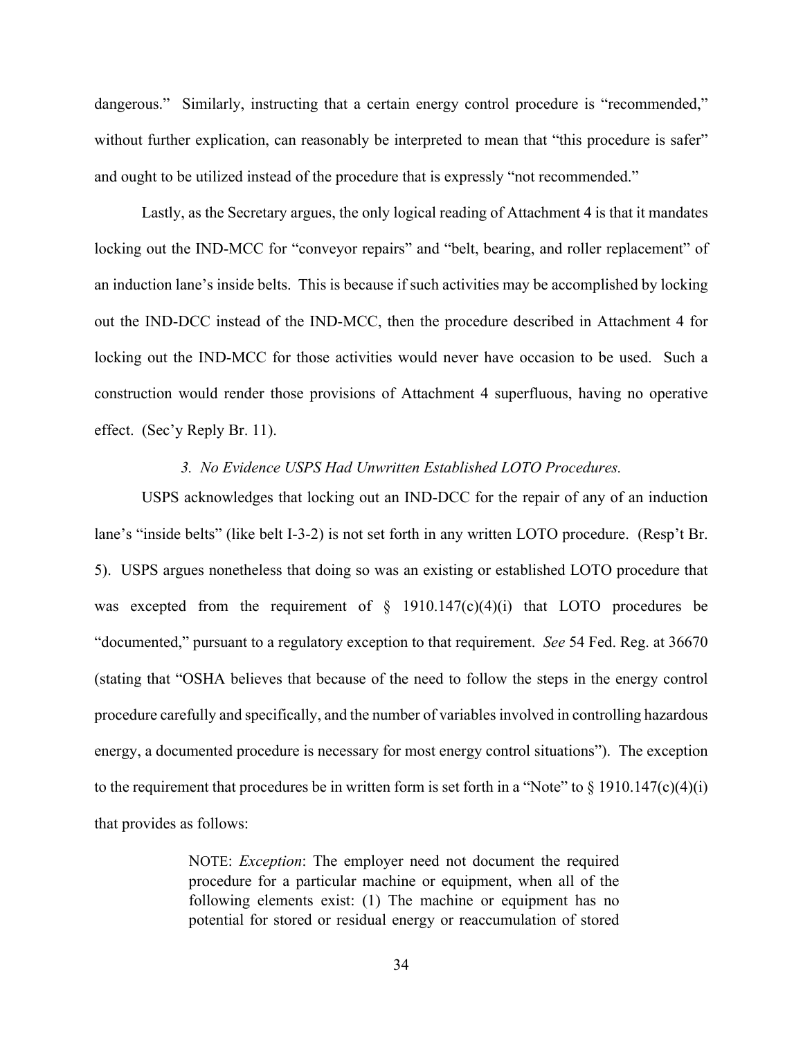dangerous." Similarly, instructing that a certain energy control procedure is "recommended," without further explication, can reasonably be interpreted to mean that "this procedure is safer" and ought to be utilized instead of the procedure that is expressly "not recommended."

Lastly, as the Secretary argues, the only logical reading of Attachment 4 is that it mandates locking out the IND-MCC for "conveyor repairs" and "belt, bearing, and roller replacement" of an induction lane's inside belts. This is because if such activities may be accomplished by locking out the IND-DCC instead of the IND-MCC, then the procedure described in Attachment 4 for locking out the IND-MCC for those activities would never have occasion to be used. Such a construction would render those provisions of Attachment 4 superfluous, having no operative effect. (Sec'y Reply Br. 11).

*3. No Evidence USPS Had Unwritten Established LOTO Procedures.*

USPS acknowledges that locking out an IND-DCC for the repair of any of an induction lane's "inside belts" (like belt I-3-2) is not set forth in any written LOTO procedure. (Resp't Br. 5). USPS argues nonetheless that doing so was an existing or established LOTO procedure that was excepted from the requirement of § 1910.147(c)(4)(i) that LOTO procedures be "documented," pursuant to a regulatory exception to that requirement. *See* 54 Fed. Reg. at 36670 (stating that "OSHA believes that because of the need to follow the steps in the energy control procedure carefully and specifically, and the number of variables involved in controlling hazardous energy, a documented procedure is necessary for most energy control situations"). The exception to the requirement that procedures be in written form is set forth in a "Note" to § 1910.147(c)(4)(i) that provides as follows:

> NOTE: *Exception*: The employer need not document the required procedure for a particular machine or equipment, when all of the following elements exist: (1) The machine or equipment has no potential for stored or residual energy or reaccumulation of stored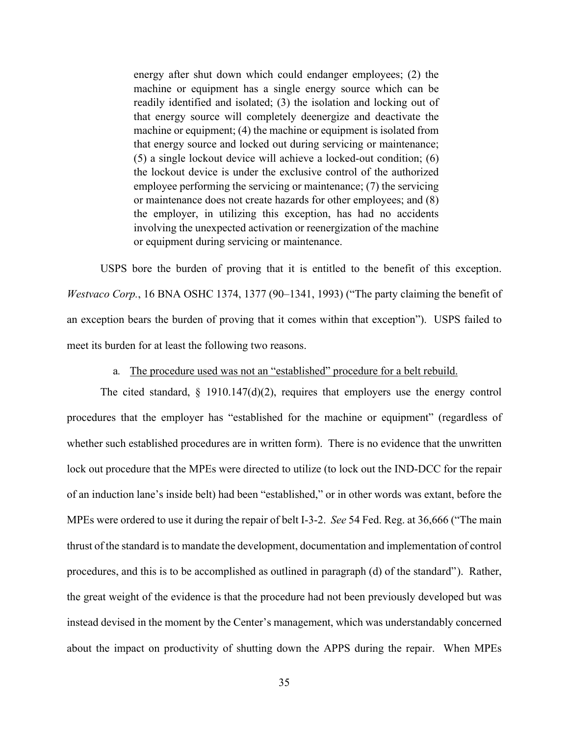> energy after shut down which could endanger employees; (2) the machine or equipment has a single energy source which can be readily identified and isolated; (3) the isolation and locking out of that energy source will completely deenergize and deactivate the machine or equipment; (4) the machine or equipment is isolated from that energy source and locked out during servicing or maintenance; (5) a single lockout device will achieve a locked-out condition; (6) the lockout device is under the exclusive control of the authorized employee performing the servicing or maintenance; (7) the servicing or maintenance does not create hazards for other employees; and (8) the employer, in utilizing this exception, has had no accidents involving the unexpected activation or reenergization of the machine or equipment during servicing or maintenance.

USPS bore the burden of proving that it is entitled to the benefit of this exception. *Westvaco Corp.*, 16 BNA OSHC 1374, 1377 (90–1341, 1993) ("The party claiming the benefit of an exception bears the burden of proving that it comes within that exception"). USPS failed to meet its burden for at least the following two reasons.

a. <u>The procedure used was not an "established" procedure for a belt rebuild.</u>

The cited standard, § 1910.147(d)(2), requires that employers use the energy control procedures that the employer has "established for the machine or equipment" (regardless of whether such established procedures are in written form). There is no evidence that the unwritten lock out procedure that the MPEs were directed to utilize (to lock out the IND-DCC for the repair of an induction lane's inside belt) had been "established," or in other words was extant, before the MPEs were ordered to use it during the repair of belt I-3-2. *See* 54 Fed. Reg. at 36,666 ("The main thrust of the standard is to mandate the development, documentation and implementation of control procedures, and this is to be accomplished as outlined in paragraph (d) of the standard"). Rather, the great weight of the evidence is that the procedure had not been previously developed but was instead devised in the moment by the Center's management, which was understandably concerned about the impact on productivity of shutting down the APPS during the repair. When MPEs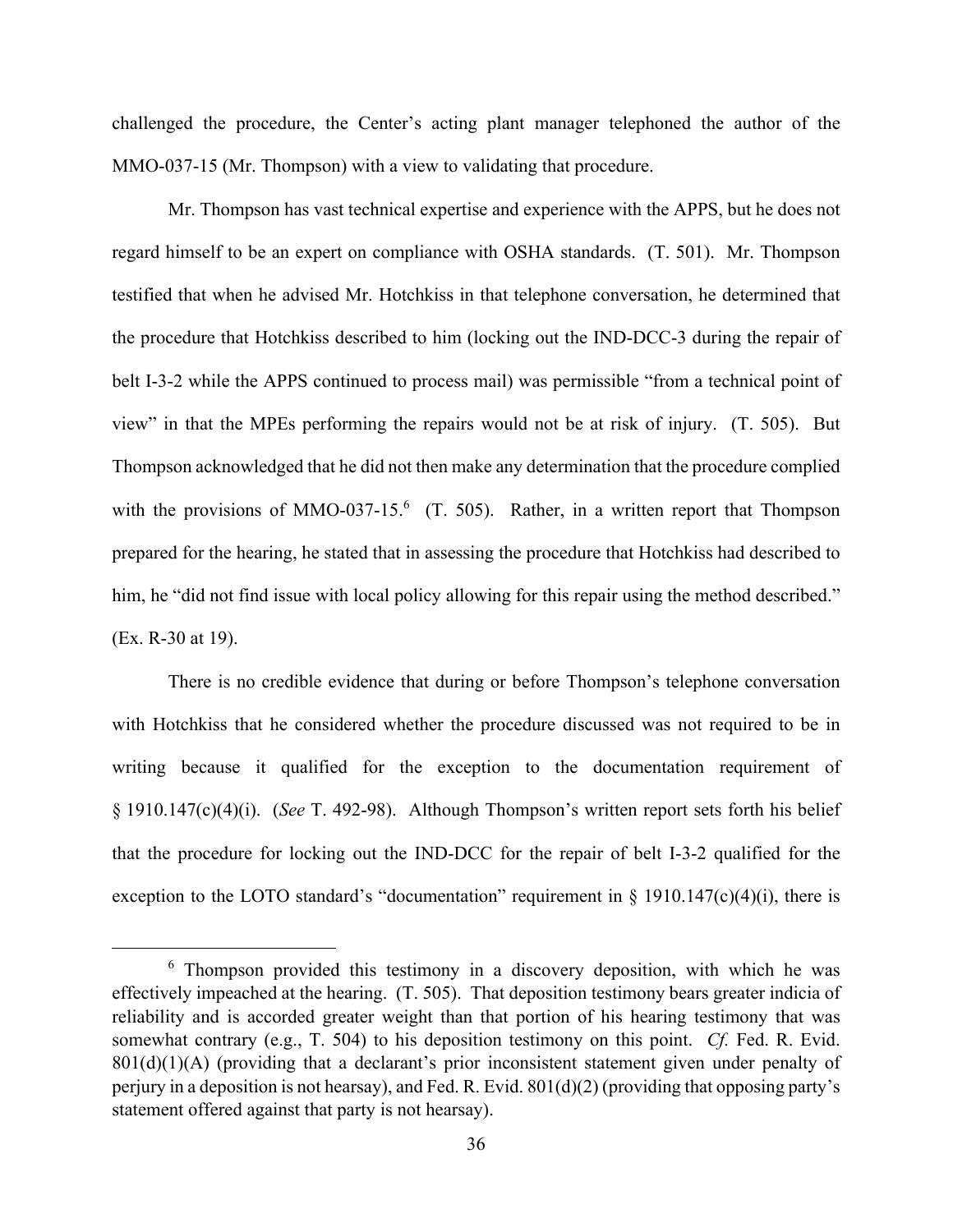challenged the procedure, the Center's acting plant manager telephoned the author of the MMO-037-15 (Mr. Thompson) with a view to validating that procedure.

Mr. Thompson has vast technical expertise and experience with the APPS, but he does not regard himself to be an expert on compliance with OSHA standards. (T. 501). Mr. Thompson testified that when he advised Mr. Hotchkiss in that telephone conversation, he determined that the procedure that Hotchkiss described to him (locking out the IND-DCC-3 during the repair of belt I-3-2 while the APPS continued to process mail) was permissible "from a technical point of view" in that the MPEs performing the repairs would not be at risk of injury. (T. 505). But Thompson acknowledged that he did not then make any determination that the procedure complied with the provisions of MMO-037-15.[6] (T. 505). Rather, in a written report that Thompson prepared for the hearing, he stated that in assessing the procedure that Hotchkiss had described to him, he "did not find issue with local policy allowing for this repair using the method described." (Ex. R-30 at 19).

There is no credible evidence that during or before Thompson's telephone conversation with Hotchkiss that he considered whether the procedure discussed was not required to be in writing because it qualified for the exception to the documentation requirement of § 1910.147(c)(4)(i). (*See* T. 492-98). Although Thompson's written report sets forth his belief that the procedure for locking out the IND-DCC for the repair of belt I-3-2 qualified for the exception to the LOTO standard's "documentation" requirement in § 1910.147(c)(4)(i), there is

---

[6] Thompson provided this testimony in a discovery deposition, with which he was effectively impeached at the hearing. (T. 505). That deposition testimony bears greater indicia of reliability and is accorded greater weight than that portion of his hearing testimony that was somewhat contrary (e.g., T. 504) to his deposition testimony on this point. *Cf.* Fed. R. Evid. 801(d)(1)(A) (providing that a declarant's prior inconsistent statement given under penalty of perjury in a deposition is not hearsay), and Fed. R. Evid. 801(d)(2) (providing that opposing party's statement offered against that party is not hearsay).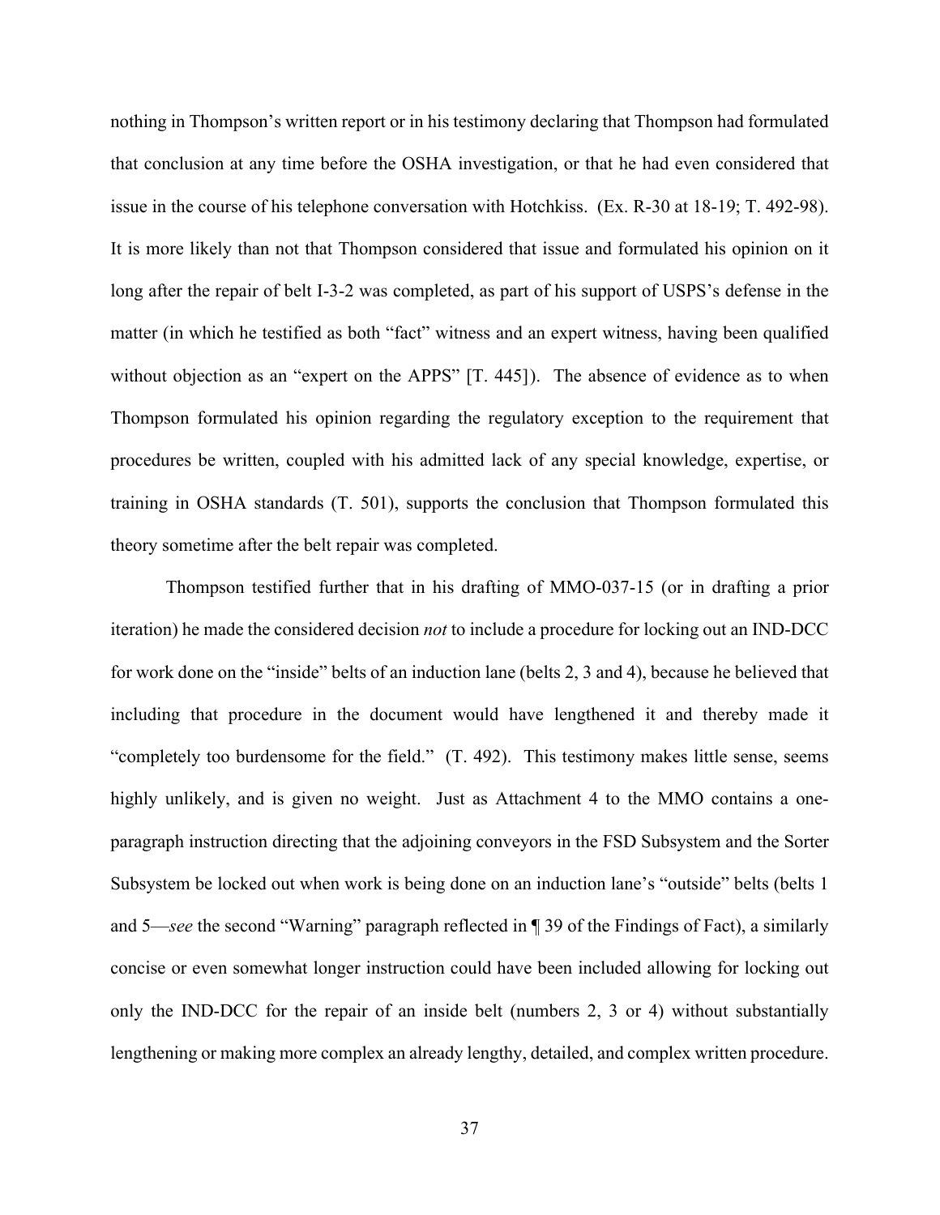nothing in Thompson's written report or in his testimony declaring that Thompson had formulated that conclusion at any time before the OSHA investigation, or that he had even considered that issue in the course of his telephone conversation with Hotchkiss. (Ex. R-30 at 18-19; T. 492-98). It is more likely than not that Thompson considered that issue and formulated his opinion on it long after the repair of belt I-3-2 was completed, as part of his support of USPS's defense in the matter (in which he testified as both "fact" witness and an expert witness, having been qualified without objection as an "expert on the APPS" [T. 445]). The absence of evidence as to when Thompson formulated his opinion regarding the regulatory exception to the requirement that procedures be written, coupled with his admitted lack of any special knowledge, expertise, or training in OSHA standards (T. 501), supports the conclusion that Thompson formulated this theory sometime after the belt repair was completed.

Thompson testified further that in his drafting of MMO-037-15 (or in drafting a prior iteration) he made the considered decision *not* to include a procedure for locking out an IND-DCC for work done on the "inside" belts of an induction lane (belts 2, 3 and 4), because he believed that including that procedure in the document would have lengthened it and thereby made it "completely too burdensome for the field." (T. 492). This testimony makes little sense, seems highly unlikely, and is given no weight. Just as Attachment 4 to the MMO contains a one-paragraph instruction directing that the adjoining conveyors in the FSD Subsystem and the Sorter Subsystem be locked out when work is being done on an induction lane's "outside" belts (belts 1 and 5—*see* the second "Warning" paragraph reflected in ¶ 39 of the Findings of Fact), a similarly concise or even somewhat longer instruction could have been included allowing for locking out only the IND-DCC for the repair of an inside belt (numbers 2, 3 or 4) without substantially lengthening or making more complex an already lengthy, detailed, and complex written procedure.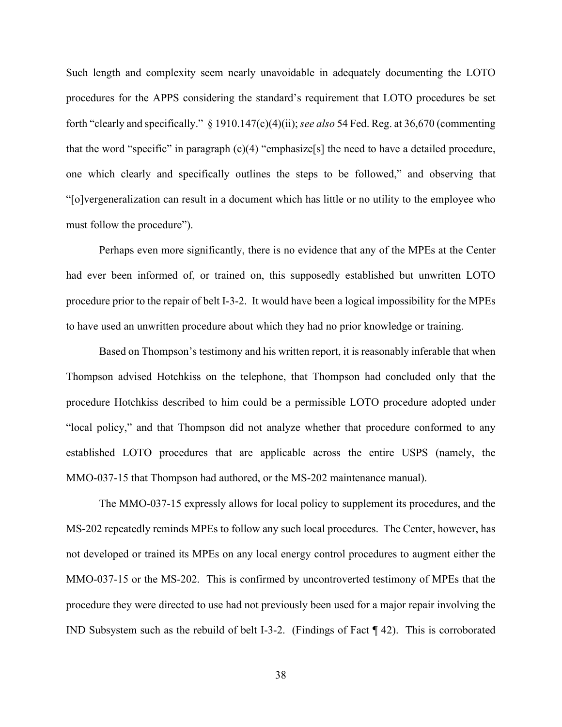Such length and complexity seem nearly unavoidable in adequately documenting the LOTO procedures for the APPS considering the standard's requirement that LOTO procedures be set forth "clearly and specifically." § 1910.147(c)(4)(ii); *see also* 54 Fed. Reg. at 36,670 (commenting that the word "specific" in paragraph (c)(4) "emphasize[s] the need to have a detailed procedure, one which clearly and specifically outlines the steps to be followed," and observing that "[o]vergeneralization can result in a document which has little or no utility to the employee who must follow the procedure").

Perhaps even more significantly, there is no evidence that any of the MPEs at the Center had ever been informed of, or trained on, this supposedly established but unwritten LOTO procedure prior to the repair of belt I-3-2. It would have been a logical impossibility for the MPEs to have used an unwritten procedure about which they had no prior knowledge or training.

Based on Thompson's testimony and his written report, it is reasonably inferable that when Thompson advised Hotchkiss on the telephone, that Thompson had concluded only that the procedure Hotchkiss described to him could be a permissible LOTO procedure adopted under "local policy," and that Thompson did not analyze whether that procedure conformed to any established LOTO procedures that are applicable across the entire USPS (namely, the MMO-037-15 that Thompson had authored, or the MS-202 maintenance manual).

The MMO-037-15 expressly allows for local policy to supplement its procedures, and the MS-202 repeatedly reminds MPEs to follow any such local procedures. The Center, however, has not developed or trained its MPEs on any local energy control procedures to augment either the MMO-037-15 or the MS-202. This is confirmed by uncontroverted testimony of MPEs that the procedure they were directed to use had not previously been used for a major repair involving the IND Subsystem such as the rebuild of belt I-3-2. (Findings of Fact ¶ 42). This is corroborated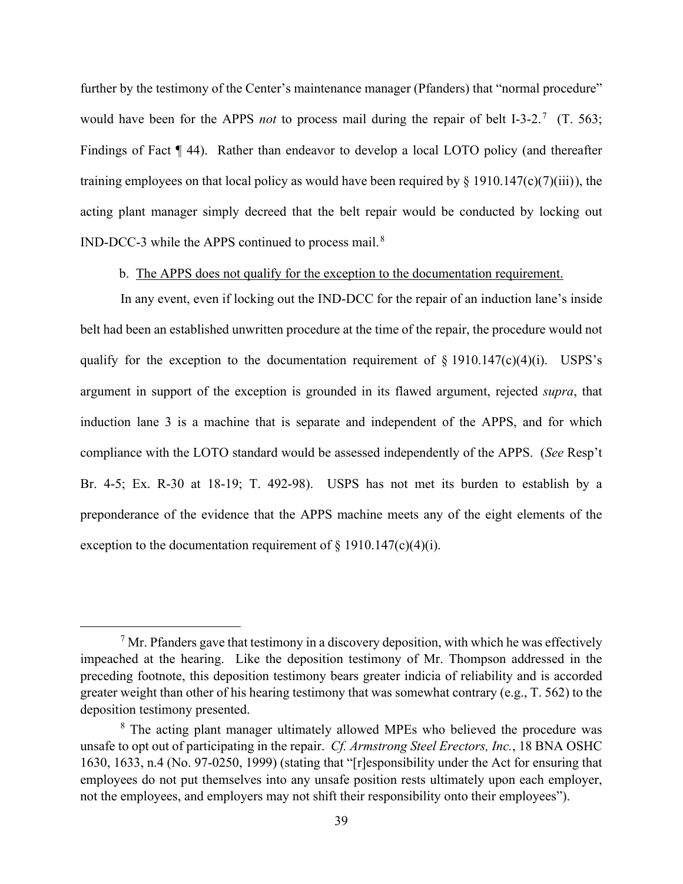further by the testimony of the Center's maintenance manager (Pfanders) that "normal procedure" would have been for the APPS *not* to process mail during the repair of belt I-3-2.[7] (T. 563; Findings of Fact ¶ 44). Rather than endeavor to develop a local LOTO policy (and thereafter training employees on that local policy as would have been required by § 1910.147(c)(7)(iii)), the acting plant manager simply decreed that the belt repair would be conducted by locking out IND-DCC-3 while the APPS continued to process mail.[8]

b. <u>The APPS does not qualify for the exception to the documentation requirement.</u>

In any event, even if locking out the IND-DCC for the repair of an induction lane's inside belt had been an established unwritten procedure at the time of the repair, the procedure would not qualify for the exception to the documentation requirement of § 1910.147(c)(4)(i). USPS's argument in support of the exception is grounded in its flawed argument, rejected *supra*, that induction lane 3 is a machine that is separate and independent of the APPS, and for which compliance with the LOTO standard would be assessed independently of the APPS. (*See* Resp't Br. 4-5; Ex. R-30 at 18-19; T. 492-98). USPS has not met its burden to establish by a preponderance of the evidence that the APPS machine meets any of the eight elements of the exception to the documentation requirement of § 1910.147(c)(4)(i).

---

[7] Mr. Pfanders gave that testimony in a discovery deposition, with which he was effectively impeached at the hearing. Like the deposition testimony of Mr. Thompson addressed in the preceding footnote, this deposition testimony bears greater indicia of reliability and is accorded greater weight than other of his hearing testimony that was somewhat contrary (e.g., T. 562) to the deposition testimony presented.

[8] The acting plant manager ultimately allowed MPEs who believed the procedure was unsafe to opt out of participating in the repair. *Cf. Armstrong Steel Erectors, Inc.*, 18 BNA OSHC 1630, 1633, n.4 (No. 97-0250, 1999) (stating that "[r]esponsibility under the Act for ensuring that employees do not put themselves into any unsafe position rests ultimately upon each employer, not the employees, and employers may not shift their responsibility onto their employees").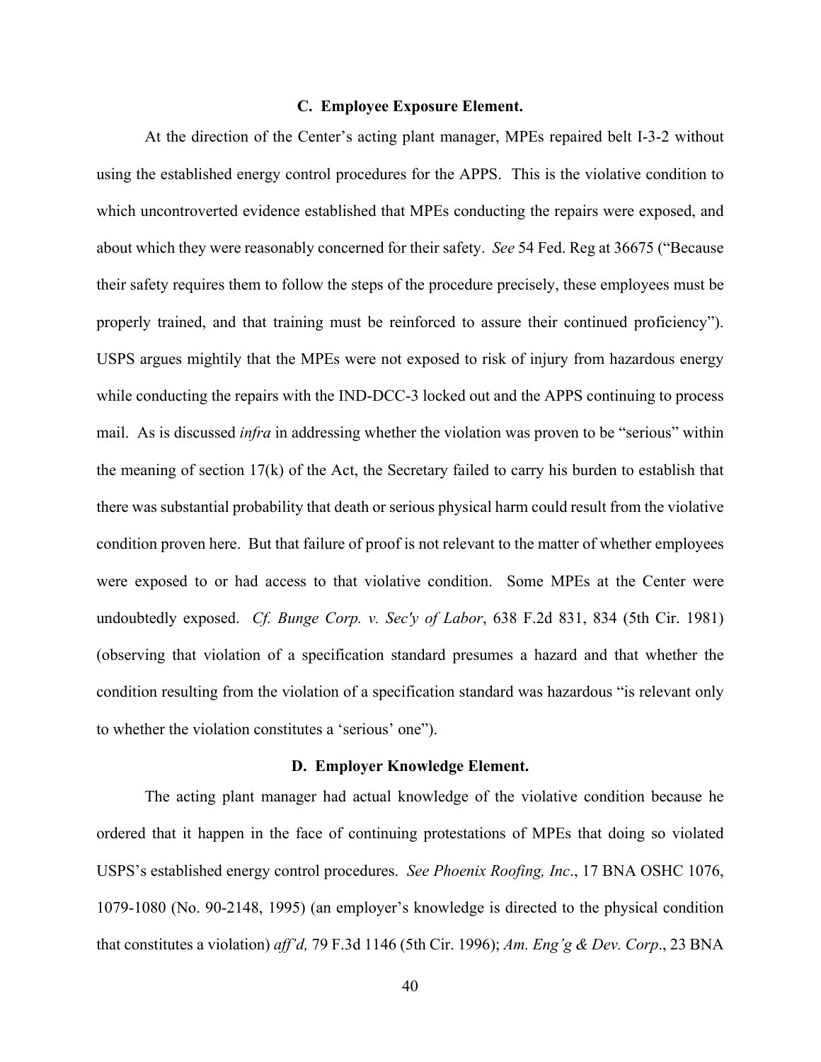### C. Employee Exposure Element.

At the direction of the Center's acting plant manager, MPEs repaired belt I-3-2 without using the established energy control procedures for the APPS. This is the violative condition to which uncontroverted evidence established that MPEs conducting the repairs were exposed, and about which they were reasonably concerned for their safety. *See* 54 Fed. Reg at 36675 ("Because their safety requires them to follow the steps of the procedure precisely, these employees must be properly trained, and that training must be reinforced to assure their continued proficiency"). USPS argues mightily that the MPEs were not exposed to risk of injury from hazardous energy while conducting the repairs with the IND-DCC-3 locked out and the APPS continuing to process mail. As is discussed *infra* in addressing whether the violation was proven to be "serious" within the meaning of section 17(k) of the Act, the Secretary failed to carry his burden to establish that there was substantial probability that death or serious physical harm could result from the violative condition proven here. But that failure of proof is not relevant to the matter of whether employees were exposed to or had access to that violative condition. Some MPEs at the Center were undoubtedly exposed. *Cf. Bunge Corp. v. Sec'y of Labor*, 638 F.2d 831, 834 (5th Cir. 1981) (observing that violation of a specification standard presumes a hazard and that whether the condition resulting from the violation of a specification standard was hazardous "is relevant only to whether the violation constitutes a 'serious' one").

### D. Employer Knowledge Element.

The acting plant manager had actual knowledge of the violative condition because he ordered that it happen in the face of continuing protestations of MPEs that doing so violated USPS's established energy control procedures. *See Phoenix Roofing, Inc*., 17 BNA OSHC 1076, 1079-1080 (No. 90-2148, 1995) (an employer's knowledge is directed to the physical condition that constitutes a violation) *aff'd,* 79 F.3d 1146 (5th Cir. 1996); *Am. Eng'g & Dev. Corp*., 23 BNA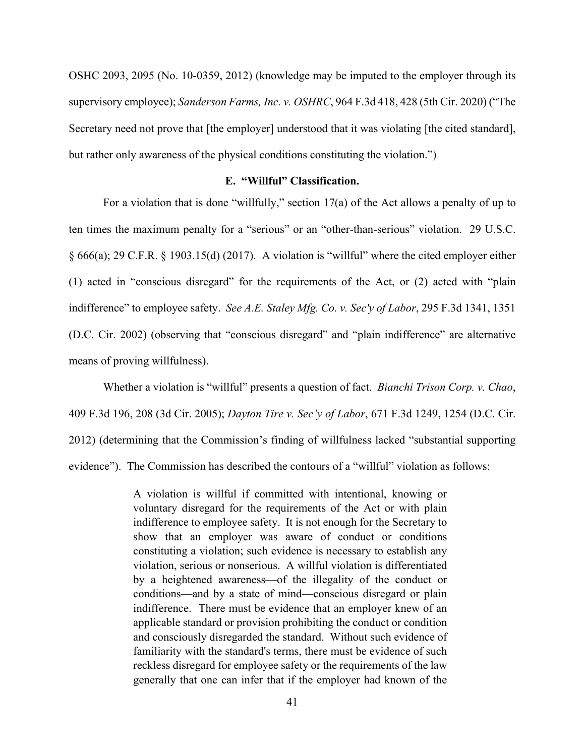OSHC 2093, 2095 (No. 10-0359, 2012) (knowledge may be imputed to the employer through its supervisory employee); *Sanderson Farms, Inc. v. OSHRC*, 964 F.3d 418, 428 (5th Cir. 2020) ("The Secretary need not prove that [the employer] understood that it was violating [the cited standard], but rather only awareness of the physical conditions constituting the violation.")

### E. "Willful" Classification.

For a violation that is done "willfully," section 17(a) of the Act allows a penalty of up to ten times the maximum penalty for a "serious" or an "other-than-serious" violation. 29 U.S.C. § 666(a); 29 C.F.R. § 1903.15(d) (2017). A violation is "willful" where the cited employer either (1) acted in "conscious disregard" for the requirements of the Act, or (2) acted with "plain indifference" to employee safety. *See A.E. Staley Mfg. Co. v. Sec'y of Labor*, 295 F.3d 1341, 1351 (D.C. Cir. 2002) (observing that "conscious disregard" and "plain indifference" are alternative means of proving willfulness).

Whether a violation is "willful" presents a question of fact. *Bianchi Trison Corp. v. Chao*, 409 F.3d 196, 208 (3d Cir. 2005); *Dayton Tire v. Sec'y of Labor*, 671 F.3d 1249, 1254 (D.C. Cir. 2012) (determining that the Commission's finding of willfulness lacked "substantial supporting evidence"). The Commission has described the contours of a "willful" violation as follows:

> A violation is willful if committed with intentional, knowing or voluntary disregard for the requirements of the Act or with plain indifference to employee safety. It is not enough for the Secretary to show that an employer was aware of conduct or conditions constituting a violation; such evidence is necessary to establish any violation, serious or nonserious. A willful violation is differentiated by a heightened awareness—of the illegality of the conduct or conditions—and by a state of mind—conscious disregard or plain indifference. There must be evidence that an employer knew of an applicable standard or provision prohibiting the conduct or condition and consciously disregarded the standard. Without such evidence of familiarity with the standard's terms, there must be evidence of such reckless disregard for employee safety or the requirements of the law generally that one can infer that if the employer had known of the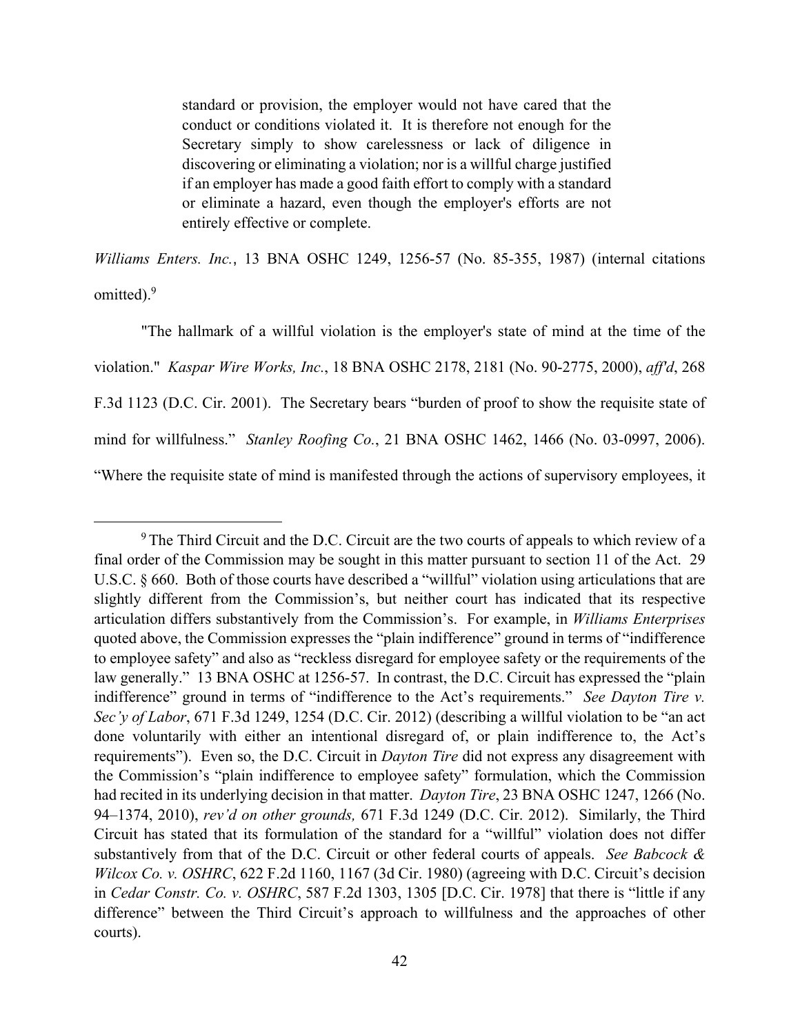> standard or provision, the employer would not have cared that the conduct or conditions violated it. It is therefore not enough for the Secretary simply to show carelessness or lack of diligence in discovering or eliminating a violation; nor is a willful charge justified if an employer has made a good faith effort to comply with a standard or eliminate a hazard, even though the employer's efforts are not entirely effective or complete.

*Williams Enters. Inc.*, 13 BNA OSHC 1249, 1256-57 (No. 85-355, 1987) (internal citations omitted).[9]

"The hallmark of a willful violation is the employer's state of mind at the time of the violation." *Kaspar Wire Works, Inc.*, 18 BNA OSHC 2178, 2181 (No. 90-2775, 2000), *aff'd*, 268 F.3d 1123 (D.C. Cir. 2001). The Secretary bears "burden of proof to show the requisite state of mind for willfulness." *Stanley Roofing Co.*, 21 BNA OSHC 1462, 1466 (No. 03-0997, 2006). "Where the requisite state of mind is manifested through the actions of supervisory employees, it

---

[9] The Third Circuit and the D.C. Circuit are the two courts of appeals to which review of a final order of the Commission may be sought in this matter pursuant to section 11 of the Act. 29 U.S.C. § 660. Both of those courts have described a "willful" violation using articulations that are slightly different from the Commission's, but neither court has indicated that its respective articulation differs substantively from the Commission's. For example, in *Williams Enterprises* quoted above, the Commission expresses the "plain indifference" ground in terms of "indifference to employee safety" and also as "reckless disregard for employee safety or the requirements of the law generally." 13 BNA OSHC at 1256-57. In contrast, the D.C. Circuit has expressed the "plain indifference" ground in terms of "indifference to the Act's requirements." *See Dayton Tire v. Sec'y of Labor*, 671 F.3d 1249, 1254 (D.C. Cir. 2012) (describing a willful violation to be "an act done voluntarily with either an intentional disregard of, or plain indifference to, the Act's requirements"). Even so, the D.C. Circuit in *Dayton Tire* did not express any disagreement with the Commission's "plain indifference to employee safety" formulation, which the Commission had recited in its underlying decision in that matter. *Dayton Tire*, 23 BNA OSHC 1247, 1266 (No. 94–1374, 2010), *rev'd on other grounds,* 671 F.3d 1249 (D.C. Cir. 2012). Similarly, the Third Circuit has stated that its formulation of the standard for a "willful" violation does not differ substantively from that of the D.C. Circuit or other federal courts of appeals. *See Babcock & Wilcox Co. v. OSHRC*, 622 F.2d 1160, 1167 (3d Cir. 1980) (agreeing with D.C. Circuit's decision in *Cedar Constr. Co. v. OSHRC*, 587 F.2d 1303, 1305 [D.C. Cir. 1978] that there is "little if any difference" between the Third Circuit's approach to willfulness and the approaches of other courts).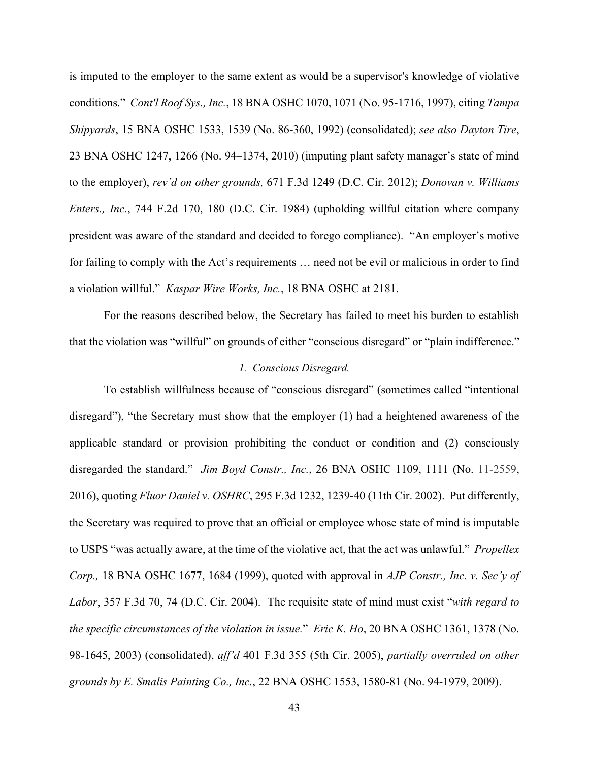is imputed to the employer to the same extent as would be a supervisor's knowledge of violative conditions." *Cont'l Roof Sys., Inc.*, 18 BNA OSHC 1070, 1071 (No. 95-1716, 1997), citing *Tampa Shipyards*, 15 BNA OSHC 1533, 1539 (No. 86-360, 1992) (consolidated); *see also Dayton Tire*, 23 BNA OSHC 1247, 1266 (No. 94–1374, 2010) (imputing plant safety manager's state of mind to the employer), *rev'd on other grounds,* 671 F.3d 1249 (D.C. Cir. 2012); *Donovan v. Williams Enters., Inc.*, 744 F.2d 170, 180 (D.C. Cir. 1984) (upholding willful citation where company president was aware of the standard and decided to forego compliance). "An employer's motive for failing to comply with the Act's requirements … need not be evil or malicious in order to find a violation willful." *Kaspar Wire Works, Inc.*, 18 BNA OSHC at 2181.

For the reasons described below, the Secretary has failed to meet his burden to establish that the violation was "willful" on grounds of either "conscious disregard" or "plain indifference."

*1. Conscious Disregard.*

To establish willfulness because of "conscious disregard" (sometimes called "intentional disregard"), "the Secretary must show that the employer (1) had a heightened awareness of the applicable standard or provision prohibiting the conduct or condition and (2) consciously disregarded the standard." *Jim Boyd Constr., Inc.*, 26 BNA OSHC 1109, 1111 (No. 11-2559, 2016), quoting *Fluor Daniel v. OSHRC*, 295 F.3d 1232, 1239-40 (11th Cir. 2002). Put differently, the Secretary was required to prove that an official or employee whose state of mind is imputable to USPS "was actually aware, at the time of the violative act, that the act was unlawful." *Propellex Corp.,* 18 BNA OSHC 1677, 1684 (1999), quoted with approval in *AJP Constr., Inc. v. Sec'y of Labor*, 357 F.3d 70, 74 (D.C. Cir. 2004). The requisite state of mind must exist "*with regard to the specific circumstances of the violation in issue.*" *Eric K. Ho*, 20 BNA OSHC 1361, 1378 (No. 98-1645, 2003) (consolidated), *aff'd* 401 F.3d 355 (5th Cir. 2005), *partially overruled on other grounds by E. Smalis Painting Co., Inc.*, 22 BNA OSHC 1553, 1580-81 (No. 94-1979, 2009).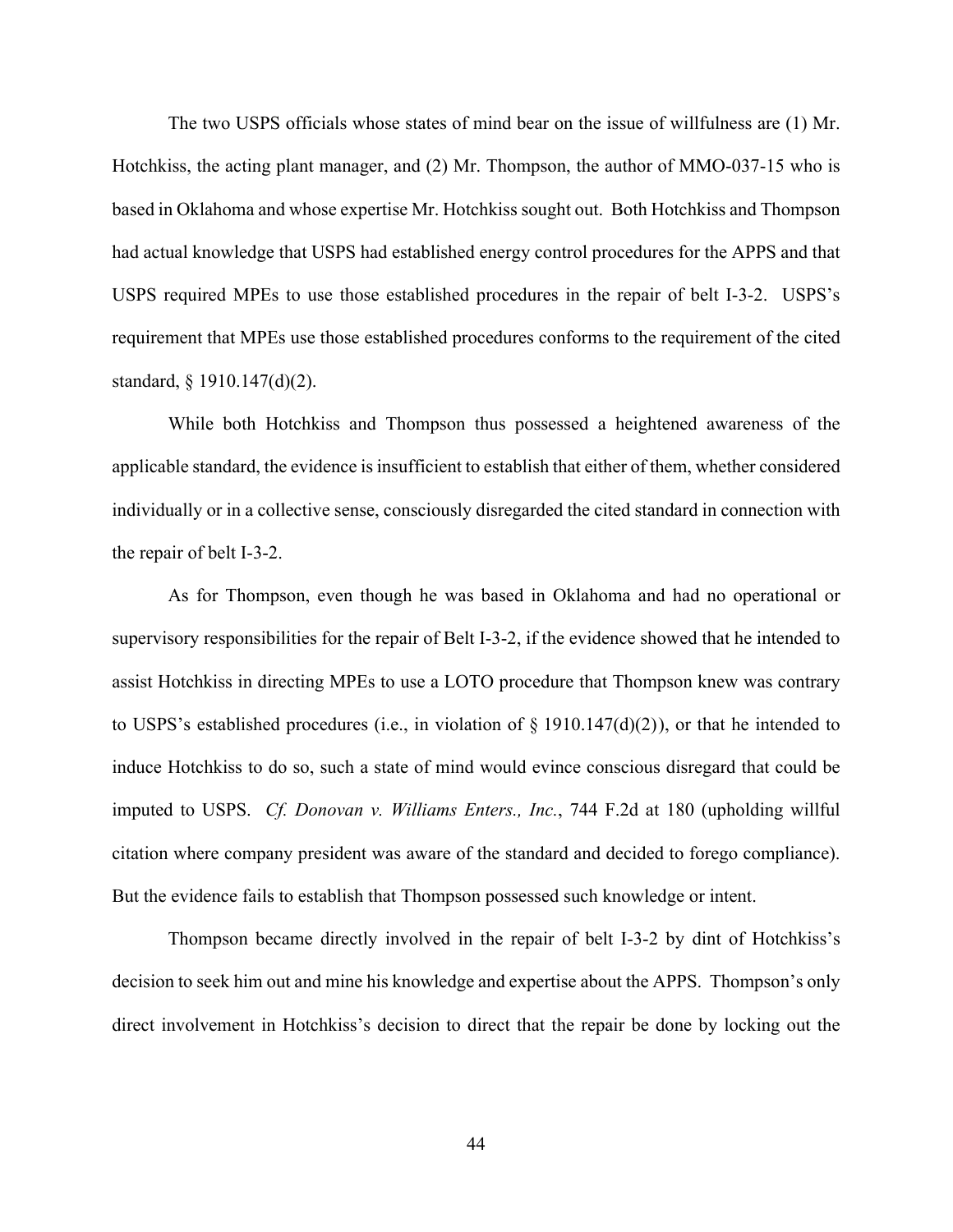The two USPS officials whose states of mind bear on the issue of willfulness are (1) Mr. Hotchkiss, the acting plant manager, and (2) Mr. Thompson, the author of MMO-037-15 who is based in Oklahoma and whose expertise Mr. Hotchkiss sought out. Both Hotchkiss and Thompson had actual knowledge that USPS had established energy control procedures for the APPS and that USPS required MPEs to use those established procedures in the repair of belt I-3-2. USPS's requirement that MPEs use those established procedures conforms to the requirement of the cited standard, § 1910.147(d)(2).

While both Hotchkiss and Thompson thus possessed a heightened awareness of the applicable standard, the evidence is insufficient to establish that either of them, whether considered individually or in a collective sense, consciously disregarded the cited standard in connection with the repair of belt I-3-2.

As for Thompson, even though he was based in Oklahoma and had no operational or supervisory responsibilities for the repair of Belt I-3-2, if the evidence showed that he intended to assist Hotchkiss in directing MPEs to use a LOTO procedure that Thompson knew was contrary to USPS's established procedures (i.e., in violation of § 1910.147(d)(2)), or that he intended to induce Hotchkiss to do so, such a state of mind would evince conscious disregard that could be imputed to USPS. *Cf. Donovan v. Williams Enters., Inc.*, 744 F.2d at 180 (upholding willful citation where company president was aware of the standard and decided to forego compliance). But the evidence fails to establish that Thompson possessed such knowledge or intent.

Thompson became directly involved in the repair of belt I-3-2 by dint of Hotchkiss's decision to seek him out and mine his knowledge and expertise about the APPS. Thompson's only direct involvement in Hotchkiss's decision to direct that the repair be done by locking out the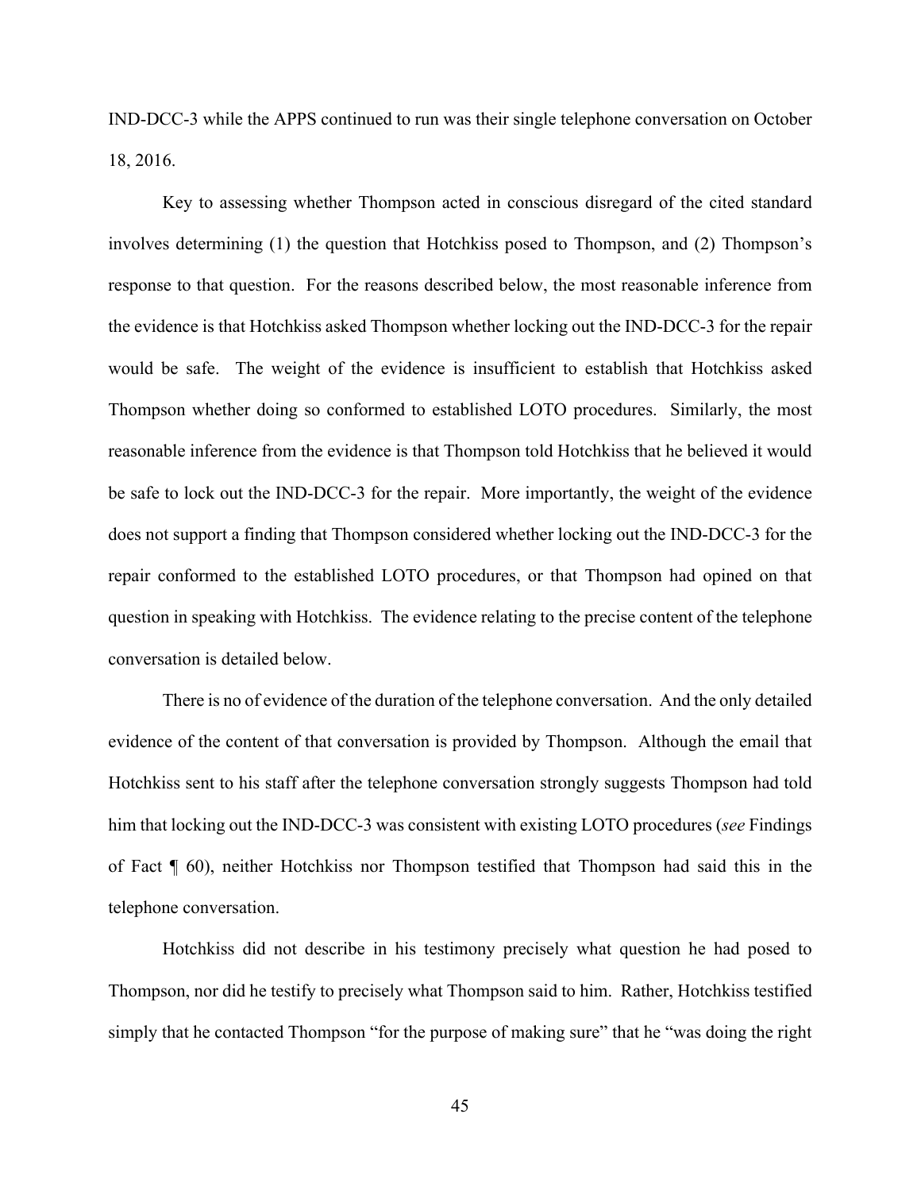IND-DCC-3 while the APPS continued to run was their single telephone conversation on October 18, 2016.

Key to assessing whether Thompson acted in conscious disregard of the cited standard involves determining (1) the question that Hotchkiss posed to Thompson, and (2) Thompson's response to that question. For the reasons described below, the most reasonable inference from the evidence is that Hotchkiss asked Thompson whether locking out the IND-DCC-3 for the repair would be safe. The weight of the evidence is insufficient to establish that Hotchkiss asked Thompson whether doing so conformed to established LOTO procedures. Similarly, the most reasonable inference from the evidence is that Thompson told Hotchkiss that he believed it would be safe to lock out the IND-DCC-3 for the repair. More importantly, the weight of the evidence does not support a finding that Thompson considered whether locking out the IND-DCC-3 for the repair conformed to the established LOTO procedures, or that Thompson had opined on that question in speaking with Hotchkiss. The evidence relating to the precise content of the telephone conversation is detailed below.

There is no of evidence of the duration of the telephone conversation. And the only detailed evidence of the content of that conversation is provided by Thompson. Although the email that Hotchkiss sent to his staff after the telephone conversation strongly suggests Thompson had told him that locking out the IND-DCC-3 was consistent with existing LOTO procedures (*see* Findings of Fact ¶ 60), neither Hotchkiss nor Thompson testified that Thompson had said this in the telephone conversation.

Hotchkiss did not describe in his testimony precisely what question he had posed to Thompson, nor did he testify to precisely what Thompson said to him. Rather, Hotchkiss testified simply that he contacted Thompson "for the purpose of making sure" that he "was doing the right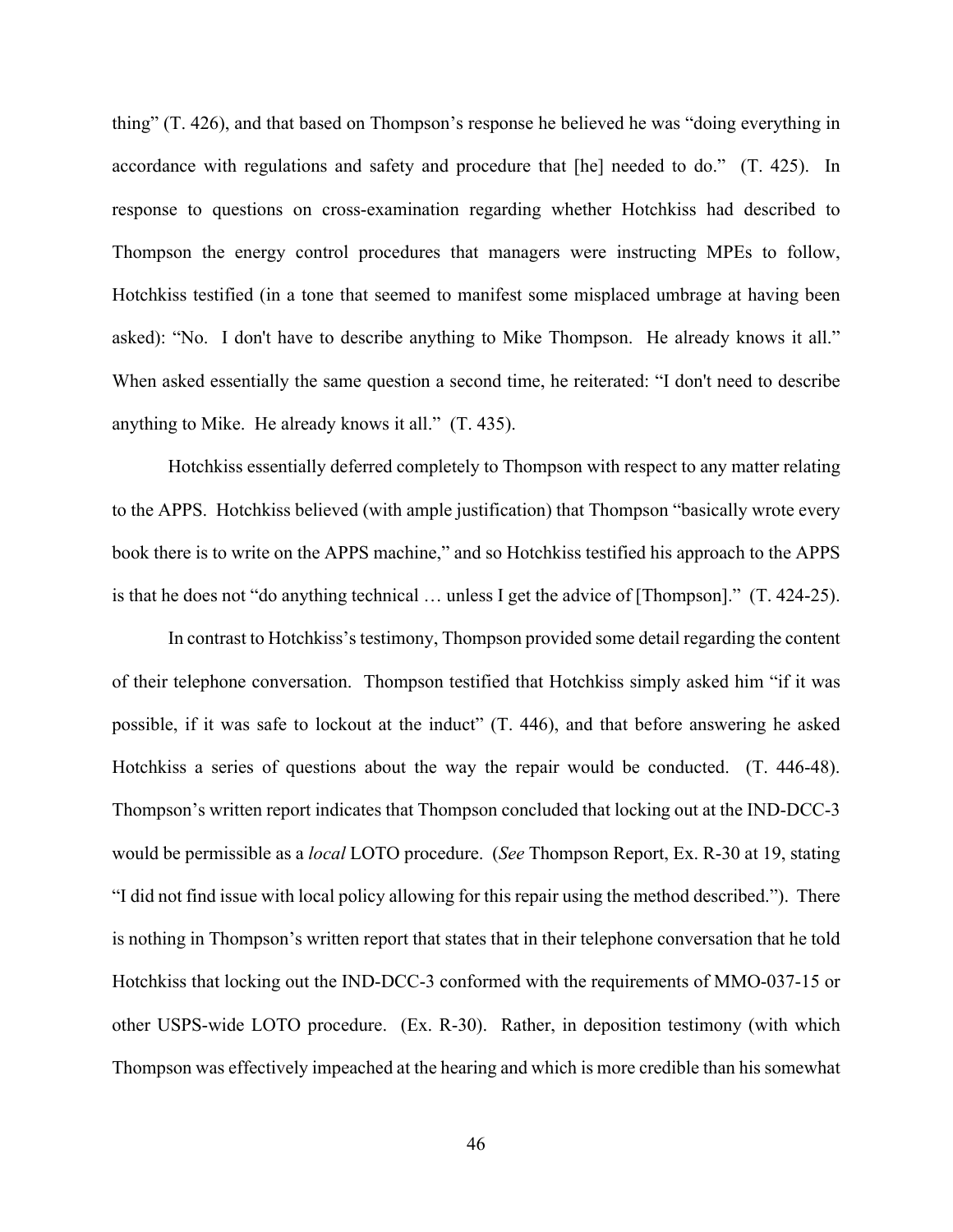thing" (T. 426), and that based on Thompson's response he believed he was "doing everything in accordance with regulations and safety and procedure that [he] needed to do." (T. 425). In response to questions on cross-examination regarding whether Hotchkiss had described to Thompson the energy control procedures that managers were instructing MPEs to follow, Hotchkiss testified (in a tone that seemed to manifest some misplaced umbrage at having been asked): "No. I don't have to describe anything to Mike Thompson. He already knows it all." When asked essentially the same question a second time, he reiterated: "I don't need to describe anything to Mike. He already knows it all." (T. 435).

Hotchkiss essentially deferred completely to Thompson with respect to any matter relating to the APPS. Hotchkiss believed (with ample justification) that Thompson "basically wrote every book there is to write on the APPS machine," and so Hotchkiss testified his approach to the APPS is that he does not "do anything technical … unless I get the advice of [Thompson]." (T. 424-25).

In contrast to Hotchkiss's testimony, Thompson provided some detail regarding the content of their telephone conversation. Thompson testified that Hotchkiss simply asked him "if it was possible, if it was safe to lockout at the induct" (T. 446), and that before answering he asked Hotchkiss a series of questions about the way the repair would be conducted. (T. 446-48). Thompson's written report indicates that Thompson concluded that locking out at the IND-DCC-3 would be permissible as a *local* LOTO procedure. (*See* Thompson Report, Ex. R-30 at 19, stating "I did not find issue with local policy allowing for this repair using the method described."). There is nothing in Thompson's written report that states that in their telephone conversation that he told Hotchkiss that locking out the IND-DCC-3 conformed with the requirements of MMO-037-15 or other USPS-wide LOTO procedure. (Ex. R-30). Rather, in deposition testimony (with which Thompson was effectively impeached at the hearing and which is more credible than his somewhat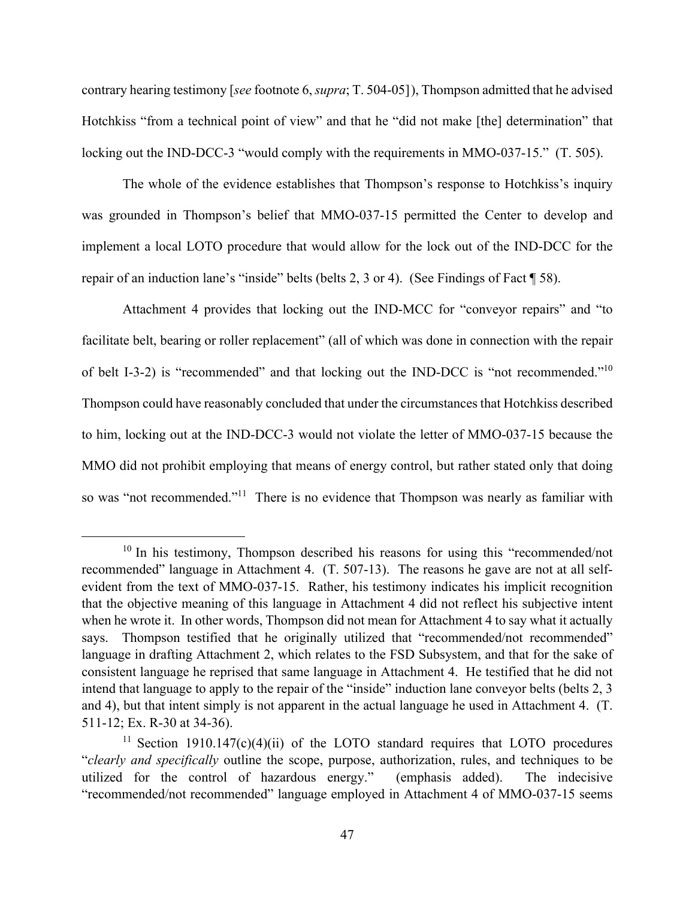contrary hearing testimony [*see* footnote 6, *supra*; T. 504-05]), Thompson admitted that he advised Hotchkiss "from a technical point of view" and that he "did not make [the] determination" that locking out the IND-DCC-3 "would comply with the requirements in MMO-037-15." (T. 505).

The whole of the evidence establishes that Thompson's response to Hotchkiss's inquiry was grounded in Thompson's belief that MMO-037-15 permitted the Center to develop and implement a local LOTO procedure that would allow for the lock out of the IND-DCC for the repair of an induction lane's "inside" belts (belts 2, 3 or 4). (See Findings of Fact ¶ 58).

Attachment 4 provides that locking out the IND-MCC for "conveyor repairs" and "to facilitate belt, bearing or roller replacement" (all of which was done in connection with the repair of belt I-3-2) is "recommended" and that locking out the IND-DCC is "not recommended."[10] Thompson could have reasonably concluded that under the circumstances that Hotchkiss described to him, locking out at the IND-DCC-3 would not violate the letter of MMO-037-15 because the MMO did not prohibit employing that means of energy control, but rather stated only that doing so was "not recommended."[11] There is no evidence that Thompson was nearly as familiar with

---

[10] In his testimony, Thompson described his reasons for using this "recommended/not recommended" language in Attachment 4. (T. 507-13). The reasons he gave are not at all self-evident from the text of MMO-037-15. Rather, his testimony indicates his implicit recognition that the objective meaning of this language in Attachment 4 did not reflect his subjective intent when he wrote it. In other words, Thompson did not mean for Attachment 4 to say what it actually says. Thompson testified that he originally utilized that "recommended/not recommended" language in drafting Attachment 2, which relates to the FSD Subsystem, and that for the sake of consistent language he reprised that same language in Attachment 4. He testified that he did not intend that language to apply to the repair of the "inside" induction lane conveyor belts (belts 2, 3 and 4), but that intent simply is not apparent in the actual language he used in Attachment 4. (T. 511-12; Ex. R-30 at 34-36).

[11] Section 1910.147(c)(4)(ii) of the LOTO standard requires that LOTO procedures "*clearly and specifically* outline the scope, purpose, authorization, rules, and techniques to be utilized for the control of hazardous energy." (emphasis added). The indecisive "recommended/not recommended" language employed in Attachment 4 of MMO-037-15 seems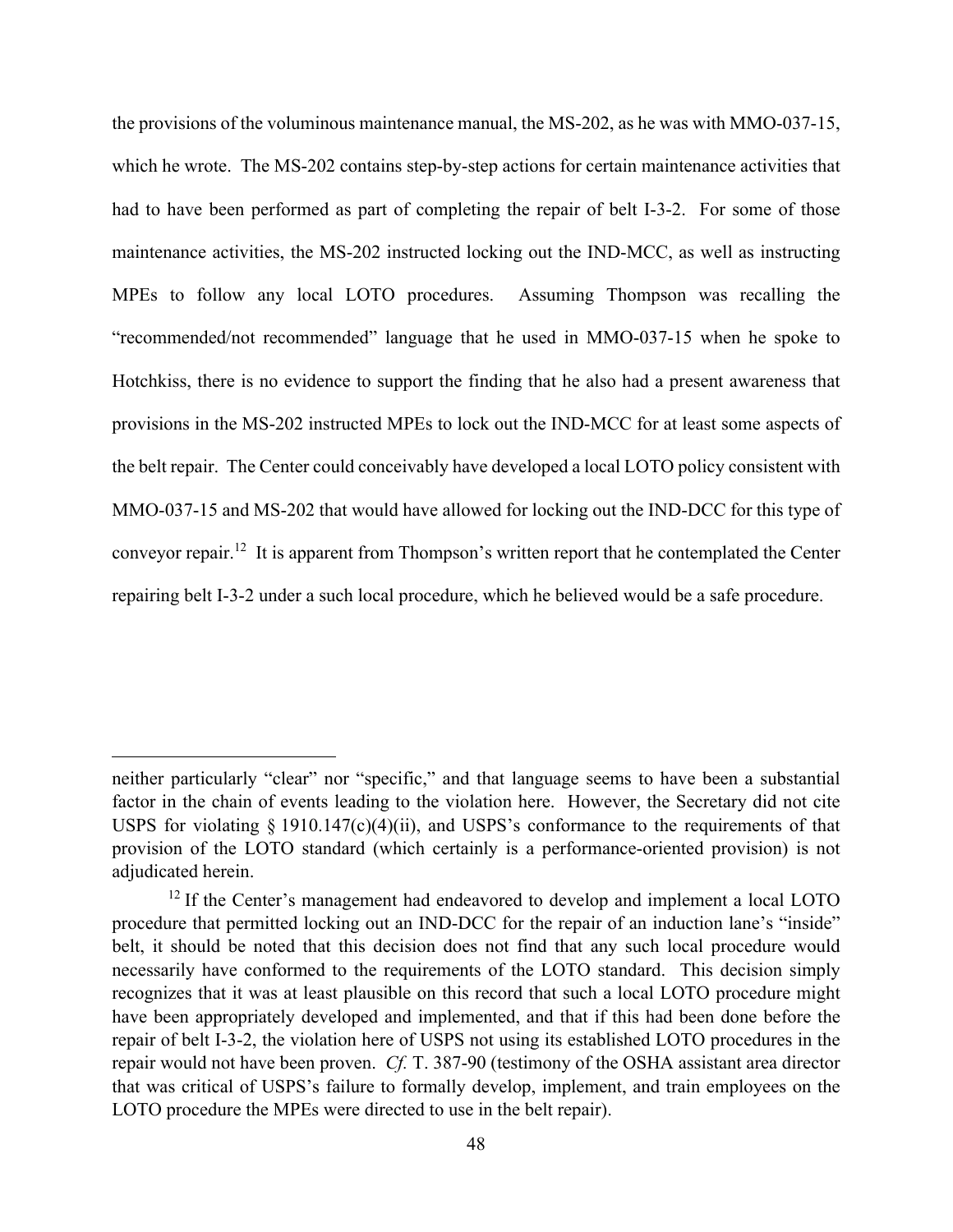the provisions of the voluminous maintenance manual, the MS-202, as he was with MMO-037-15, which he wrote. The MS-202 contains step-by-step actions for certain maintenance activities that had to have been performed as part of completing the repair of belt I-3-2. For some of those maintenance activities, the MS-202 instructed locking out the IND-MCC, as well as instructing MPEs to follow any local LOTO procedures. Assuming Thompson was recalling the "recommended/not recommended" language that he used in MMO-037-15 when he spoke to Hotchkiss, there is no evidence to support the finding that he also had a present awareness that provisions in the MS-202 instructed MPEs to lock out the IND-MCC for at least some aspects of the belt repair. The Center could conceivably have developed a local LOTO policy consistent with MMO-037-15 and MS-202 that would have allowed for locking out the IND-DCC for this type of conveyor repair.[12] It is apparent from Thompson's written report that he contemplated the Center repairing belt I-3-2 under a such local procedure, which he believed would be a safe procedure.

---

neither particularly "clear" nor "specific," and that language seems to have been a substantial factor in the chain of events leading to the violation here. However, the Secretary did not cite USPS for violating § 1910.147(c)(4)(ii), and USPS's conformance to the requirements of that provision of the LOTO standard (which certainly is a performance-oriented provision) is not adjudicated herein.

[12] If the Center's management had endeavored to develop and implement a local LOTO procedure that permitted locking out an IND-DCC for the repair of an induction lane's "inside" belt, it should be noted that this decision does not find that any such local procedure would necessarily have conformed to the requirements of the LOTO standard. This decision simply recognizes that it was at least plausible on this record that such a local LOTO procedure might have been appropriately developed and implemented, and that if this had been done before the repair of belt I-3-2, the violation here of USPS not using its established LOTO procedures in the repair would not have been proven. *Cf.* T. 387-90 (testimony of the OSHA assistant area director that was critical of USPS's failure to formally develop, implement, and train employees on the LOTO procedure the MPEs were directed to use in the belt repair).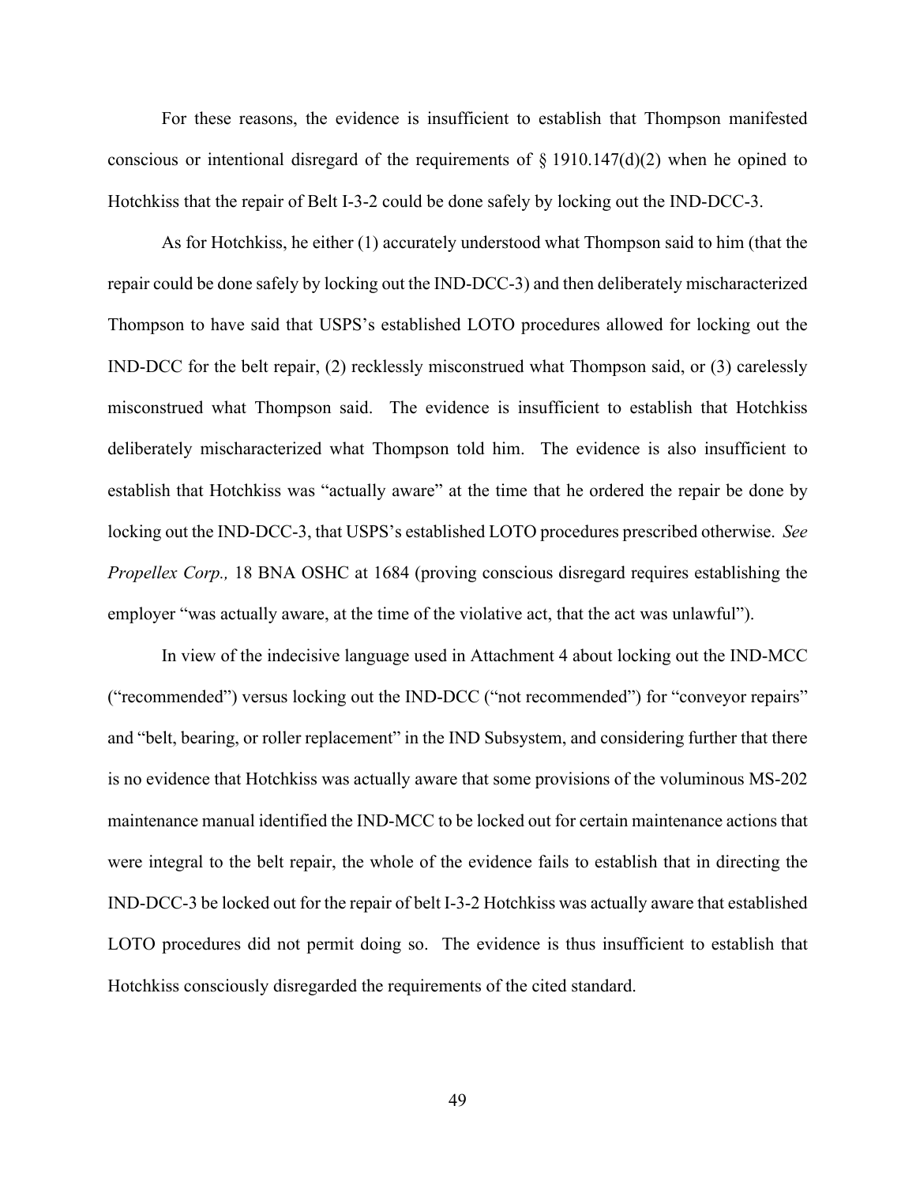For these reasons, the evidence is insufficient to establish that Thompson manifested conscious or intentional disregard of the requirements of § 1910.147(d)(2) when he opined to Hotchkiss that the repair of Belt I-3-2 could be done safely by locking out the IND-DCC-3.

As for Hotchkiss, he either (1) accurately understood what Thompson said to him (that the repair could be done safely by locking out the IND-DCC-3) and then deliberately mischaracterized Thompson to have said that USPS's established LOTO procedures allowed for locking out the IND-DCC for the belt repair, (2) recklessly misconstrued what Thompson said, or (3) carelessly misconstrued what Thompson said. The evidence is insufficient to establish that Hotchkiss deliberately mischaracterized what Thompson told him. The evidence is also insufficient to establish that Hotchkiss was "actually aware" at the time that he ordered the repair be done by locking out the IND-DCC-3, that USPS's established LOTO procedures prescribed otherwise. *See Propellex Corp.,* 18 BNA OSHC at 1684 (proving conscious disregard requires establishing the employer "was actually aware, at the time of the violative act, that the act was unlawful").

In view of the indecisive language used in Attachment 4 about locking out the IND-MCC ("recommended") versus locking out the IND-DCC ("not recommended") for "conveyor repairs" and "belt, bearing, or roller replacement" in the IND Subsystem, and considering further that there is no evidence that Hotchkiss was actually aware that some provisions of the voluminous MS-202 maintenance manual identified the IND-MCC to be locked out for certain maintenance actions that were integral to the belt repair, the whole of the evidence fails to establish that in directing the IND-DCC-3 be locked out for the repair of belt I-3-2 Hotchkiss was actually aware that established LOTO procedures did not permit doing so. The evidence is thus insufficient to establish that Hotchkiss consciously disregarded the requirements of the cited standard.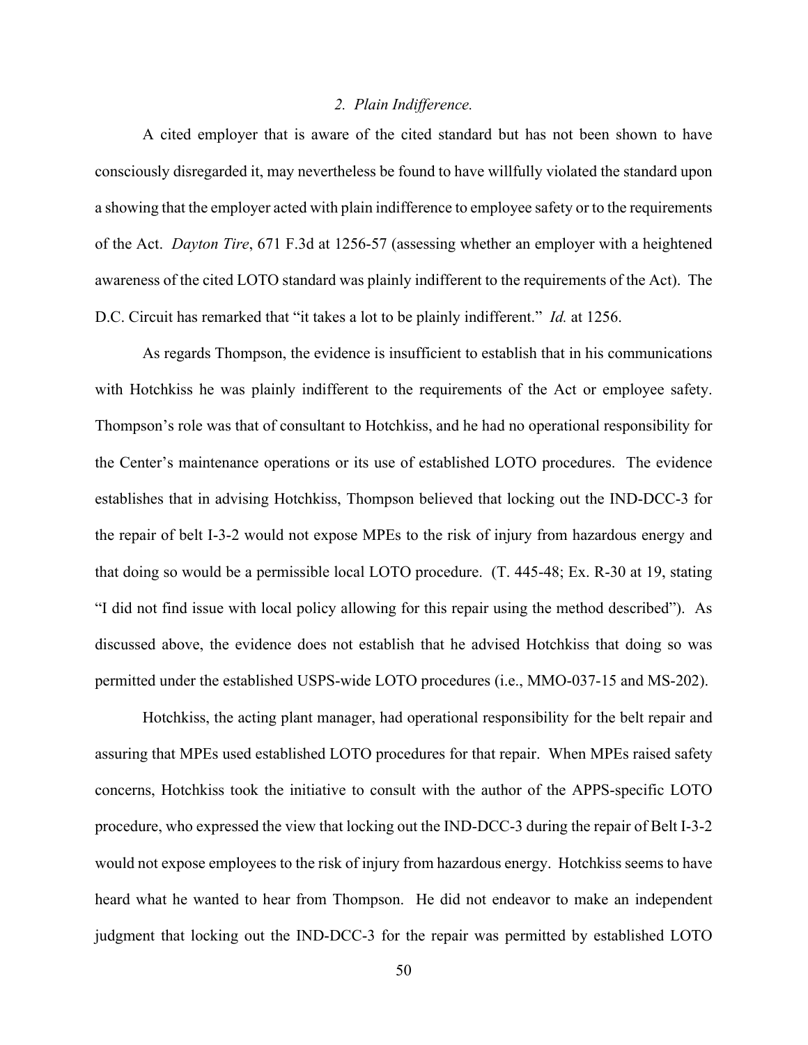### *2. Plain Indifference.*

A cited employer that is aware of the cited standard but has not been shown to have consciously disregarded it, may nevertheless be found to have willfully violated the standard upon a showing that the employer acted with plain indifference to employee safety or to the requirements of the Act. *Dayton Tire*, 671 F.3d at 1256-57 (assessing whether an employer with a heightened awareness of the cited LOTO standard was plainly indifferent to the requirements of the Act). The D.C. Circuit has remarked that "it takes a lot to be plainly indifferent." *Id.* at 1256.

As regards Thompson, the evidence is insufficient to establish that in his communications with Hotchkiss he was plainly indifferent to the requirements of the Act or employee safety. Thompson's role was that of consultant to Hotchkiss, and he had no operational responsibility for the Center's maintenance operations or its use of established LOTO procedures. The evidence establishes that in advising Hotchkiss, Thompson believed that locking out the IND-DCC-3 for the repair of belt I-3-2 would not expose MPEs to the risk of injury from hazardous energy and that doing so would be a permissible local LOTO procedure. (T. 445-48; Ex. R-30 at 19, stating "I did not find issue with local policy allowing for this repair using the method described"). As discussed above, the evidence does not establish that he advised Hotchkiss that doing so was permitted under the established USPS-wide LOTO procedures (i.e., MMO-037-15 and MS-202).

Hotchkiss, the acting plant manager, had operational responsibility for the belt repair and assuring that MPEs used established LOTO procedures for that repair. When MPEs raised safety concerns, Hotchkiss took the initiative to consult with the author of the APPS-specific LOTO procedure, who expressed the view that locking out the IND-DCC-3 during the repair of Belt I-3-2 would not expose employees to the risk of injury from hazardous energy. Hotchkiss seems to have heard what he wanted to hear from Thompson. He did not endeavor to make an independent judgment that locking out the IND-DCC-3 for the repair was permitted by established LOTO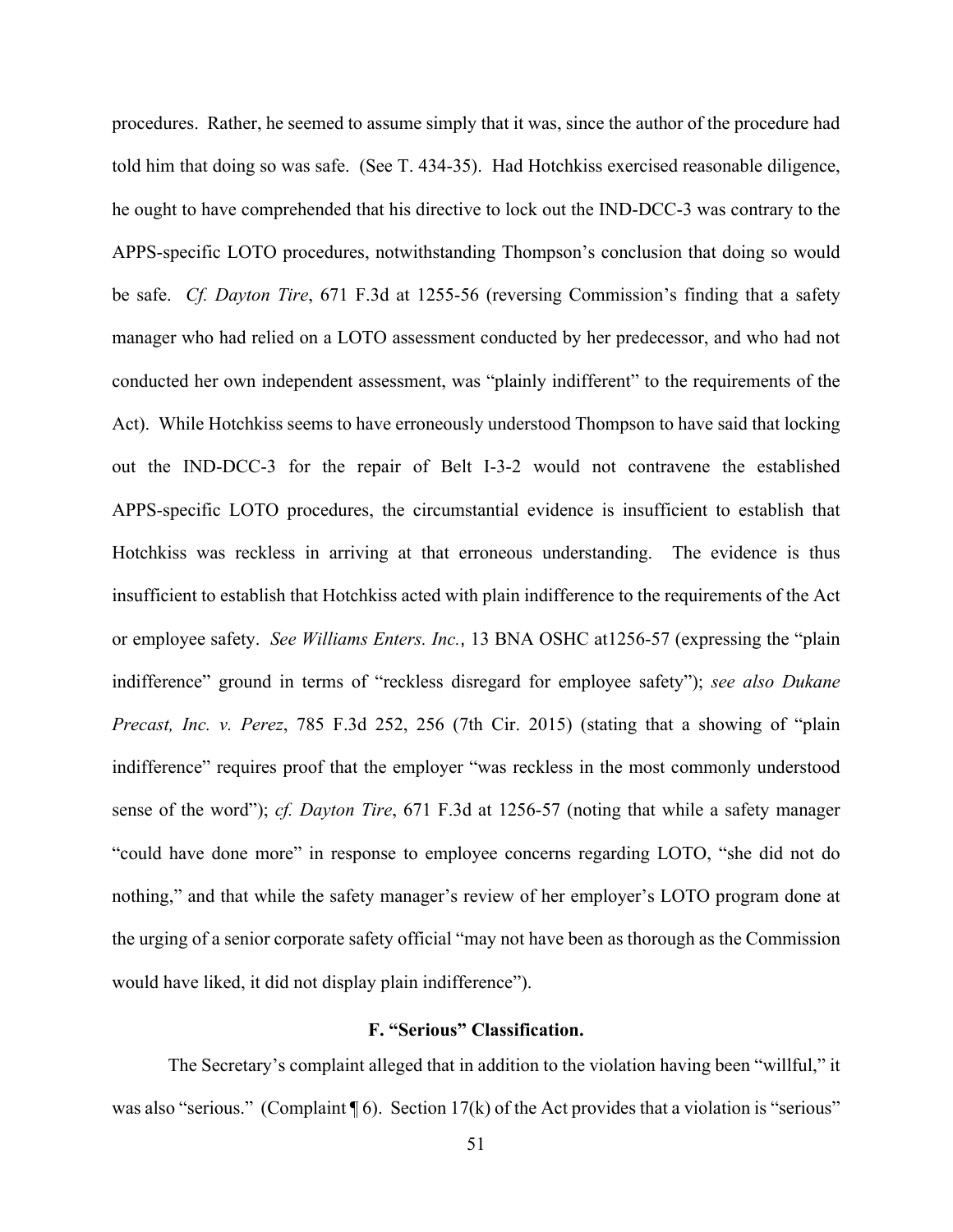procedures. Rather, he seemed to assume simply that it was, since the author of the procedure had told him that doing so was safe. (See T. 434-35). Had Hotchkiss exercised reasonable diligence, he ought to have comprehended that his directive to lock out the IND-DCC-3 was contrary to the APPS-specific LOTO procedures, notwithstanding Thompson's conclusion that doing so would be safe. *Cf. Dayton Tire*, 671 F.3d at 1255-56 (reversing Commission's finding that a safety manager who had relied on a LOTO assessment conducted by her predecessor, and who had not conducted her own independent assessment, was "plainly indifferent" to the requirements of the Act). While Hotchkiss seems to have erroneously understood Thompson to have said that locking out the IND-DCC-3 for the repair of Belt I-3-2 would not contravene the established APPS-specific LOTO procedures, the circumstantial evidence is insufficient to establish that Hotchkiss was reckless in arriving at that erroneous understanding. The evidence is thus insufficient to establish that Hotchkiss acted with plain indifference to the requirements of the Act or employee safety. *See Williams Enters. Inc.*, 13 BNA OSHC at1256-57 (expressing the "plain indifference" ground in terms of "reckless disregard for employee safety"); *see also Dukane Precast, Inc. v. Perez*, 785 F.3d 252, 256 (7th Cir. 2015) (stating that a showing of "plain indifference" requires proof that the employer "was reckless in the most commonly understood sense of the word"); *cf. Dayton Tire*, 671 F.3d at 1256-57 (noting that while a safety manager "could have done more" in response to employee concerns regarding LOTO, "she did not do nothing," and that while the safety manager's review of her employer's LOTO program done at the urging of a senior corporate safety official "may not have been as thorough as the Commission would have liked, it did not display plain indifference").

### F. "Serious" Classification.

The Secretary's complaint alleged that in addition to the violation having been "willful," it was also "serious." (Complaint ¶ 6). Section 17(k) of the Act provides that a violation is "serious"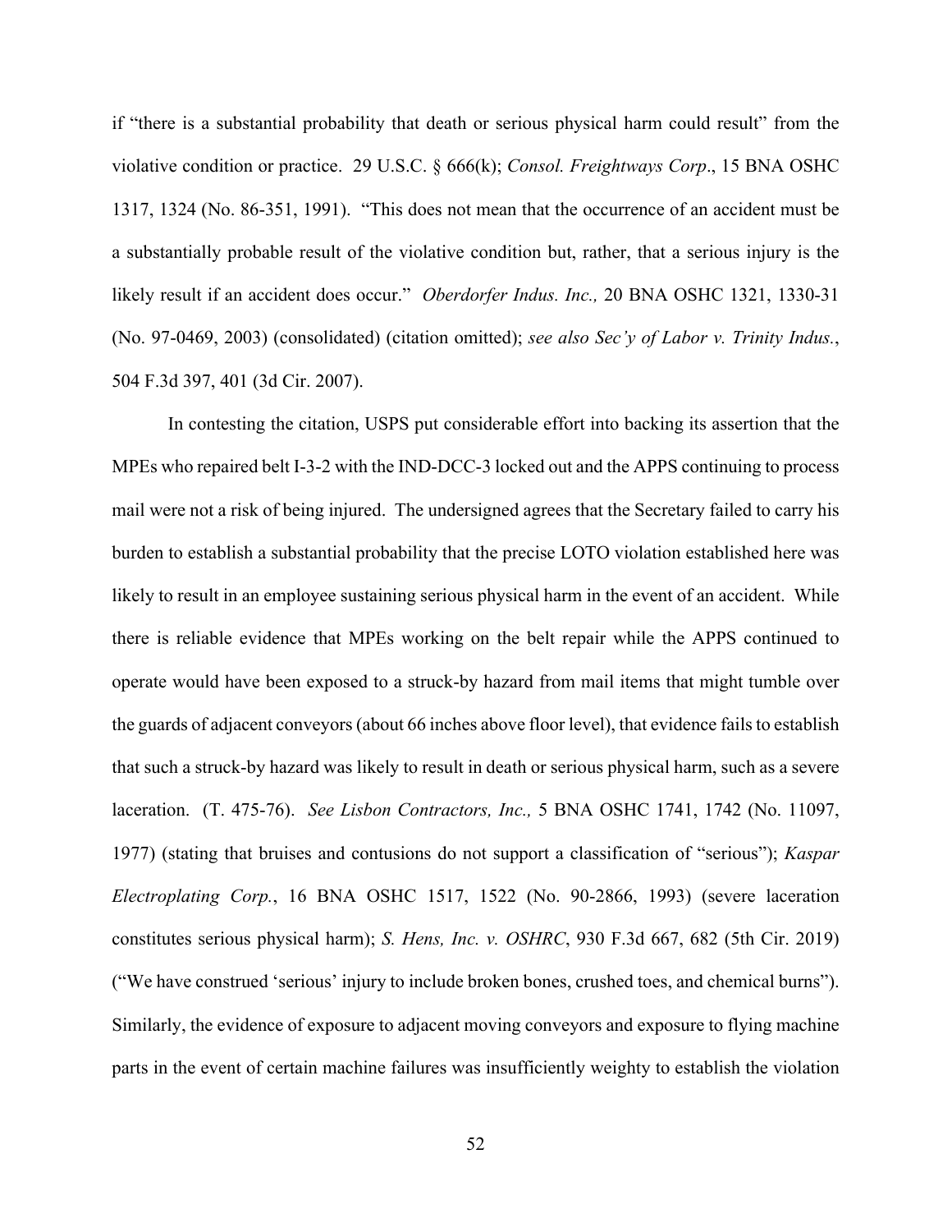if "there is a substantial probability that death or serious physical harm could result" from the violative condition or practice. 29 U.S.C. § 666(k); *Consol. Freightways Corp*., 15 BNA OSHC 1317, 1324 (No. 86-351, 1991). "This does not mean that the occurrence of an accident must be a substantially probable result of the violative condition but, rather, that a serious injury is the likely result if an accident does occur." *Oberdorfer Indus. Inc.,* 20 BNA OSHC 1321, 1330-31 (No. 97-0469, 2003) (consolidated) (citation omitted); *see also Sec'y of Labor v. Trinity Indus.*, 504 F.3d 397, 401 (3d Cir. 2007).

In contesting the citation, USPS put considerable effort into backing its assertion that the MPEs who repaired belt I-3-2 with the IND-DCC-3 locked out and the APPS continuing to process mail were not a risk of being injured. The undersigned agrees that the Secretary failed to carry his burden to establish a substantial probability that the precise LOTO violation established here was likely to result in an employee sustaining serious physical harm in the event of an accident. While there is reliable evidence that MPEs working on the belt repair while the APPS continued to operate would have been exposed to a struck-by hazard from mail items that might tumble over the guards of adjacent conveyors (about 66 inches above floor level), that evidence fails to establish that such a struck-by hazard was likely to result in death or serious physical harm, such as a severe laceration. (T. 475-76). *See Lisbon Contractors, Inc.,* 5 BNA OSHC 1741, 1742 (No. 11097, 1977) (stating that bruises and contusions do not support a classification of "serious"); *Kaspar Electroplating Corp.*, 16 BNA OSHC 1517, 1522 (No. 90-2866, 1993) (severe laceration constitutes serious physical harm); *S. Hens, Inc. v. OSHRC*, 930 F.3d 667, 682 (5th Cir. 2019) ("We have construed 'serious' injury to include broken bones, crushed toes, and chemical burns"). Similarly, the evidence of exposure to adjacent moving conveyors and exposure to flying machine parts in the event of certain machine failures was insufficiently weighty to establish the violation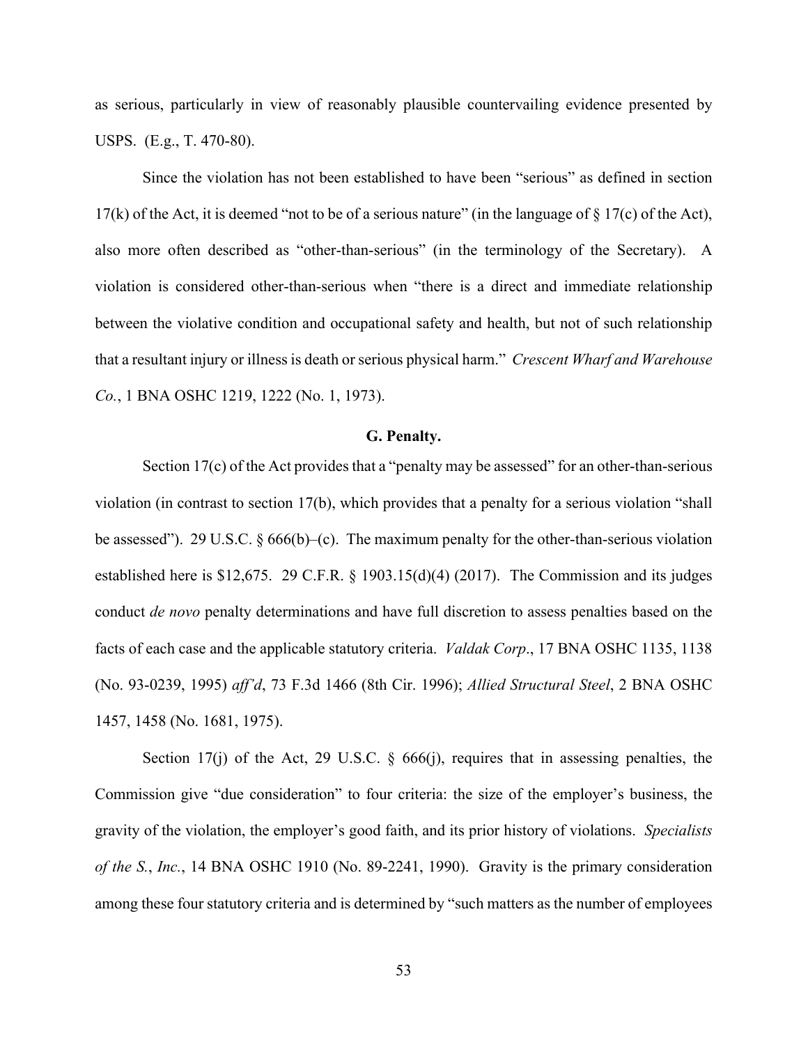as serious, particularly in view of reasonably plausible countervailing evidence presented by USPS. (E.g., T. 470-80).

Since the violation has not been established to have been "serious" as defined in section 17(k) of the Act, it is deemed "not to be of a serious nature" (in the language of § 17(c) of the Act), also more often described as "other-than-serious" (in the terminology of the Secretary). A violation is considered other-than-serious when "there is a direct and immediate relationship between the violative condition and occupational safety and health, but not of such relationship that a resultant injury or illness is death or serious physical harm." *Crescent Wharf and Warehouse Co.*, 1 BNA OSHC 1219, 1222 (No. 1, 1973).

### G. Penalty.

Section 17(c) of the Act provides that a "penalty may be assessed" for an other-than-serious violation (in contrast to section 17(b), which provides that a penalty for a serious violation "shall be assessed"). 29 U.S.C. § 666(b)–(c). The maximum penalty for the other-than-serious violation established here is $12,675. 29 C.F.R. § 1903.15(d)(4) (2017). The Commission and its judges conduct *de novo* penalty determinations and have full discretion to assess penalties based on the facts of each case and the applicable statutory criteria. *Valdak Corp*., 17 BNA OSHC 1135, 1138 (No. 93-0239, 1995) *aff'd*, 73 F.3d 1466 (8th Cir. 1996); *Allied Structural Steel*, 2 BNA OSHC 1457, 1458 (No. 1681, 1975).

Section 17(j) of the Act, 29 U.S.C. § 666(j), requires that in assessing penalties, the Commission give "due consideration" to four criteria: the size of the employer's business, the gravity of the violation, the employer's good faith, and its prior history of violations. *Specialists of the S.*, *Inc.*, 14 BNA OSHC 1910 (No. 89-2241, 1990). Gravity is the primary consideration among these four statutory criteria and is determined by "such matters as the number of employees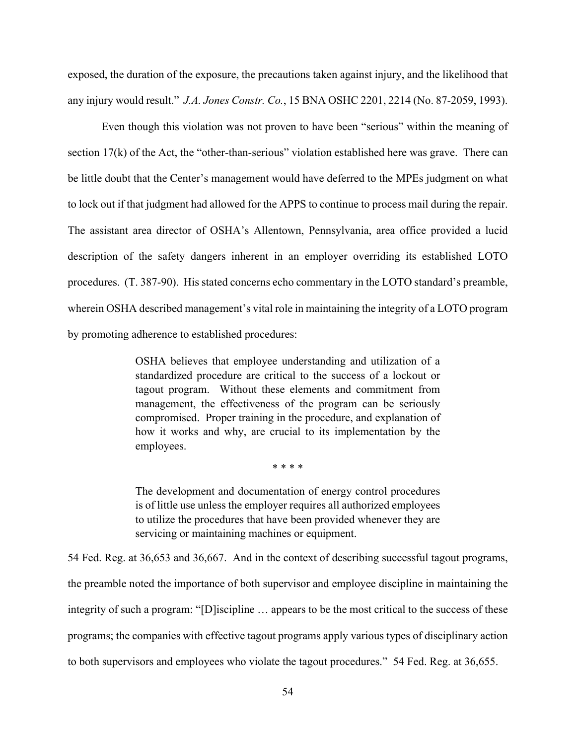exposed, the duration of the exposure, the precautions taken against injury, and the likelihood that any injury would result." *J.A. Jones Constr. Co.*, 15 BNA OSHC 2201, 2214 (No. 87-2059, 1993).

Even though this violation was not proven to have been "serious" within the meaning of section 17(k) of the Act, the "other-than-serious" violation established here was grave. There can be little doubt that the Center's management would have deferred to the MPEs judgment on what to lock out if that judgment had allowed for the APPS to continue to process mail during the repair. The assistant area director of OSHA's Allentown, Pennsylvania, area office provided a lucid description of the safety dangers inherent in an employer overriding its established LOTO procedures. (T. 387-90). His stated concerns echo commentary in the LOTO standard's preamble, wherein OSHA described management's vital role in maintaining the integrity of a LOTO program by promoting adherence to established procedures:

> OSHA believes that employee understanding and utilization of a standardized procedure are critical to the success of a lockout or tagout program. Without these elements and commitment from management, the effectiveness of the program can be seriously compromised. Proper training in the procedure, and explanation of how it works and why, are crucial to its implementation by the employees.
>
> \* \* \* \*
>
> The development and documentation of energy control procedures is of little use unless the employer requires all authorized employees to utilize the procedures that have been provided whenever they are servicing or maintaining machines or equipment.

54 Fed. Reg. at 36,653 and 36,667. And in the context of describing successful tagout programs, the preamble noted the importance of both supervisor and employee discipline in maintaining the integrity of such a program: "[D]iscipline … appears to be the most critical to the success of these programs; the companies with effective tagout programs apply various types of disciplinary action to both supervisors and employees who violate the tagout procedures." 54 Fed. Reg. at 36,655.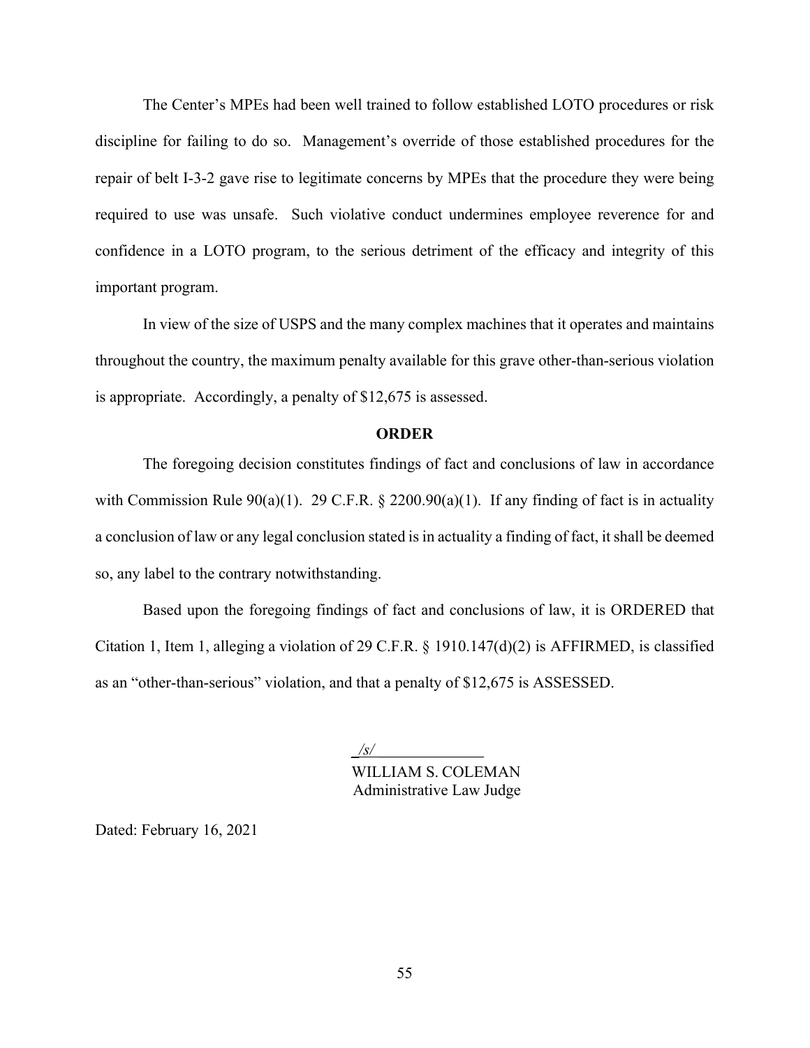The Center's MPEs had been well trained to follow established LOTO procedures or risk discipline for failing to do so. Management's override of those established procedures for the repair of belt I-3-2 gave rise to legitimate concerns by MPEs that the procedure they were being required to use was unsafe. Such violative conduct undermines employee reverence for and confidence in a LOTO program, to the serious detriment of the efficacy and integrity of this important program.

In view of the size of USPS and the many complex machines that it operates and maintains throughout the country, the maximum penalty available for this grave other-than-serious violation is appropriate. Accordingly, a penalty of $12,675 is assessed.

**ORDER**

The foregoing decision constitutes findings of fact and conclusions of law in accordance with Commission Rule 90(a)(1). 29 C.F.R. § 2200.90(a)(1). If any finding of fact is in actuality a conclusion of law or any legal conclusion stated is in actuality a finding of fact, it shall be deemed so, any label to the contrary notwithstanding.

Based upon the foregoing findings of fact and conclusions of law, it is ORDERED that Citation 1, Item 1, alleging a violation of 29 C.F.R. § 1910.147(d)(2) is AFFIRMED, is classified as an "other-than-serious" violation, and that a penalty of $12,675 is ASSESSED.

*/s/*
WILLIAM S. COLEMAN
Administrative Law Judge

Dated: February 16, 2021